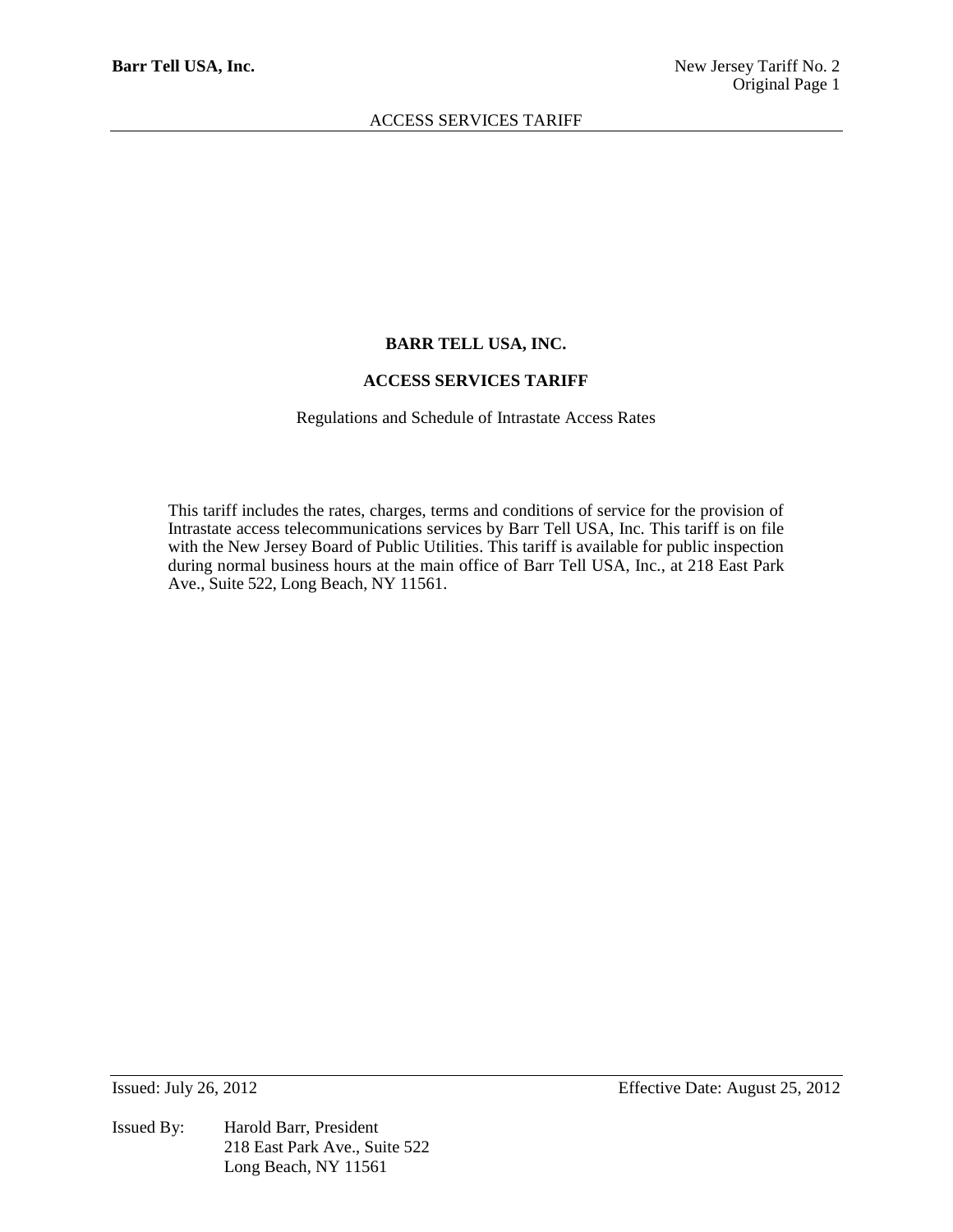# BARR TELL USA, INC.

## ACCESS SERVICES TARIFF

Regulations and Schedule of Intrastate Access Rates

This tariff includes the rates, charges, terms and conditions of service for the provision of Intrastate access telecommunications services by Barr Tell USA, Inc. This tariff is on file with the New Jersey Board of Public Utilities. This tariff is available for public inspection during normal business hours at the main office of Barr Tell USA, Inc., at 218 East Park Ave., Suite 522, Long Beach, NY 11561.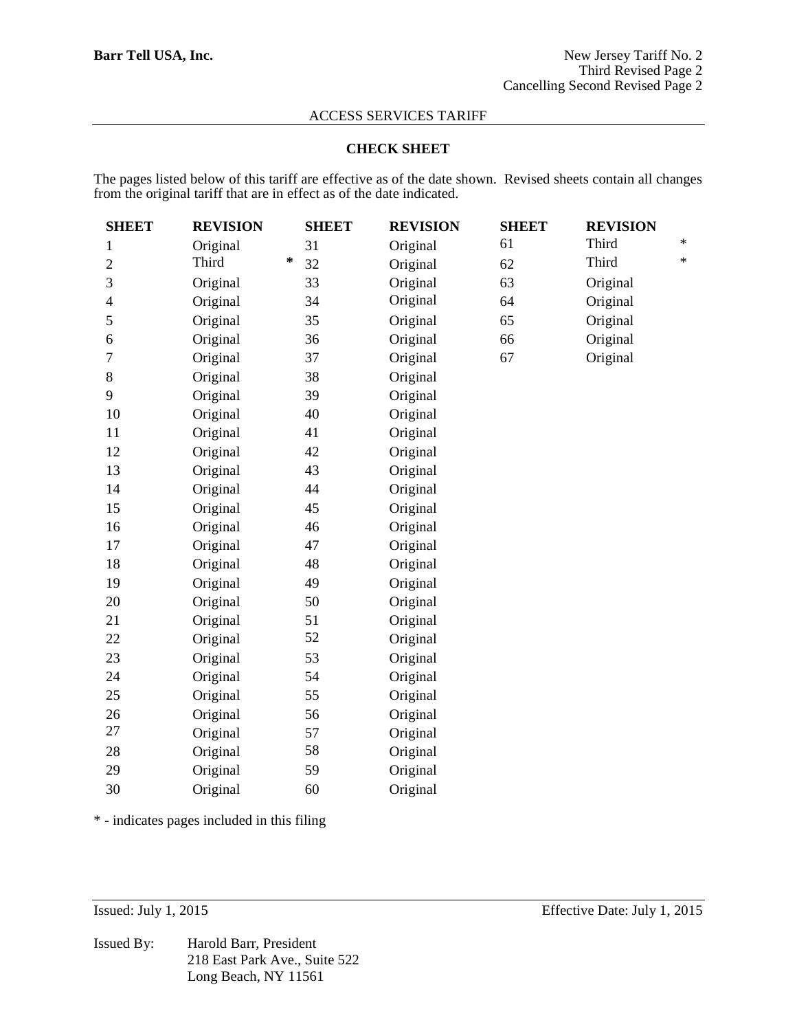**Barr Tell USA, Inc.**

New Jersey Tariff No. 2
Third Revised Page 2
Cancelling Second Revised Page 2

ACCESS SERVICES TARIFF

**CHECK SHEET**

The pages listed below of this tariff are effective as of the date shown. Revised sheets contain all changes from the original tariff that are in effect as of the date indicated.

| SHEET | REVISION | | SHEET | REVISION | SHEET | REVISION | |
|---|---|---|---|---|---|---|---|
| 1 | Original | | 31 | Original | 61 | Third | * |
| 2 | Third | * | 32 | Original | 62 | Third | * |
| 3 | Original | | 33 | Original | 63 | Original | |
| 4 | Original | | 34 | Original | 64 | Original | |
| 5 | Original | | 35 | Original | 65 | Original | |
| 6 | Original | | 36 | Original | 66 | Original | |
| 7 | Original | | 37 | Original | 67 | Original | |
| 8 | Original | | 38 | Original | | | |
| 9 | Original | | 39 | Original | | | |
| 10 | Original | | 40 | Original | | | |
| 11 | Original | | 41 | Original | | | |
| 12 | Original | | 42 | Original | | | |
| 13 | Original | | 43 | Original | | | |
| 14 | Original | | 44 | Original | | | |
| 15 | Original | | 45 | Original | | | |
| 16 | Original | | 46 | Original | | | |
| 17 | Original | | 47 | Original | | | |
| 18 | Original | | 48 | Original | | | |
| 19 | Original | | 49 | Original | | | |
| 20 | Original | | 50 | Original | | | |
| 21 | Original | | 51 | Original | | | |
| 22 | Original | | 52 | Original | | | |
| 23 | Original | | 53 | Original | | | |
| 24 | Original | | 54 | Original | | | |
| 25 | Original | | 55 | Original | | | |
| 26 | Original | | 56 | Original | | | |
| 27 | Original | | 57 | Original | | | |
| 28 | Original | | 58 | Original | | | |
| 29 | Original | | 59 | Original | | | |
| 30 | Original | | 60 | Original | | | |

* - indicates pages included in this filing

Issued: July 1, 2015

Effective Date: July 1, 2015

Issued By: Harold Barr, President
218 East Park Ave., Suite 522
Long Beach, NY 11561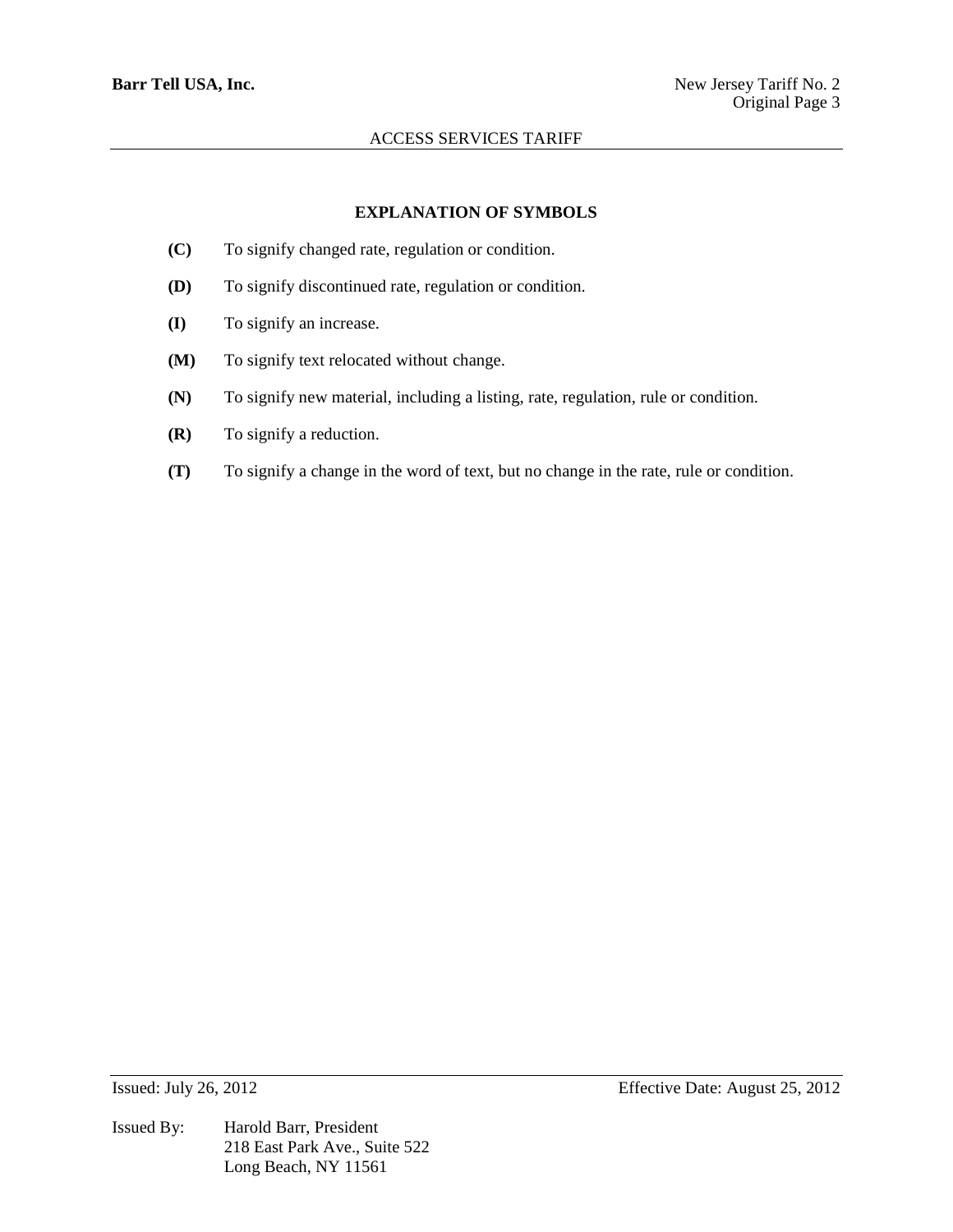## EXPLANATION OF SYMBOLS

**(C)** To signify changed rate, regulation or condition.

**(D)** To signify discontinued rate, regulation or condition.

**(I)** To signify an increase.

**(M)** To signify text relocated without change.

**(N)** To signify new material, including a listing, rate, regulation, rule or condition.

**(R)** To signify a reduction.

**(T)** To signify a change in the word of text, but no change in the rate, rule or condition.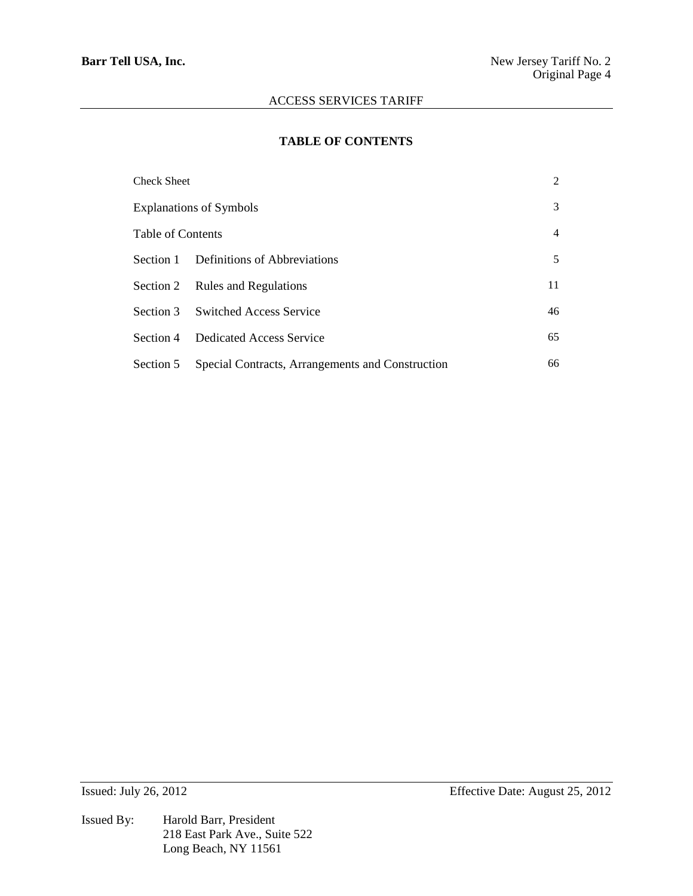# TABLE OF CONTENTS

| | | |
|---|---|---|
| Check Sheet | | 2 |
| Explanations of Symbols | | 3 |
| Table of Contents | | 4 |
| Section 1 | Definitions of Abbreviations | 5 |
| Section 2 | Rules and Regulations | 11 |
| Section 3 | Switched Access Service | 46 |
| Section 4 | Dedicated Access Service | 65 |
| Section 5 | Special Contracts, Arrangements and Construction | 66 |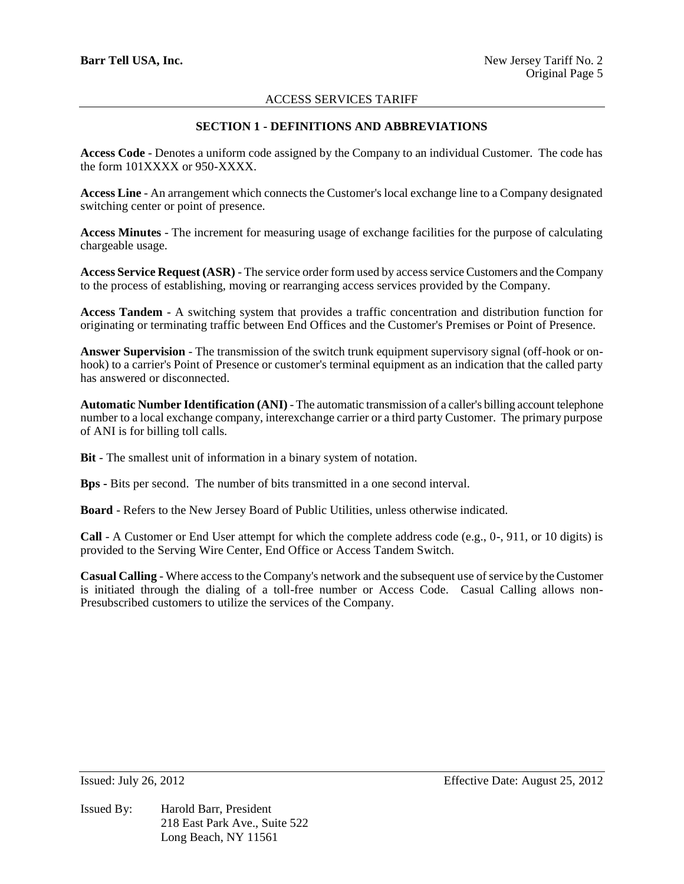## SECTION 1 - DEFINITIONS AND ABBREVIATIONS

**Access Code** - Denotes a uniform code assigned by the Company to an individual Customer. The code has the form 101XXXX or 950-XXXX.

**Access Line** - An arrangement which connects the Customer's local exchange line to a Company designated switching center or point of presence.

**Access Minutes** - The increment for measuring usage of exchange facilities for the purpose of calculating chargeable usage.

**Access Service Request (ASR)** - The service order form used by access service Customers and the Company to the process of establishing, moving or rearranging access services provided by the Company.

**Access Tandem** - A switching system that provides a traffic concentration and distribution function for originating or terminating traffic between End Offices and the Customer's Premises or Point of Presence.

**Answer Supervision** - The transmission of the switch trunk equipment supervisory signal (off-hook or on-hook) to a carrier's Point of Presence or customer's terminal equipment as an indication that the called party has answered or disconnected.

**Automatic Number Identification (ANI)** - The automatic transmission of a caller's billing account telephone number to a local exchange company, interexchange carrier or a third party Customer. The primary purpose of ANI is for billing toll calls.

**Bit** - The smallest unit of information in a binary system of notation.

**Bps -** Bits per second. The number of bits transmitted in a one second interval.

**Board** - Refers to the New Jersey Board of Public Utilities, unless otherwise indicated.

**Call** - A Customer or End User attempt for which the complete address code (e.g., 0-, 911, or 10 digits) is provided to the Serving Wire Center, End Office or Access Tandem Switch.

**Casual Calling** - Where access to the Company's network and the subsequent use of service by the Customer is initiated through the dialing of a toll-free number or Access Code. Casual Calling allows non-Presubscribed customers to utilize the services of the Company.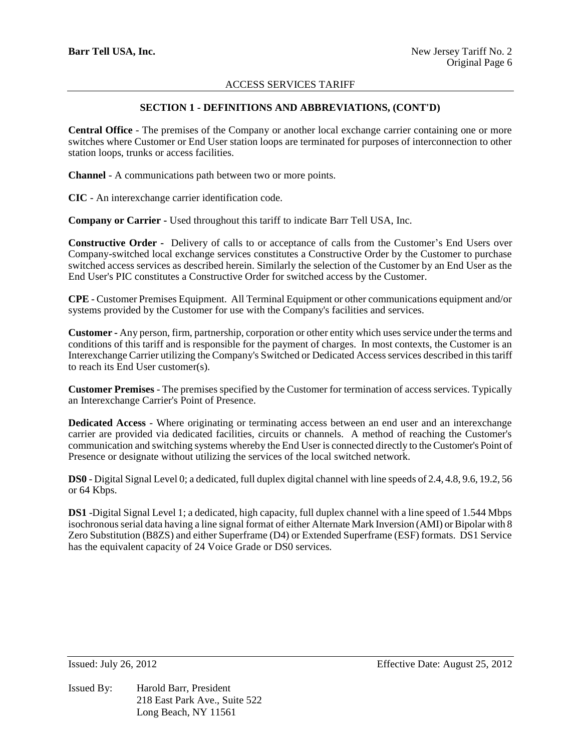## SECTION 1 - DEFINITIONS AND ABBREVIATIONS, (CONT'D)

**Central Office** - The premises of the Company or another local exchange carrier containing one or more switches where Customer or End User station loops are terminated for purposes of interconnection to other station loops, trunks or access facilities.

**Channel** - A communications path between two or more points.

**CIC** - An interexchange carrier identification code.

**Company or Carrier** - Used throughout this tariff to indicate Barr Tell USA, Inc.

**Constructive Order** - Delivery of calls to or acceptance of calls from the Customer's End Users over Company-switched local exchange services constitutes a Constructive Order by the Customer to purchase switched access services as described herein. Similarly the selection of the Customer by an End User as the End User's PIC constitutes a Constructive Order for switched access by the Customer.

**CPE** - Customer Premises Equipment. All Terminal Equipment or other communications equipment and/or systems provided by the Customer for use with the Company's facilities and services.

**Customer** - Any person, firm, partnership, corporation or other entity which uses service under the terms and conditions of this tariff and is responsible for the payment of charges. In most contexts, the Customer is an Interexchange Carrier utilizing the Company's Switched or Dedicated Access services described in this tariff to reach its End User customer(s).

**Customer Premises** - The premises specified by the Customer for termination of access services. Typically an Interexchange Carrier's Point of Presence.

**Dedicated Access** - Where originating or terminating access between an end user and an interexchange carrier are provided via dedicated facilities, circuits or channels. A method of reaching the Customer's communication and switching systems whereby the End User is connected directly to the Customer's Point of Presence or designate without utilizing the services of the local switched network.

**DS0** - Digital Signal Level 0; a dedicated, full duplex digital channel with line speeds of 2.4, 4.8, 9.6, 19.2, 56 or 64 Kbps.

**DS1** -Digital Signal Level 1; a dedicated, high capacity, full duplex channel with a line speed of 1.544 Mbps isochronous serial data having a line signal format of either Alternate Mark Inversion (AMI) or Bipolar with 8 Zero Substitution (B8ZS) and either Superframe (D4) or Extended Superframe (ESF) formats. DS1 Service has the equivalent capacity of 24 Voice Grade or DS0 services.

Issued: July 26, 2012 Effective Date: August 25, 2012

Issued By: Harold Barr, President
218 East Park Ave., Suite 522
Long Beach, NY 11561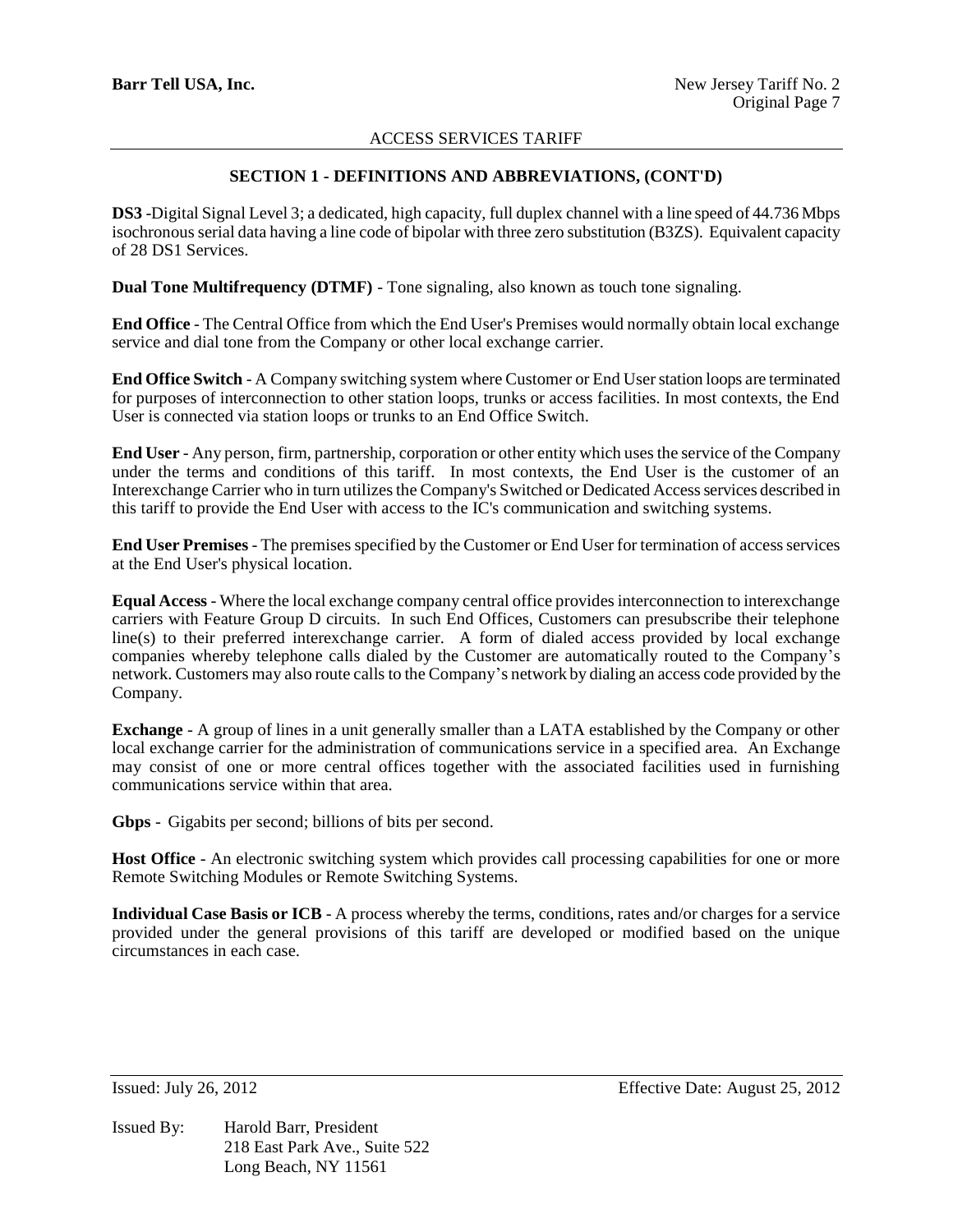## SECTION 1 - DEFINITIONS AND ABBREVIATIONS, (CONT'D)

**DS3** -Digital Signal Level 3; a dedicated, high capacity, full duplex channel with a line speed of 44.736 Mbps isochronous serial data having a line code of bipolar with three zero substitution (B3ZS). Equivalent capacity of 28 DS1 Services.

**Dual Tone Multifrequency (DTMF)** - Tone signaling, also known as touch tone signaling.

**End Office** - The Central Office from which the End User's Premises would normally obtain local exchange service and dial tone from the Company or other local exchange carrier.

**End Office Switch** - A Company switching system where Customer or End User station loops are terminated for purposes of interconnection to other station loops, trunks or access facilities. In most contexts, the End User is connected via station loops or trunks to an End Office Switch.

**End User** - Any person, firm, partnership, corporation or other entity which uses the service of the Company under the terms and conditions of this tariff. In most contexts, the End User is the customer of an Interexchange Carrier who in turn utilizes the Company's Switched or Dedicated Access services described in this tariff to provide the End User with access to the IC's communication and switching systems.

**End User Premises** - The premises specified by the Customer or End User for termination of access services at the End User's physical location.

**Equal Access** - Where the local exchange company central office provides interconnection to interexchange carriers with Feature Group D circuits. In such End Offices, Customers can presubscribe their telephone line(s) to their preferred interexchange carrier. A form of dialed access provided by local exchange companies whereby telephone calls dialed by the Customer are automatically routed to the Company's network. Customers may also route calls to the Company's network by dialing an access code provided by the Company.

**Exchange** - A group of lines in a unit generally smaller than a LATA established by the Company or other local exchange carrier for the administration of communications service in a specified area. An Exchange may consist of one or more central offices together with the associated facilities used in furnishing communications service within that area.

**Gbps** - Gigabits per second; billions of bits per second.

**Host Office** - An electronic switching system which provides call processing capabilities for one or more Remote Switching Modules or Remote Switching Systems.

**Individual Case Basis or ICB** - A process whereby the terms, conditions, rates and/or charges for a service provided under the general provisions of this tariff are developed or modified based on the unique circumstances in each case.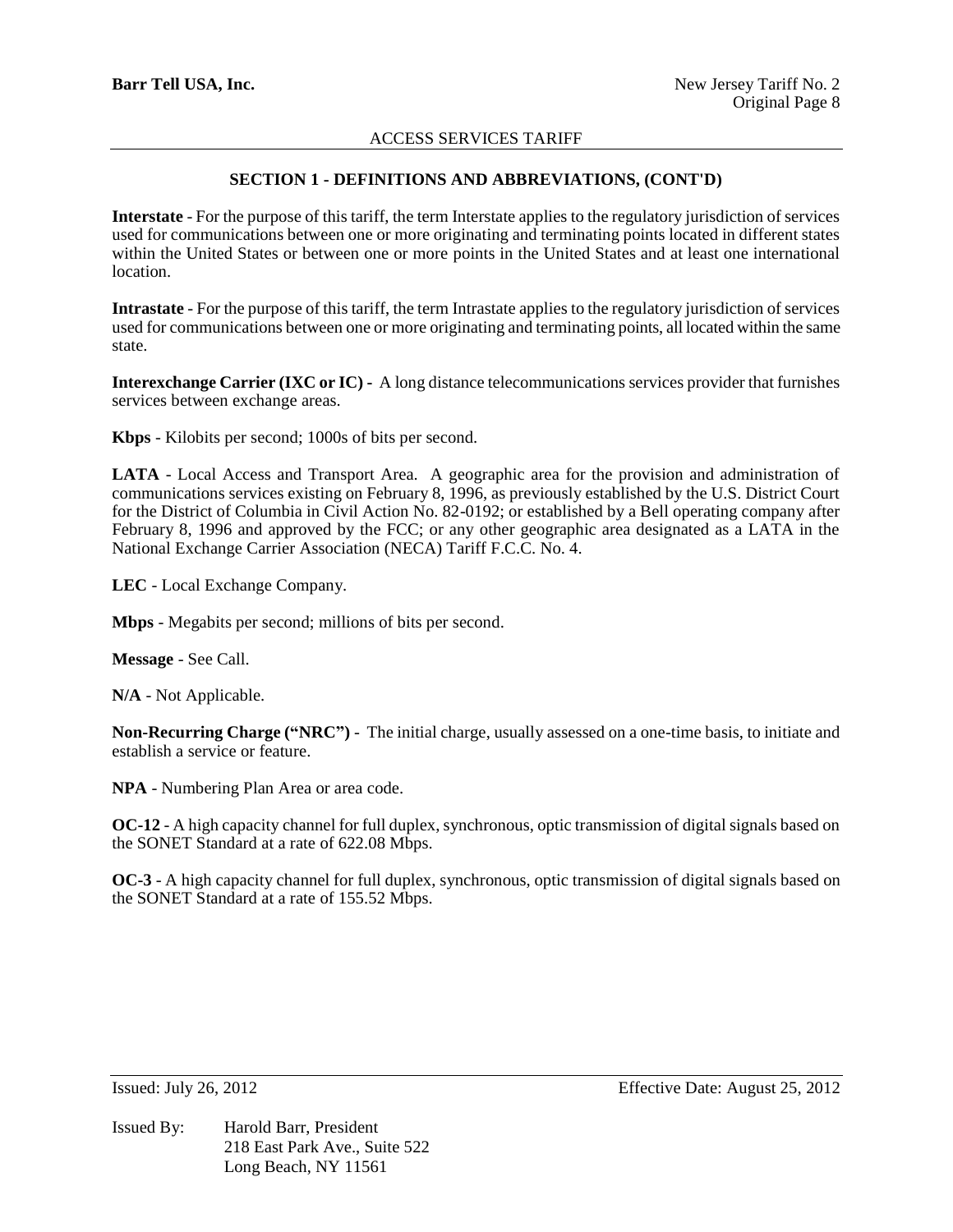## SECTION 1 - DEFINITIONS AND ABBREVIATIONS, (CONT'D)

**Interstate** - For the purpose of this tariff, the term Interstate applies to the regulatory jurisdiction of services used for communications between one or more originating and terminating points located in different states within the United States or between one or more points in the United States and at least one international location.

**Intrastate** - For the purpose of this tariff, the term Intrastate applies to the regulatory jurisdiction of services used for communications between one or more originating and terminating points, all located within the same state.

**Interexchange Carrier (IXC or IC)** - A long distance telecommunications services provider that furnishes services between exchange areas.

**Kbps** - Kilobits per second; 1000s of bits per second.

**LATA** - Local Access and Transport Area. A geographic area for the provision and administration of communications services existing on February 8, 1996, as previously established by the U.S. District Court for the District of Columbia in Civil Action No. 82-0192; or established by a Bell operating company after February 8, 1996 and approved by the FCC; or any other geographic area designated as a LATA in the National Exchange Carrier Association (NECA) Tariff F.C.C. No. 4.

**LEC** - Local Exchange Company.

**Mbps** - Megabits per second; millions of bits per second.

**Message** - See Call.

**N/A** - Not Applicable.

**Non-Recurring Charge ("NRC")** - The initial charge, usually assessed on a one-time basis, to initiate and establish a service or feature.

**NPA** - Numbering Plan Area or area code.

**OC-12** - A high capacity channel for full duplex, synchronous, optic transmission of digital signals based on the SONET Standard at a rate of 622.08 Mbps.

**OC-3** - A high capacity channel for full duplex, synchronous, optic transmission of digital signals based on the SONET Standard at a rate of 155.52 Mbps.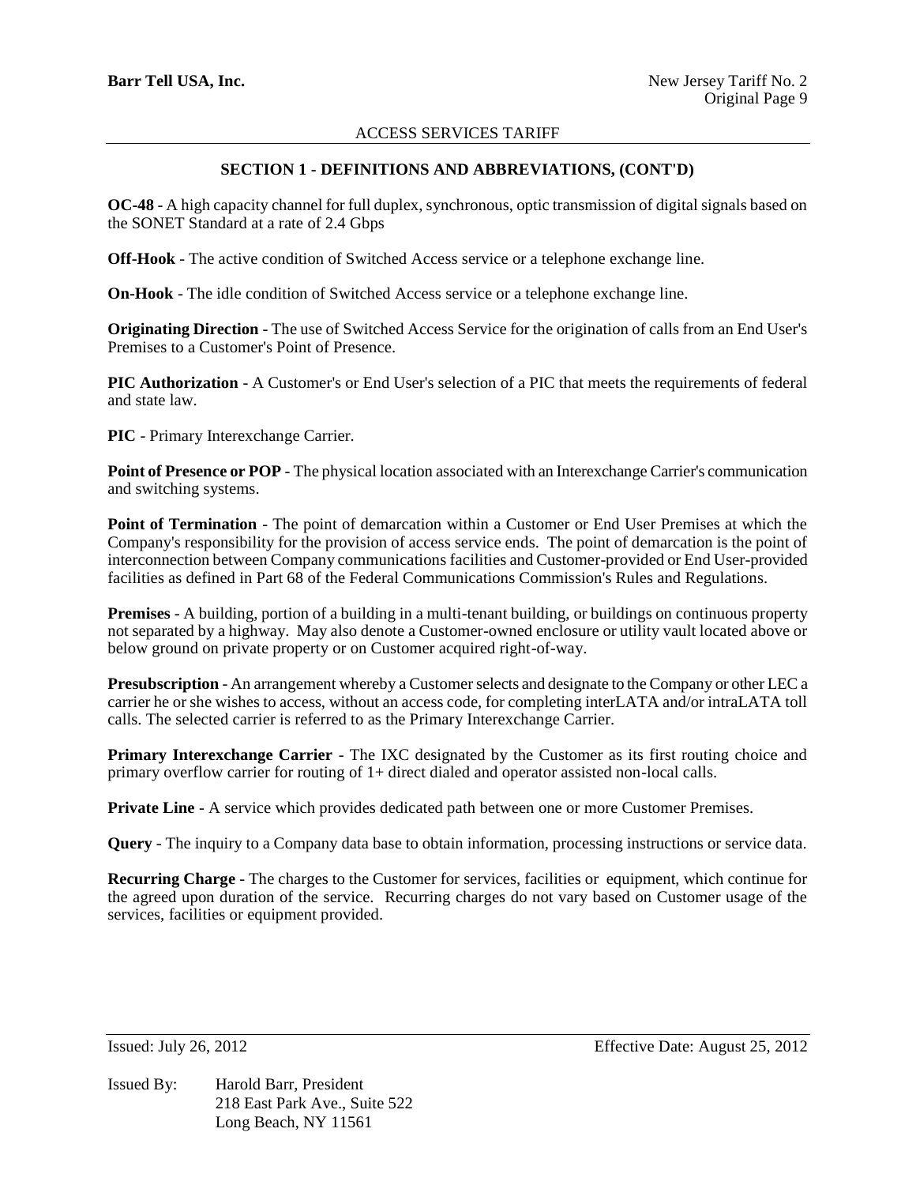## SECTION 1 - DEFINITIONS AND ABBREVIATIONS, (CONT'D)

**OC-48** - A high capacity channel for full duplex, synchronous, optic transmission of digital signals based on the SONET Standard at a rate of 2.4 Gbps

**Off-Hook** - The active condition of Switched Access service or a telephone exchange line.

**On-Hook** - The idle condition of Switched Access service or a telephone exchange line.

**Originating Direction** - The use of Switched Access Service for the origination of calls from an End User's Premises to a Customer's Point of Presence.

**PIC Authorization** - A Customer's or End User's selection of a PIC that meets the requirements of federal and state law.

**PIC** - Primary Interexchange Carrier.

**Point of Presence or POP** - The physical location associated with an Interexchange Carrier's communication and switching systems.

**Point of Termination** - The point of demarcation within a Customer or End User Premises at which the Company's responsibility for the provision of access service ends. The point of demarcation is the point of interconnection between Company communications facilities and Customer-provided or End User-provided facilities as defined in Part 68 of the Federal Communications Commission's Rules and Regulations.

**Premises** - A building, portion of a building in a multi-tenant building, or buildings on continuous property not separated by a highway. May also denote a Customer-owned enclosure or utility vault located above or below ground on private property or on Customer acquired right-of-way.

**Presubscription** - An arrangement whereby a Customer selects and designate to the Company or other LEC a carrier he or she wishes to access, without an access code, for completing interLATA and/or intraLATA toll calls. The selected carrier is referred to as the Primary Interexchange Carrier.

**Primary Interexchange Carrier** - The IXC designated by the Customer as its first routing choice and primary overflow carrier for routing of 1+ direct dialed and operator assisted non-local calls.

**Private Line** - A service which provides dedicated path between one or more Customer Premises.

**Query** - The inquiry to a Company data base to obtain information, processing instructions or service data.

**Recurring Charge** - The charges to the Customer for services, facilities or equipment, which continue for the agreed upon duration of the service. Recurring charges do not vary based on Customer usage of the services, facilities or equipment provided.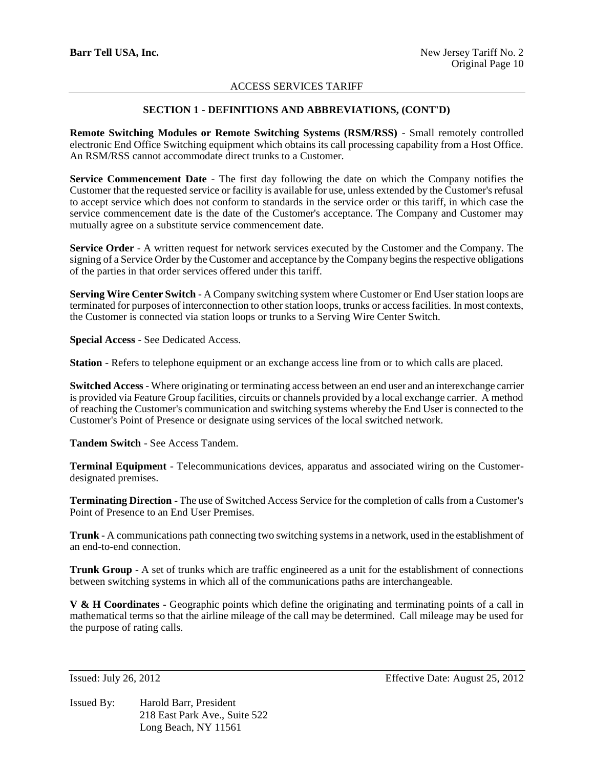## SECTION 1 - DEFINITIONS AND ABBREVIATIONS, (CONT'D)

**Remote Switching Modules or Remote Switching Systems (RSM/RSS)** - Small remotely controlled electronic End Office Switching equipment which obtains its call processing capability from a Host Office. An RSM/RSS cannot accommodate direct trunks to a Customer.

**Service Commencement Date** - The first day following the date on which the Company notifies the Customer that the requested service or facility is available for use, unless extended by the Customer's refusal to accept service which does not conform to standards in the service order or this tariff, in which case the service commencement date is the date of the Customer's acceptance. The Company and Customer may mutually agree on a substitute service commencement date.

**Service Order** - A written request for network services executed by the Customer and the Company. The signing of a Service Order by the Customer and acceptance by the Company begins the respective obligations of the parties in that order services offered under this tariff.

**Serving Wire Center Switch** - A Company switching system where Customer or End User station loops are terminated for purposes of interconnection to other station loops, trunks or access facilities. In most contexts, the Customer is connected via station loops or trunks to a Serving Wire Center Switch.

**Special Access** - See Dedicated Access.

**Station** - Refers to telephone equipment or an exchange access line from or to which calls are placed.

**Switched Access** - Where originating or terminating access between an end user and an interexchange carrier is provided via Feature Group facilities, circuits or channels provided by a local exchange carrier. A method of reaching the Customer's communication and switching systems whereby the End User is connected to the Customer's Point of Presence or designate using services of the local switched network.

**Tandem Switch** - See Access Tandem.

**Terminal Equipment** - Telecommunications devices, apparatus and associated wiring on the Customer-designated premises.

**Terminating Direction** - The use of Switched Access Service for the completion of calls from a Customer's Point of Presence to an End User Premises.

**Trunk** - A communications path connecting two switching systems in a network, used in the establishment of an end-to-end connection.

**Trunk Group** - A set of trunks which are traffic engineered as a unit for the establishment of connections between switching systems in which all of the communications paths are interchangeable.

**V & H Coordinates** - Geographic points which define the originating and terminating points of a call in mathematical terms so that the airline mileage of the call may be determined. Call mileage may be used for the purpose of rating calls.

Issued: July 26, 2012 Effective Date: August 25, 2012

Issued By: Harold Barr, President
218 East Park Ave., Suite 522
Long Beach, NY 11561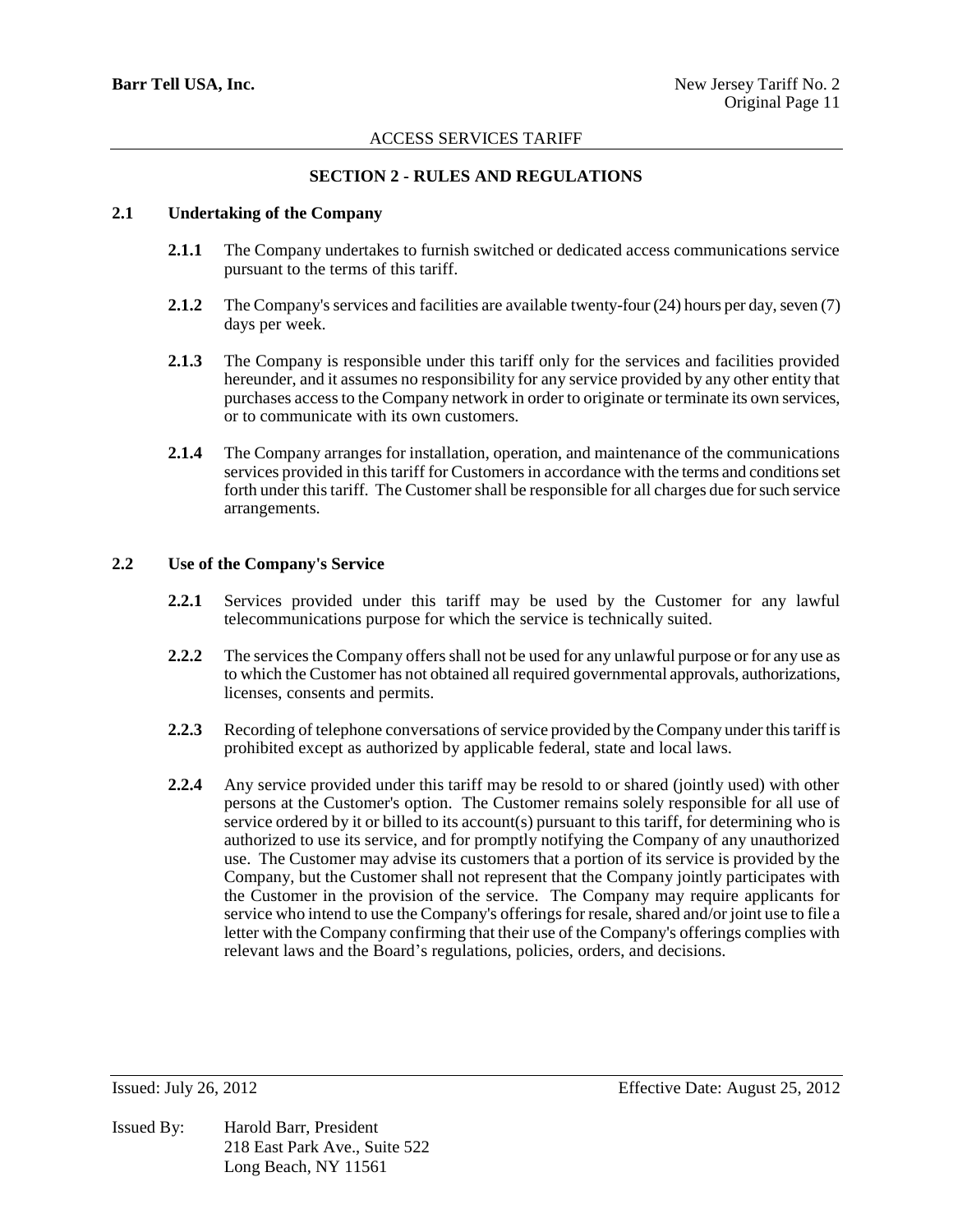## SECTION 2 - RULES AND REGULATIONS

### 2.1 Undertaking of the Company

**2.1.1** The Company undertakes to furnish switched or dedicated access communications service pursuant to the terms of this tariff.

**2.1.2** The Company's services and facilities are available twenty-four (24) hours per day, seven (7) days per week.

**2.1.3** The Company is responsible under this tariff only for the services and facilities provided hereunder, and it assumes no responsibility for any service provided by any other entity that purchases access to the Company network in order to originate or terminate its own services, or to communicate with its own customers.

**2.1.4** The Company arranges for installation, operation, and maintenance of the communications services provided in this tariff for Customers in accordance with the terms and conditions set forth under this tariff. The Customer shall be responsible for all charges due for such service arrangements.

### 2.2 Use of the Company's Service

**2.2.1** Services provided under this tariff may be used by the Customer for any lawful telecommunications purpose for which the service is technically suited.

**2.2.2** The services the Company offers shall not be used for any unlawful purpose or for any use as to which the Customer has not obtained all required governmental approvals, authorizations, licenses, consents and permits.

**2.2.3** Recording of telephone conversations of service provided by the Company under this tariff is prohibited except as authorized by applicable federal, state and local laws.

**2.2.4** Any service provided under this tariff may be resold to or shared (jointly used) with other persons at the Customer's option. The Customer remains solely responsible for all use of service ordered by it or billed to its account(s) pursuant to this tariff, for determining who is authorized to use its service, and for promptly notifying the Company of any unauthorized use. The Customer may advise its customers that a portion of its service is provided by the Company, but the Customer shall not represent that the Company jointly participates with the Customer in the provision of the service. The Company may require applicants for service who intend to use the Company's offerings for resale, shared and/or joint use to file a letter with the Company confirming that their use of the Company's offerings complies with relevant laws and the Board's regulations, policies, orders, and decisions.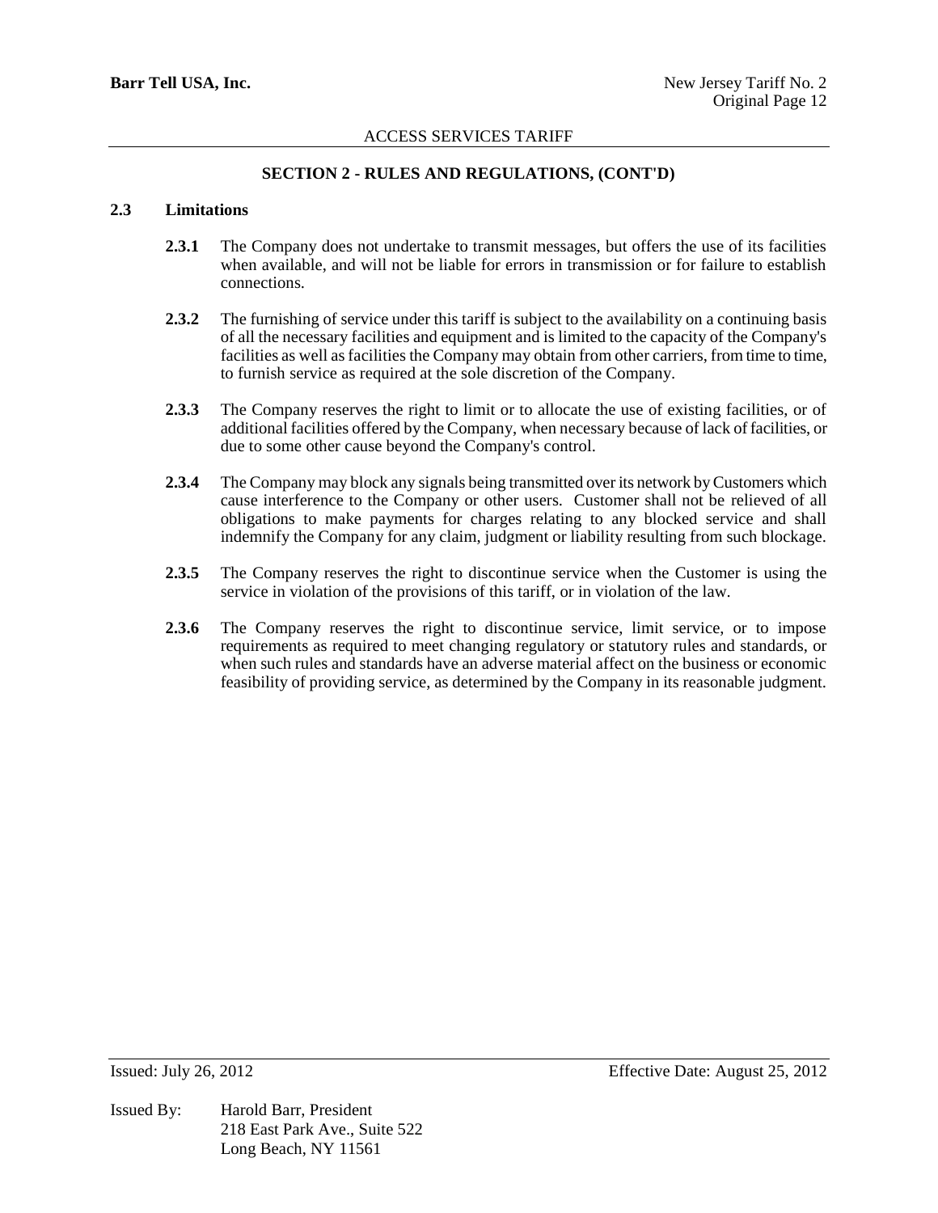## SECTION 2 - RULES AND REGULATIONS, (CONT'D)

### 2.3 Limitations

**2.3.1** The Company does not undertake to transmit messages, but offers the use of its facilities when available, and will not be liable for errors in transmission or for failure to establish connections.

**2.3.2** The furnishing of service under this tariff is subject to the availability on a continuing basis of all the necessary facilities and equipment and is limited to the capacity of the Company's facilities as well as facilities the Company may obtain from other carriers, from time to time, to furnish service as required at the sole discretion of the Company.

**2.3.3** The Company reserves the right to limit or to allocate the use of existing facilities, or of additional facilities offered by the Company, when necessary because of lack of facilities, or due to some other cause beyond the Company's control.

**2.3.4** The Company may block any signals being transmitted over its network by Customers which cause interference to the Company or other users. Customer shall not be relieved of all obligations to make payments for charges relating to any blocked service and shall indemnify the Company for any claim, judgment or liability resulting from such blockage.

**2.3.5** The Company reserves the right to discontinue service when the Customer is using the service in violation of the provisions of this tariff, or in violation of the law.

**2.3.6** The Company reserves the right to discontinue service, limit service, or to impose requirements as required to meet changing regulatory or statutory rules and standards, or when such rules and standards have an adverse material affect on the business or economic feasibility of providing service, as determined by the Company in its reasonable judgment.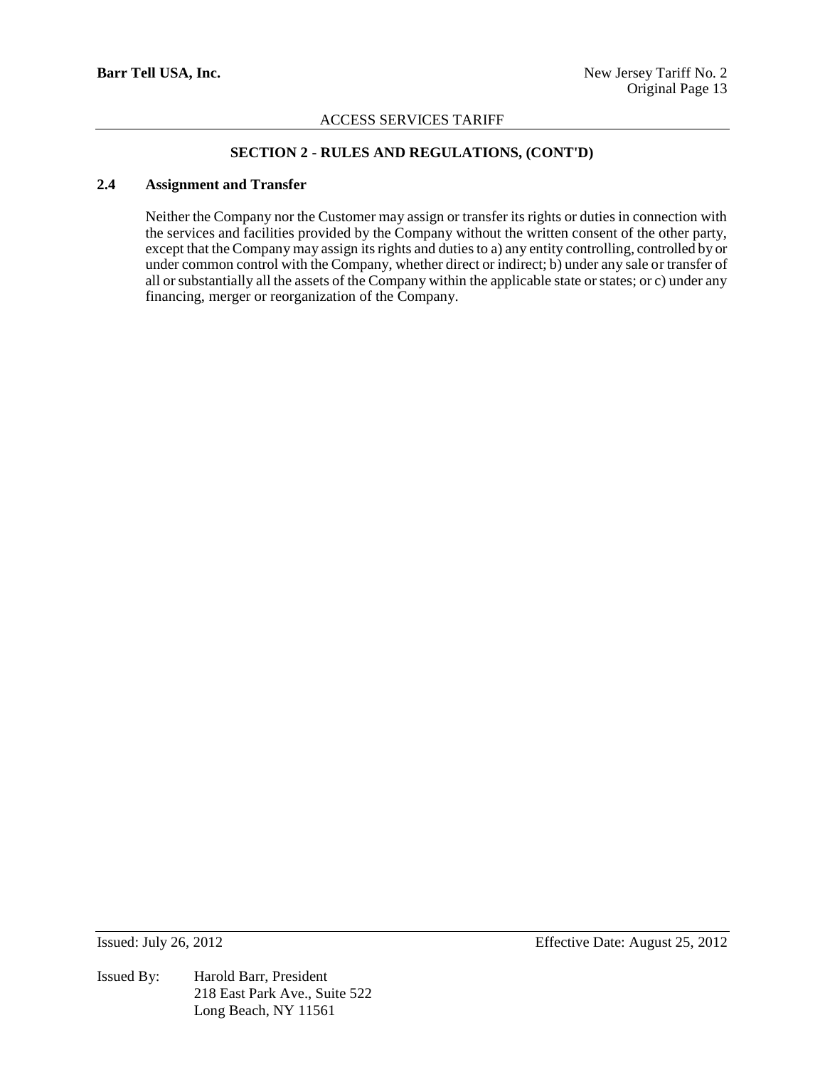## SECTION 2 - RULES AND REGULATIONS, (CONT'D)

### 2.4 Assignment and Transfer

Neither the Company nor the Customer may assign or transfer its rights or duties in connection with the services and facilities provided by the Company without the written consent of the other party, except that the Company may assign its rights and duties to a) any entity controlling, controlled by or under common control with the Company, whether direct or indirect; b) under any sale or transfer of all or substantially all the assets of the Company within the applicable state or states; or c) under any financing, merger or reorganization of the Company.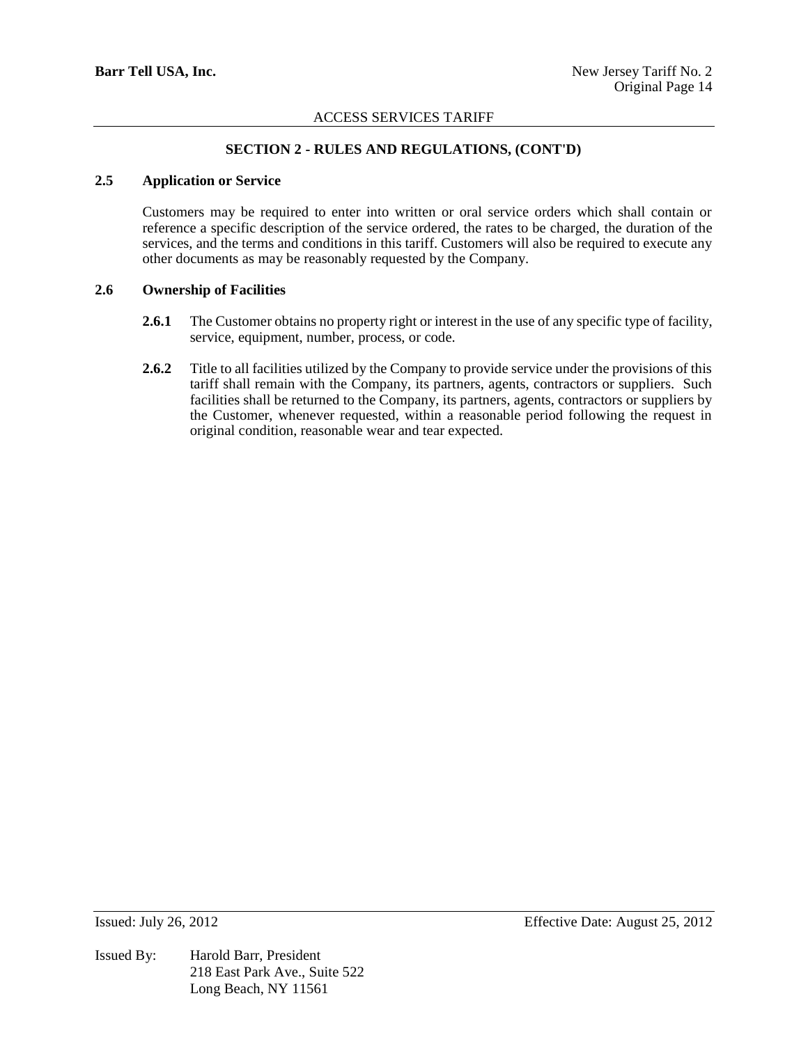## SECTION 2 - RULES AND REGULATIONS, (CONT'D)

### 2.5 Application or Service

Customers may be required to enter into written or oral service orders which shall contain or reference a specific description of the service ordered, the rates to be charged, the duration of the services, and the terms and conditions in this tariff. Customers will also be required to execute any other documents as may be reasonably requested by the Company.

### 2.6 Ownership of Facilities

**2.6.1** The Customer obtains no property right or interest in the use of any specific type of facility, service, equipment, number, process, or code.

**2.6.2** Title to all facilities utilized by the Company to provide service under the provisions of this tariff shall remain with the Company, its partners, agents, contractors or suppliers. Such facilities shall be returned to the Company, its partners, agents, contractors or suppliers by the Customer, whenever requested, within a reasonable period following the request in original condition, reasonable wear and tear expected.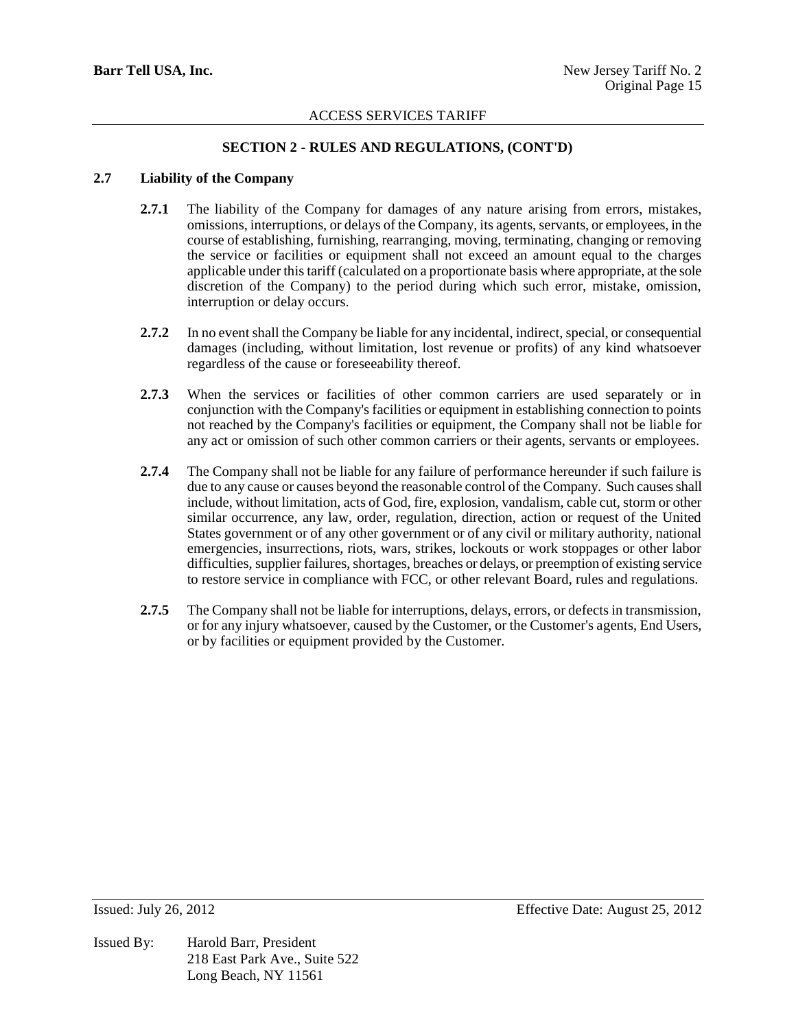## SECTION 2 - RULES AND REGULATIONS, (CONT'D)

### 2.7 Liability of the Company

**2.7.1** The liability of the Company for damages of any nature arising from errors, mistakes, omissions, interruptions, or delays of the Company, its agents, servants, or employees, in the course of establishing, furnishing, rearranging, moving, terminating, changing or removing the service or facilities or equipment shall not exceed an amount equal to the charges applicable under this tariff (calculated on a proportionate basis where appropriate, at the sole discretion of the Company) to the period during which such error, mistake, omission, interruption or delay occurs.

**2.7.2** In no event shall the Company be liable for any incidental, indirect, special, or consequential damages (including, without limitation, lost revenue or profits) of any kind whatsoever regardless of the cause or foreseeability thereof.

**2.7.3** When the services or facilities of other common carriers are used separately or in conjunction with the Company's facilities or equipment in establishing connection to points not reached by the Company's facilities or equipment, the Company shall not be liable for any act or omission of such other common carriers or their agents, servants or employees.

**2.7.4** The Company shall not be liable for any failure of performance hereunder if such failure is due to any cause or causes beyond the reasonable control of the Company. Such causes shall include, without limitation, acts of God, fire, explosion, vandalism, cable cut, storm or other similar occurrence, any law, order, regulation, direction, action or request of the United States government or of any other government or of any civil or military authority, national emergencies, insurrections, riots, wars, strikes, lockouts or work stoppages or other labor difficulties, supplier failures, shortages, breaches or delays, or preemption of existing service to restore service in compliance with FCC, or other relevant Board, rules and regulations.

**2.7.5** The Company shall not be liable for interruptions, delays, errors, or defects in transmission, or for any injury whatsoever, caused by the Customer, or the Customer's agents, End Users, or by facilities or equipment provided by the Customer.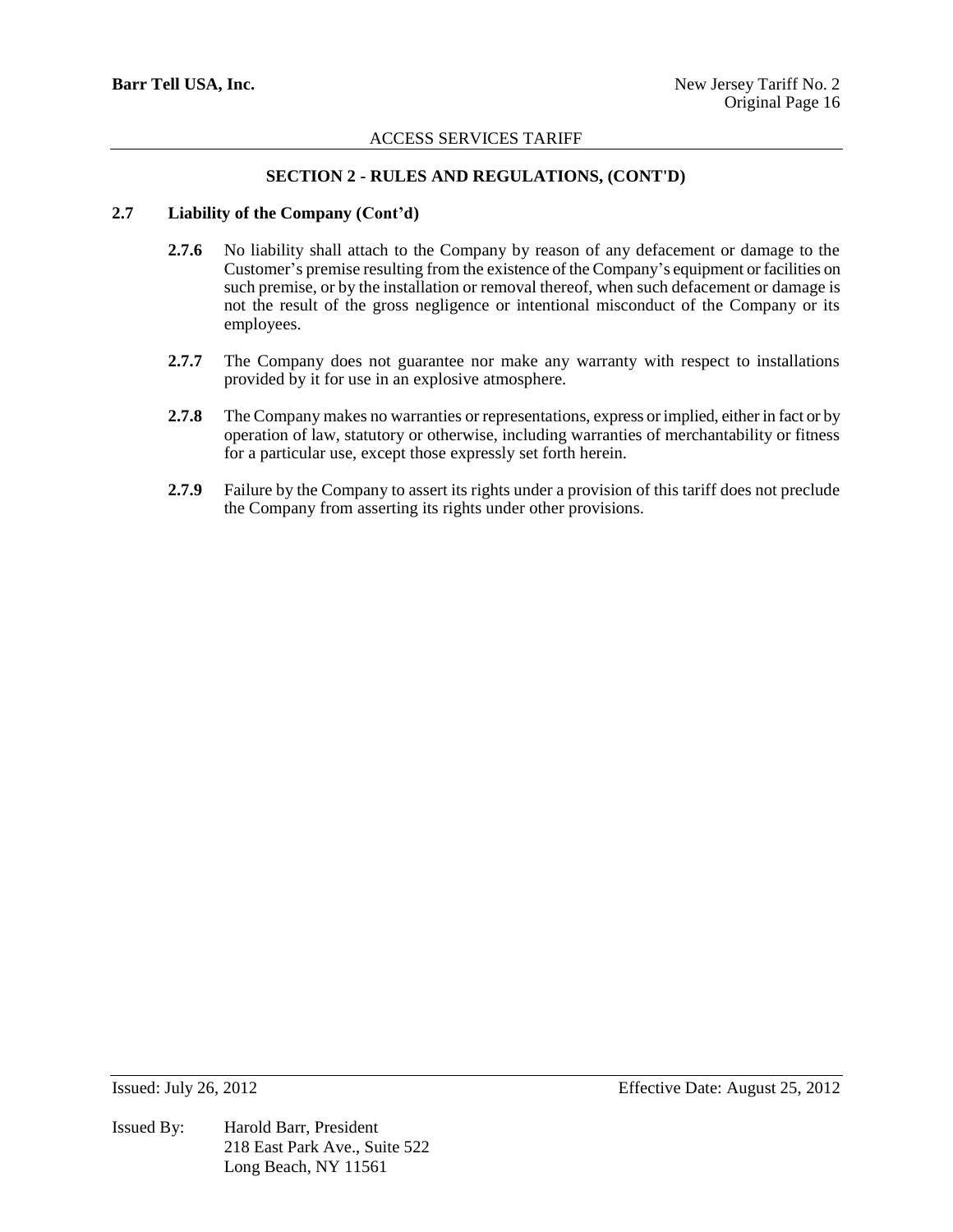## SECTION 2 - RULES AND REGULATIONS, (CONT'D)

### 2.7 Liability of the Company (Cont'd)

**2.7.6** No liability shall attach to the Company by reason of any defacement or damage to the Customer's premise resulting from the existence of the Company's equipment or facilities on such premise, or by the installation or removal thereof, when such defacement or damage is not the result of the gross negligence or intentional misconduct of the Company or its employees.

**2.7.7** The Company does not guarantee nor make any warranty with respect to installations provided by it for use in an explosive atmosphere.

**2.7.8** The Company makes no warranties or representations, express or implied, either in fact or by operation of law, statutory or otherwise, including warranties of merchantability or fitness for a particular use, except those expressly set forth herein.

**2.7.9** Failure by the Company to assert its rights under a provision of this tariff does not preclude the Company from asserting its rights under other provisions.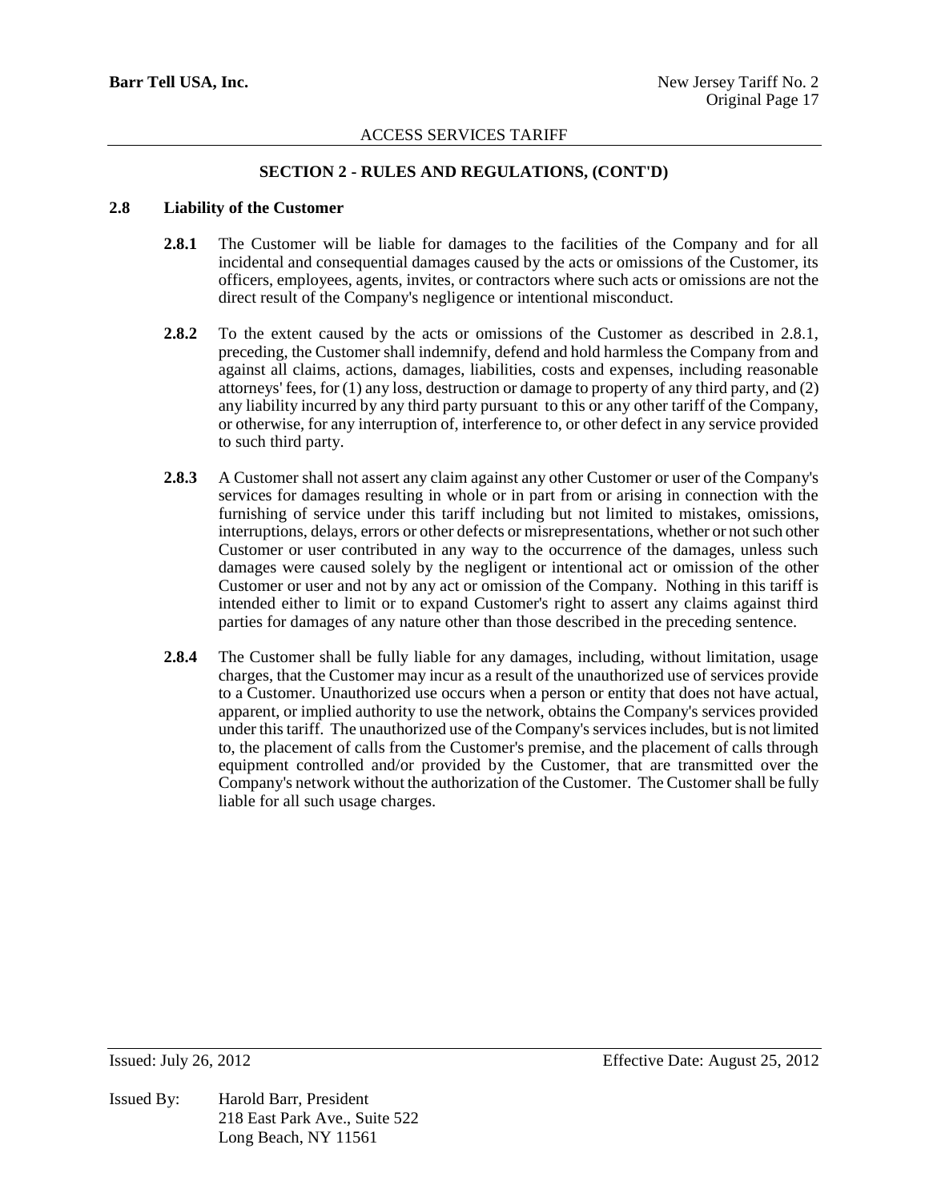## SECTION 2 - RULES AND REGULATIONS, (CONT'D)

### 2.8 Liability of the Customer

**2.8.1** The Customer will be liable for damages to the facilities of the Company and for all incidental and consequential damages caused by the acts or omissions of the Customer, its officers, employees, agents, invites, or contractors where such acts or omissions are not the direct result of the Company's negligence or intentional misconduct.

**2.8.2** To the extent caused by the acts or omissions of the Customer as described in 2.8.1, preceding, the Customer shall indemnify, defend and hold harmless the Company from and against all claims, actions, damages, liabilities, costs and expenses, including reasonable attorneys' fees, for (1) any loss, destruction or damage to property of any third party, and (2) any liability incurred by any third party pursuant to this or any other tariff of the Company, or otherwise, for any interruption of, interference to, or other defect in any service provided to such third party.

**2.8.3** A Customer shall not assert any claim against any other Customer or user of the Company's services for damages resulting in whole or in part from or arising in connection with the furnishing of service under this tariff including but not limited to mistakes, omissions, interruptions, delays, errors or other defects or misrepresentations, whether or not such other Customer or user contributed in any way to the occurrence of the damages, unless such damages were caused solely by the negligent or intentional act or omission of the other Customer or user and not by any act or omission of the Company. Nothing in this tariff is intended either to limit or to expand Customer's right to assert any claims against third parties for damages of any nature other than those described in the preceding sentence.

**2.8.4** The Customer shall be fully liable for any damages, including, without limitation, usage charges, that the Customer may incur as a result of the unauthorized use of services provide to a Customer. Unauthorized use occurs when a person or entity that does not have actual, apparent, or implied authority to use the network, obtains the Company's services provided under this tariff. The unauthorized use of the Company's services includes, but is not limited to, the placement of calls from the Customer's premise, and the placement of calls through equipment controlled and/or provided by the Customer, that are transmitted over the Company's network without the authorization of the Customer. The Customer shall be fully liable for all such usage charges.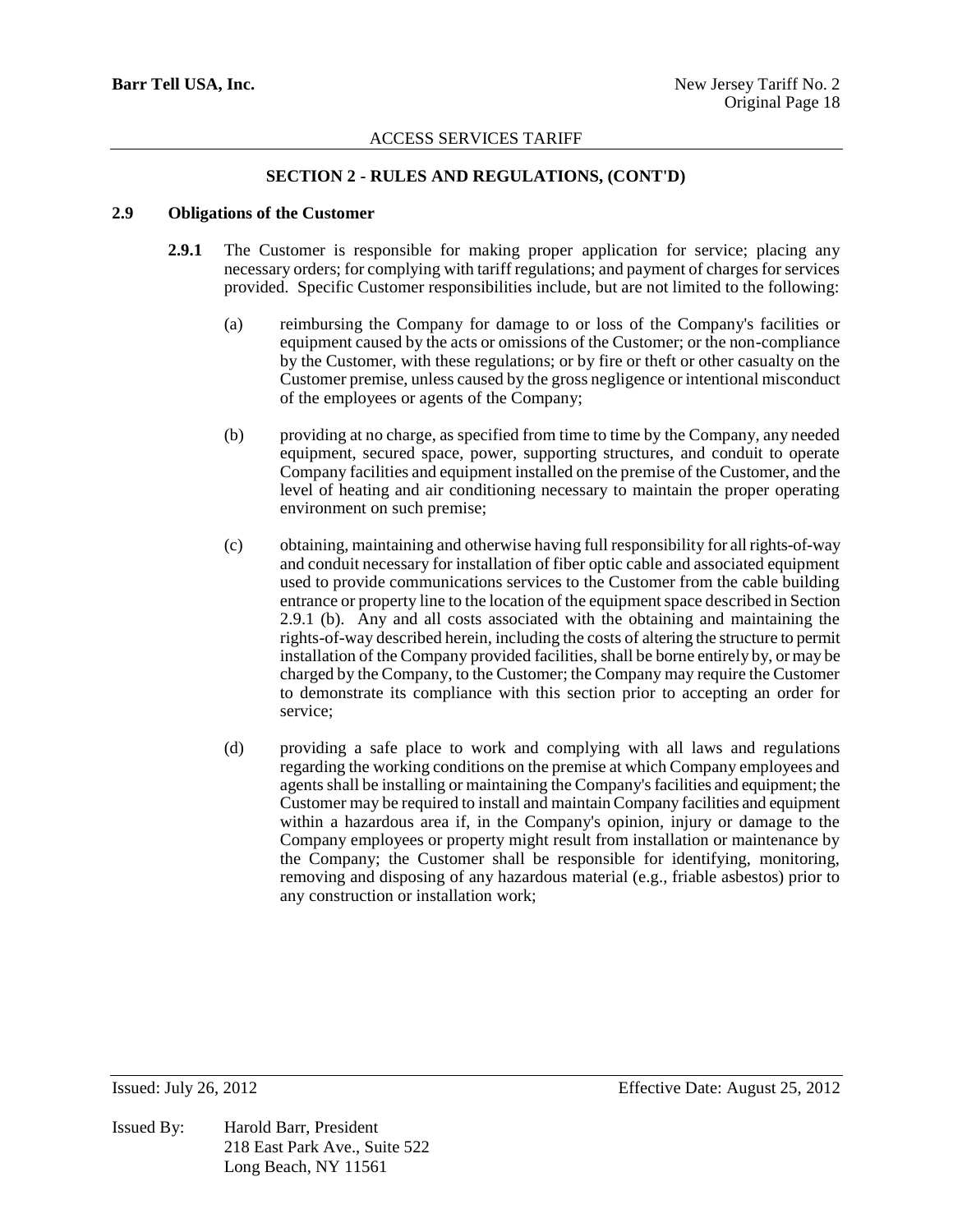## SECTION 2 - RULES AND REGULATIONS, (CONT'D)

### 2.9 Obligations of the Customer

**2.9.1** The Customer is responsible for making proper application for service; placing any necessary orders; for complying with tariff regulations; and payment of charges for services provided. Specific Customer responsibilities include, but are not limited to the following:

(a) reimbursing the Company for damage to or loss of the Company's facilities or equipment caused by the acts or omissions of the Customer; or the non-compliance by the Customer, with these regulations; or by fire or theft or other casualty on the Customer premise, unless caused by the gross negligence or intentional misconduct of the employees or agents of the Company;

(b) providing at no charge, as specified from time to time by the Company, any needed equipment, secured space, power, supporting structures, and conduit to operate Company facilities and equipment installed on the premise of the Customer, and the level of heating and air conditioning necessary to maintain the proper operating environment on such premise;

(c) obtaining, maintaining and otherwise having full responsibility for all rights-of-way and conduit necessary for installation of fiber optic cable and associated equipment used to provide communications services to the Customer from the cable building entrance or property line to the location of the equipment space described in Section 2.9.1 (b). Any and all costs associated with the obtaining and maintaining the rights-of-way described herein, including the costs of altering the structure to permit installation of the Company provided facilities, shall be borne entirely by, or may be charged by the Company, to the Customer; the Company may require the Customer to demonstrate its compliance with this section prior to accepting an order for service;

(d) providing a safe place to work and complying with all laws and regulations regarding the working conditions on the premise at which Company employees and agents shall be installing or maintaining the Company's facilities and equipment; the Customer may be required to install and maintain Company facilities and equipment within a hazardous area if, in the Company's opinion, injury or damage to the Company employees or property might result from installation or maintenance by the Company; the Customer shall be responsible for identifying, monitoring, removing and disposing of any hazardous material (e.g., friable asbestos) prior to any construction or installation work;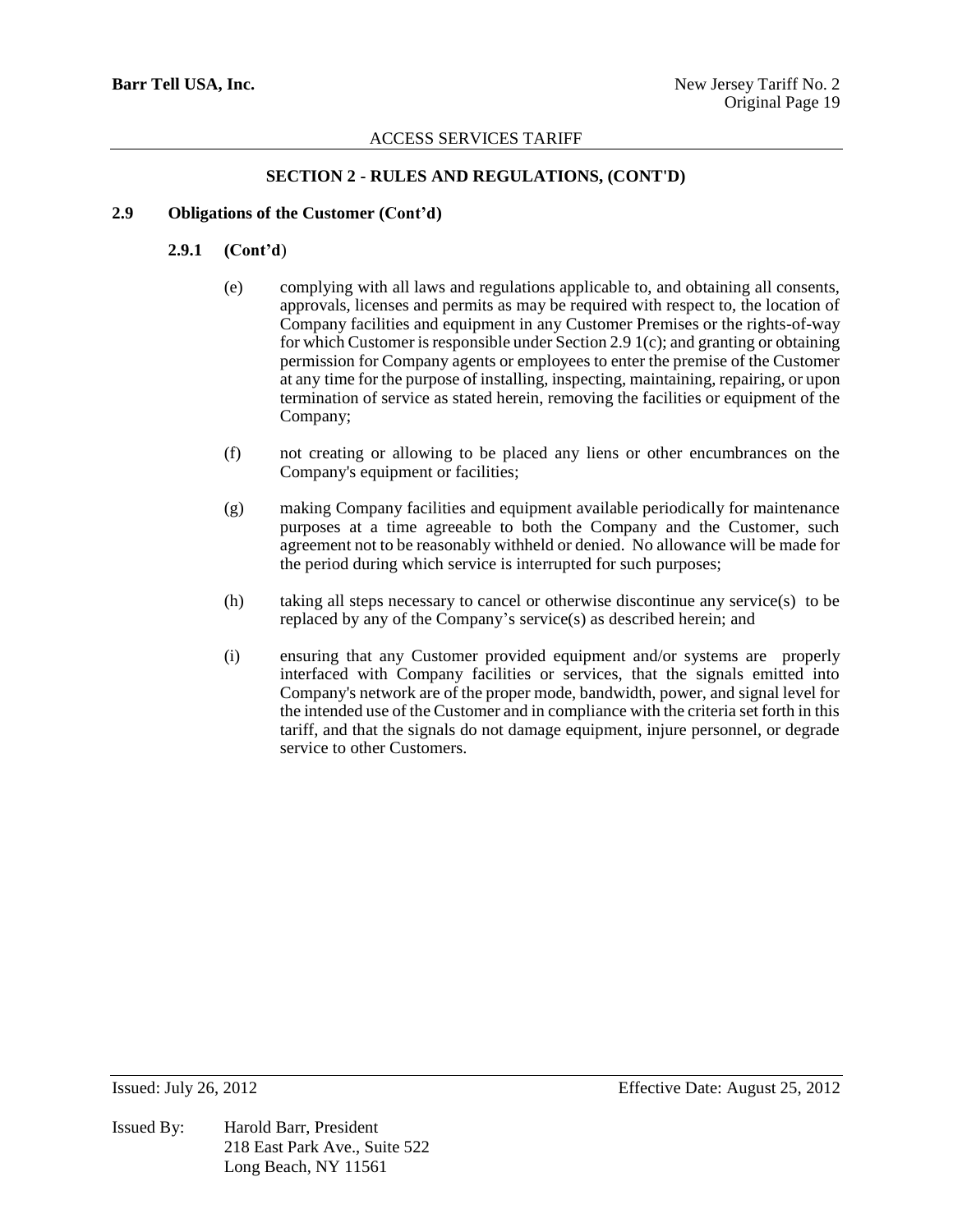## SECTION 2 - RULES AND REGULATIONS, (CONT'D)

### 2.9 Obligations of the Customer (Cont'd)

#### 2.9.1 (Cont'd)

(e) complying with all laws and regulations applicable to, and obtaining all consents, approvals, licenses and permits as may be required with respect to, the location of Company facilities and equipment in any Customer Premises or the rights-of-way for which Customer is responsible under Section 2.9 1(c); and granting or obtaining permission for Company agents or employees to enter the premise of the Customer at any time for the purpose of installing, inspecting, maintaining, repairing, or upon termination of service as stated herein, removing the facilities or equipment of the Company;

(f) not creating or allowing to be placed any liens or other encumbrances on the Company's equipment or facilities;

(g) making Company facilities and equipment available periodically for maintenance purposes at a time agreeable to both the Company and the Customer, such agreement not to be reasonably withheld or denied. No allowance will be made for the period during which service is interrupted for such purposes;

(h) taking all steps necessary to cancel or otherwise discontinue any service(s) to be replaced by any of the Company's service(s) as described herein; and

(i) ensuring that any Customer provided equipment and/or systems are properly interfaced with Company facilities or services, that the signals emitted into Company's network are of the proper mode, bandwidth, power, and signal level for the intended use of the Customer and in compliance with the criteria set forth in this tariff, and that the signals do not damage equipment, injure personnel, or degrade service to other Customers.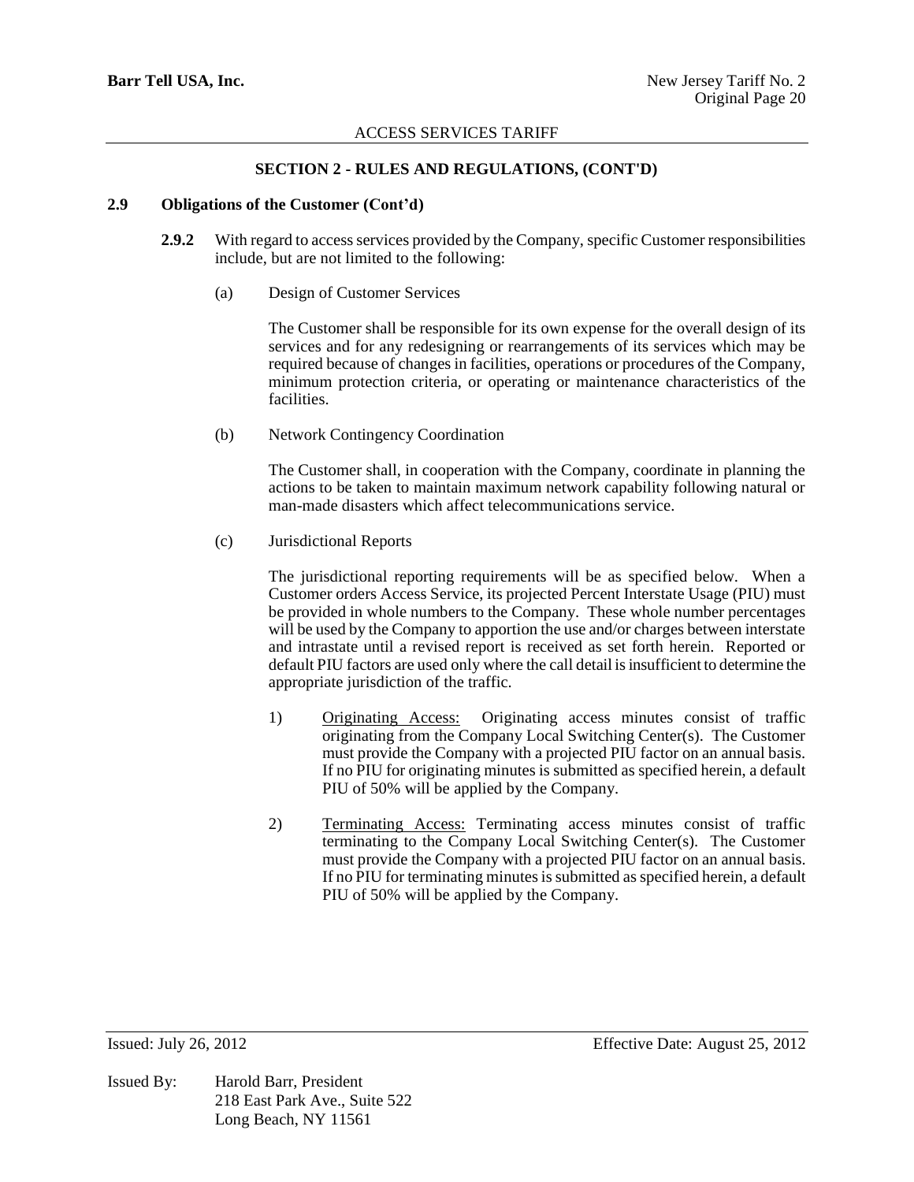ACCESS SERVICES TARIFF

## SECTION 2 - RULES AND REGULATIONS, (CONT'D)

### 2.9 Obligations of the Customer (Cont'd)

**2.9.2** With regard to access services provided by the Company, specific Customer responsibilities include, but are not limited to the following:

(a) Design of Customer Services

The Customer shall be responsible for its own expense for the overall design of its services and for any redesigning or rearrangements of its services which may be required because of changes in facilities, operations or procedures of the Company, minimum protection criteria, or operating or maintenance characteristics of the facilities.

(b) Network Contingency Coordination

The Customer shall, in cooperation with the Company, coordinate in planning the actions to be taken to maintain maximum network capability following natural or man-made disasters which affect telecommunications service.

(c) Jurisdictional Reports

The jurisdictional reporting requirements will be as specified below. When a Customer orders Access Service, its projected Percent Interstate Usage (PIU) must be provided in whole numbers to the Company. These whole number percentages will be used by the Company to apportion the use and/or charges between interstate and intrastate until a revised report is received as set forth herein. Reported or default PIU factors are used only where the call detail is insufficient to determine the appropriate jurisdiction of the traffic.

1) Originating Access: Originating access minutes consist of traffic originating from the Company Local Switching Center(s). The Customer must provide the Company with a projected PIU factor on an annual basis. If no PIU for originating minutes is submitted as specified herein, a default PIU of 50% will be applied by the Company.

2) Terminating Access: Terminating access minutes consist of traffic terminating to the Company Local Switching Center(s). The Customer must provide the Company with a projected PIU factor on an annual basis. If no PIU for terminating minutes is submitted as specified herein, a default PIU of 50% will be applied by the Company.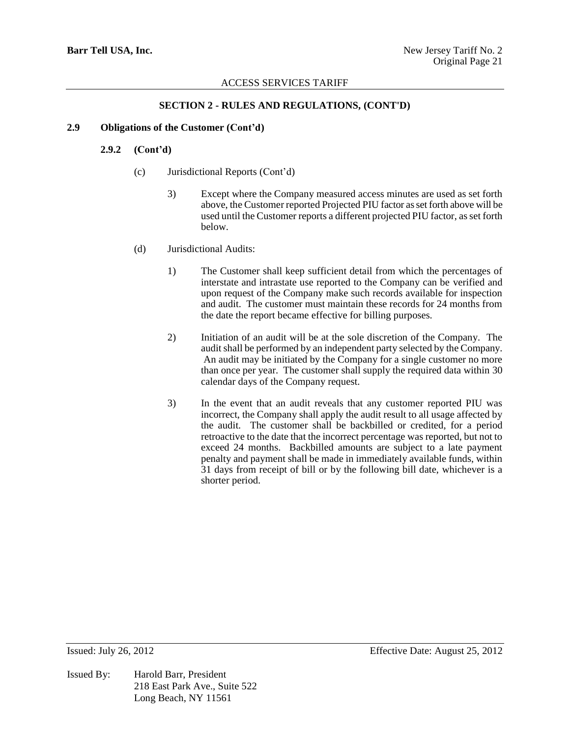## SECTION 2 - RULES AND REGULATIONS, (CONT'D)

### 2.9 Obligations of the Customer (Cont'd)

#### 2.9.2 (Cont'd)

(c) Jurisdictional Reports (Cont'd)

3) Except where the Company measured access minutes are used as set forth above, the Customer reported Projected PIU factor as set forth above will be used until the Customer reports a different projected PIU factor, as set forth below.

(d) Jurisdictional Audits:

1) The Customer shall keep sufficient detail from which the percentages of interstate and intrastate use reported to the Company can be verified and upon request of the Company make such records available for inspection and audit. The customer must maintain these records for 24 months from the date the report became effective for billing purposes.

2) Initiation of an audit will be at the sole discretion of the Company. The audit shall be performed by an independent party selected by the Company. An audit may be initiated by the Company for a single customer no more than once per year. The customer shall supply the required data within 30 calendar days of the Company request.

3) In the event that an audit reveals that any customer reported PIU was incorrect, the Company shall apply the audit result to all usage affected by the audit. The customer shall be backbilled or credited, for a period retroactive to the date that the incorrect percentage was reported, but not to exceed 24 months. Backbilled amounts are subject to a late payment penalty and payment shall be made in immediately available funds, within 31 days from receipt of bill or by the following bill date, whichever is a shorter period.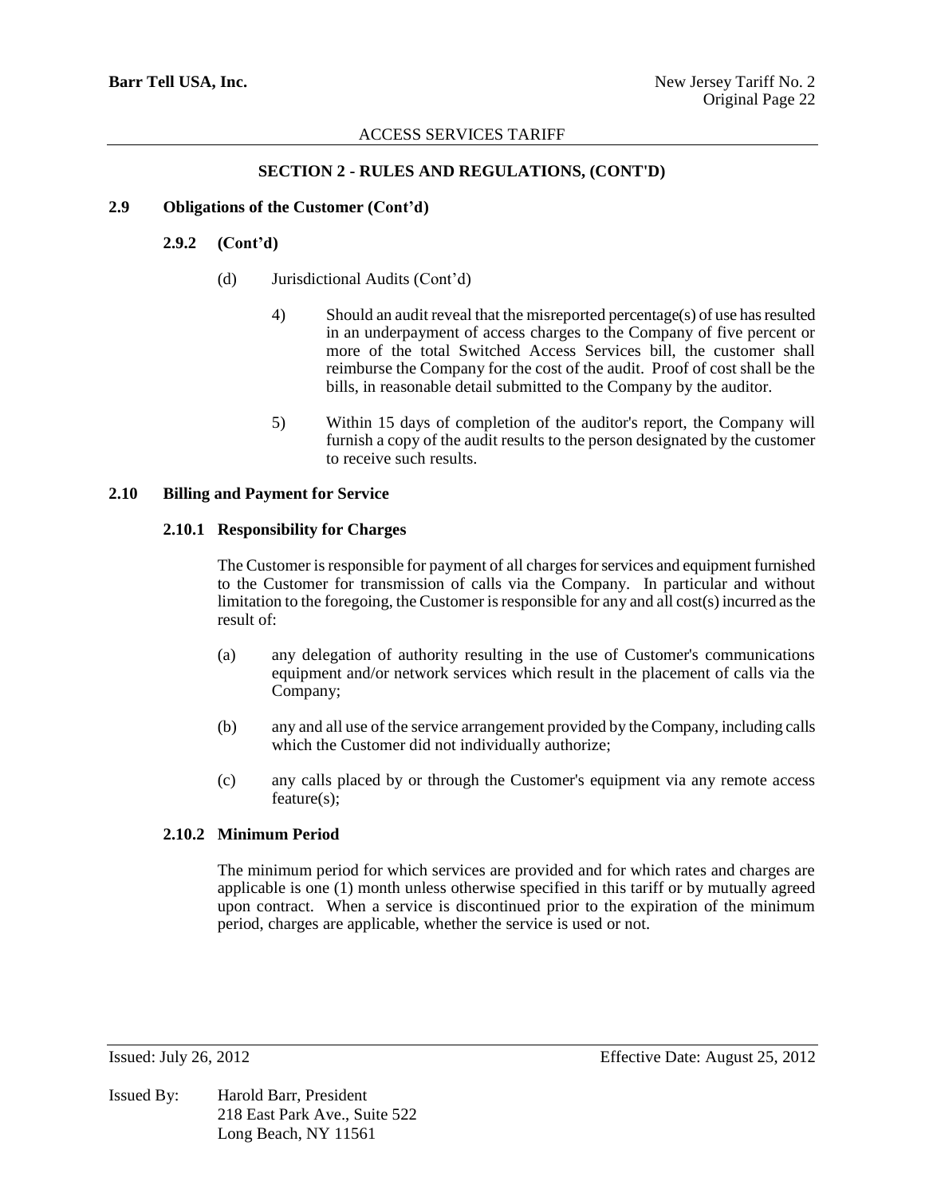## SECTION 2 - RULES AND REGULATIONS, (CONT'D)

### 2.9 Obligations of the Customer (Cont'd)

#### 2.9.2 (Cont'd)

(d) Jurisdictional Audits (Cont'd)

4) Should an audit reveal that the misreported percentage(s) of use has resulted in an underpayment of access charges to the Company of five percent or more of the total Switched Access Services bill, the customer shall reimburse the Company for the cost of the audit. Proof of cost shall be the bills, in reasonable detail submitted to the Company by the auditor.

5) Within 15 days of completion of the auditor's report, the Company will furnish a copy of the audit results to the person designated by the customer to receive such results.

### 2.10 Billing and Payment for Service

#### 2.10.1 Responsibility for Charges

The Customer is responsible for payment of all charges for services and equipment furnished to the Customer for transmission of calls via the Company. In particular and without limitation to the foregoing, the Customer is responsible for any and all cost(s) incurred as the result of:

(a) any delegation of authority resulting in the use of Customer's communications equipment and/or network services which result in the placement of calls via the Company;

(b) any and all use of the service arrangement provided by the Company, including calls which the Customer did not individually authorize;

(c) any calls placed by or through the Customer's equipment via any remote access feature(s);

#### 2.10.2 Minimum Period

The minimum period for which services are provided and for which rates and charges are applicable is one (1) month unless otherwise specified in this tariff or by mutually agreed upon contract. When a service is discontinued prior to the expiration of the minimum period, charges are applicable, whether the service is used or not.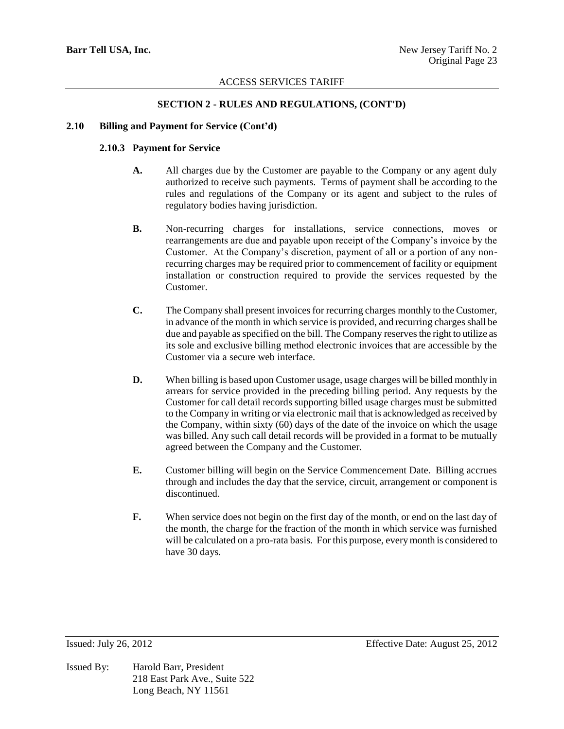## SECTION 2 - RULES AND REGULATIONS, (CONT'D)

### 2.10 Billing and Payment for Service (Cont'd)

#### 2.10.3 Payment for Service

**A.** All charges due by the Customer are payable to the Company or any agent duly authorized to receive such payments. Terms of payment shall be according to the rules and regulations of the Company or its agent and subject to the rules of regulatory bodies having jurisdiction.

**B.** Non-recurring charges for installations, service connections, moves or rearrangements are due and payable upon receipt of the Company's invoice by the Customer. At the Company's discretion, payment of all or a portion of any non-recurring charges may be required prior to commencement of facility or equipment installation or construction required to provide the services requested by the Customer.

**C.** The Company shall present invoices for recurring charges monthly to the Customer, in advance of the month in which service is provided, and recurring charges shall be due and payable as specified on the bill. The Company reserves the right to utilize as its sole and exclusive billing method electronic invoices that are accessible by the Customer via a secure web interface.

**D.** When billing is based upon Customer usage, usage charges will be billed monthly in arrears for service provided in the preceding billing period. Any requests by the Customer for call detail records supporting billed usage charges must be submitted to the Company in writing or via electronic mail that is acknowledged as received by the Company, within sixty (60) days of the date of the invoice on which the usage was billed. Any such call detail records will be provided in a format to be mutually agreed between the Company and the Customer.

**E.** Customer billing will begin on the Service Commencement Date. Billing accrues through and includes the day that the service, circuit, arrangement or component is discontinued.

**F.** When service does not begin on the first day of the month, or end on the last day of the month, the charge for the fraction of the month in which service was furnished will be calculated on a pro-rata basis. For this purpose, every month is considered to have 30 days.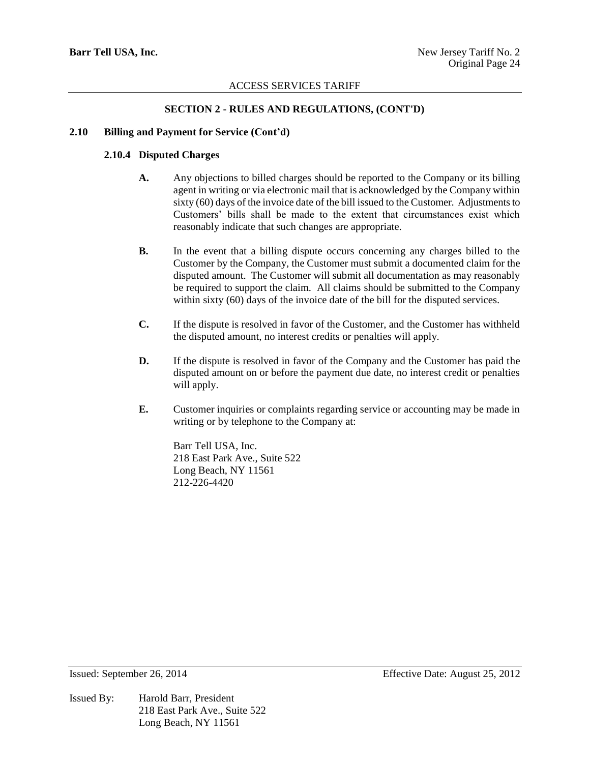## SECTION 2 - RULES AND REGULATIONS, (CONT'D)

### 2.10 Billing and Payment for Service (Cont'd)

#### 2.10.4 Disputed Charges

**A.** Any objections to billed charges should be reported to the Company or its billing agent in writing or via electronic mail that is acknowledged by the Company within sixty (60) days of the invoice date of the bill issued to the Customer. Adjustments to Customers' bills shall be made to the extent that circumstances exist which reasonably indicate that such changes are appropriate.

**B.** In the event that a billing dispute occurs concerning any charges billed to the Customer by the Company, the Customer must submit a documented claim for the disputed amount. The Customer will submit all documentation as may reasonably be required to support the claim. All claims should be submitted to the Company within sixty (60) days of the invoice date of the bill for the disputed services.

**C.** If the dispute is resolved in favor of the Customer, and the Customer has withheld the disputed amount, no interest credits or penalties will apply.

**D.** If the dispute is resolved in favor of the Company and the Customer has paid the disputed amount on or before the payment due date, no interest credit or penalties will apply.

**E.** Customer inquiries or complaints regarding service or accounting may be made in writing or by telephone to the Company at:

Barr Tell USA, Inc.
218 East Park Ave., Suite 522
Long Beach, NY 11561
212-226-4420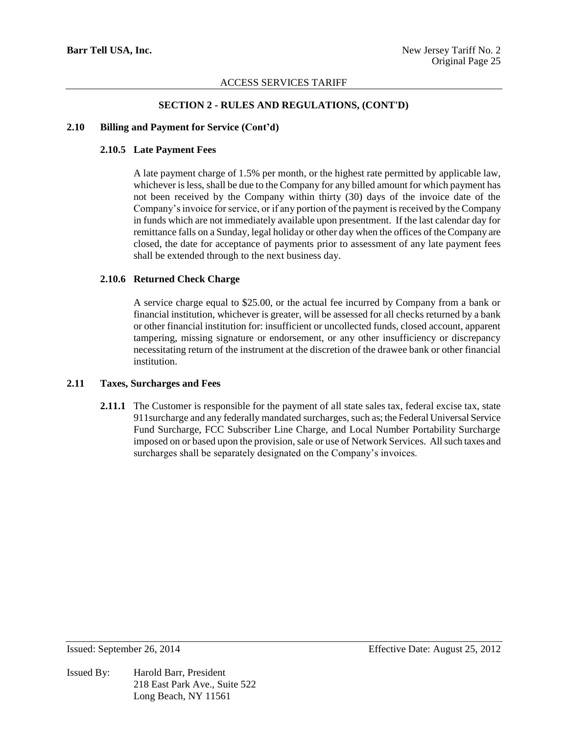## SECTION 2 - RULES AND REGULATIONS, (CONT'D)

### 2.10 Billing and Payment for Service (Cont'd)

#### 2.10.5 Late Payment Fees

A late payment charge of 1.5% per month, or the highest rate permitted by applicable law, whichever is less, shall be due to the Company for any billed amount for which payment has not been received by the Company within thirty (30) days of the invoice date of the Company's invoice for service, or if any portion of the payment is received by the Company in funds which are not immediately available upon presentment. If the last calendar day for remittance falls on a Sunday, legal holiday or other day when the offices of the Company are closed, the date for acceptance of payments prior to assessment of any late payment fees shall be extended through to the next business day.

#### 2.10.6 Returned Check Charge

A service charge equal to $25.00, or the actual fee incurred by Company from a bank or financial institution, whichever is greater, will be assessed for all checks returned by a bank or other financial institution for: insufficient or uncollected funds, closed account, apparent tampering, missing signature or endorsement, or any other insufficiency or discrepancy necessitating return of the instrument at the discretion of the drawee bank or other financial institution.

### 2.11 Taxes, Surcharges and Fees

**2.11.1** The Customer is responsible for the payment of all state sales tax, federal excise tax, state 911surcharge and any federally mandated surcharges, such as; the Federal Universal Service Fund Surcharge, FCC Subscriber Line Charge, and Local Number Portability Surcharge imposed on or based upon the provision, sale or use of Network Services. All such taxes and surcharges shall be separately designated on the Company's invoices.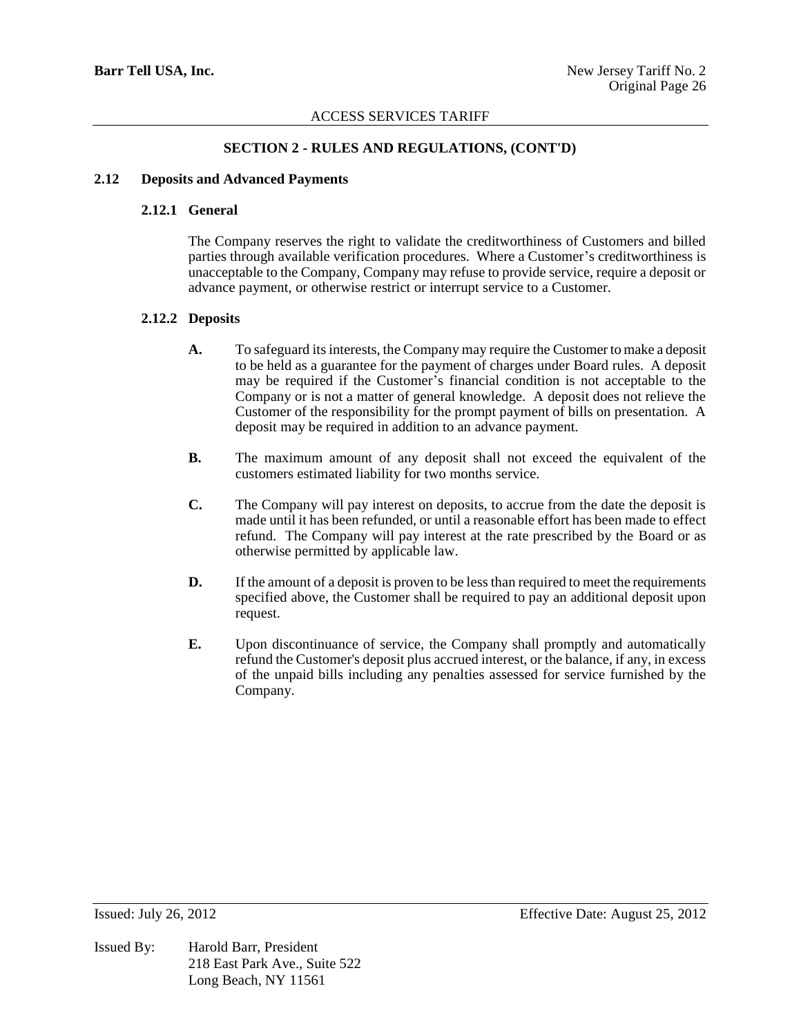## SECTION 2 - RULES AND REGULATIONS, (CONT'D)

### 2.12 Deposits and Advanced Payments

#### 2.12.1 General

The Company reserves the right to validate the creditworthiness of Customers and billed parties through available verification procedures. Where a Customer's creditworthiness is unacceptable to the Company, Company may refuse to provide service, require a deposit or advance payment, or otherwise restrict or interrupt service to a Customer.

#### 2.12.2 Deposits

**A.** To safeguard its interests, the Company may require the Customer to make a deposit to be held as a guarantee for the payment of charges under Board rules. A deposit may be required if the Customer's financial condition is not acceptable to the Company or is not a matter of general knowledge. A deposit does not relieve the Customer of the responsibility for the prompt payment of bills on presentation. A deposit may be required in addition to an advance payment.

**B.** The maximum amount of any deposit shall not exceed the equivalent of the customers estimated liability for two months service.

**C.** The Company will pay interest on deposits, to accrue from the date the deposit is made until it has been refunded, or until a reasonable effort has been made to effect refund. The Company will pay interest at the rate prescribed by the Board or as otherwise permitted by applicable law.

**D.** If the amount of a deposit is proven to be less than required to meet the requirements specified above, the Customer shall be required to pay an additional deposit upon request.

**E.** Upon discontinuance of service, the Company shall promptly and automatically refund the Customer's deposit plus accrued interest, or the balance, if any, in excess of the unpaid bills including any penalties assessed for service furnished by the Company.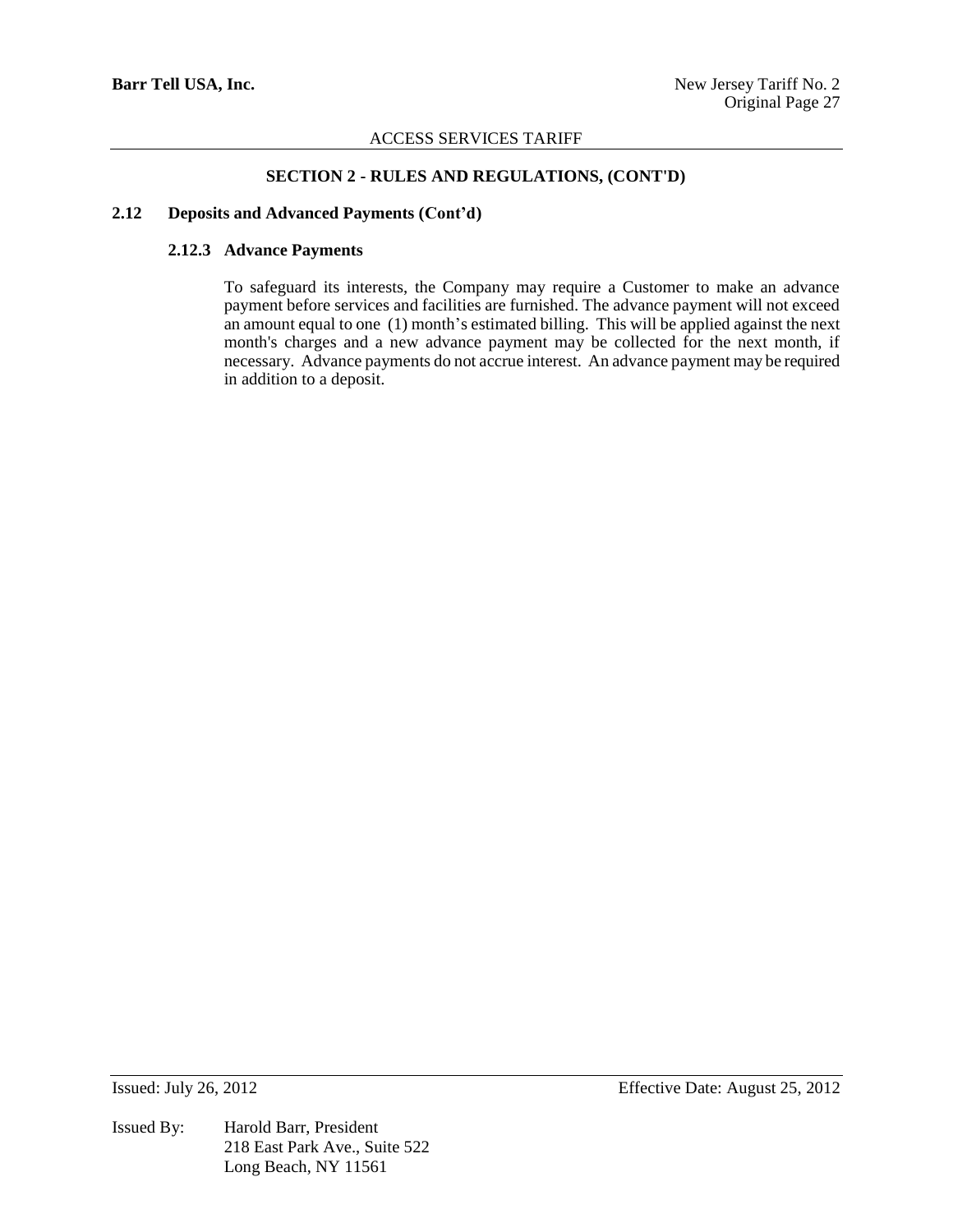## SECTION 2 - RULES AND REGULATIONS, (CONT'D)

### 2.12 Deposits and Advanced Payments (Cont'd)

#### 2.12.3 Advance Payments

To safeguard its interests, the Company may require a Customer to make an advance payment before services and facilities are furnished. The advance payment will not exceed an amount equal to one (1) month's estimated billing. This will be applied against the next month's charges and a new advance payment may be collected for the next month, if necessary. Advance payments do not accrue interest. An advance payment may be required in addition to a deposit.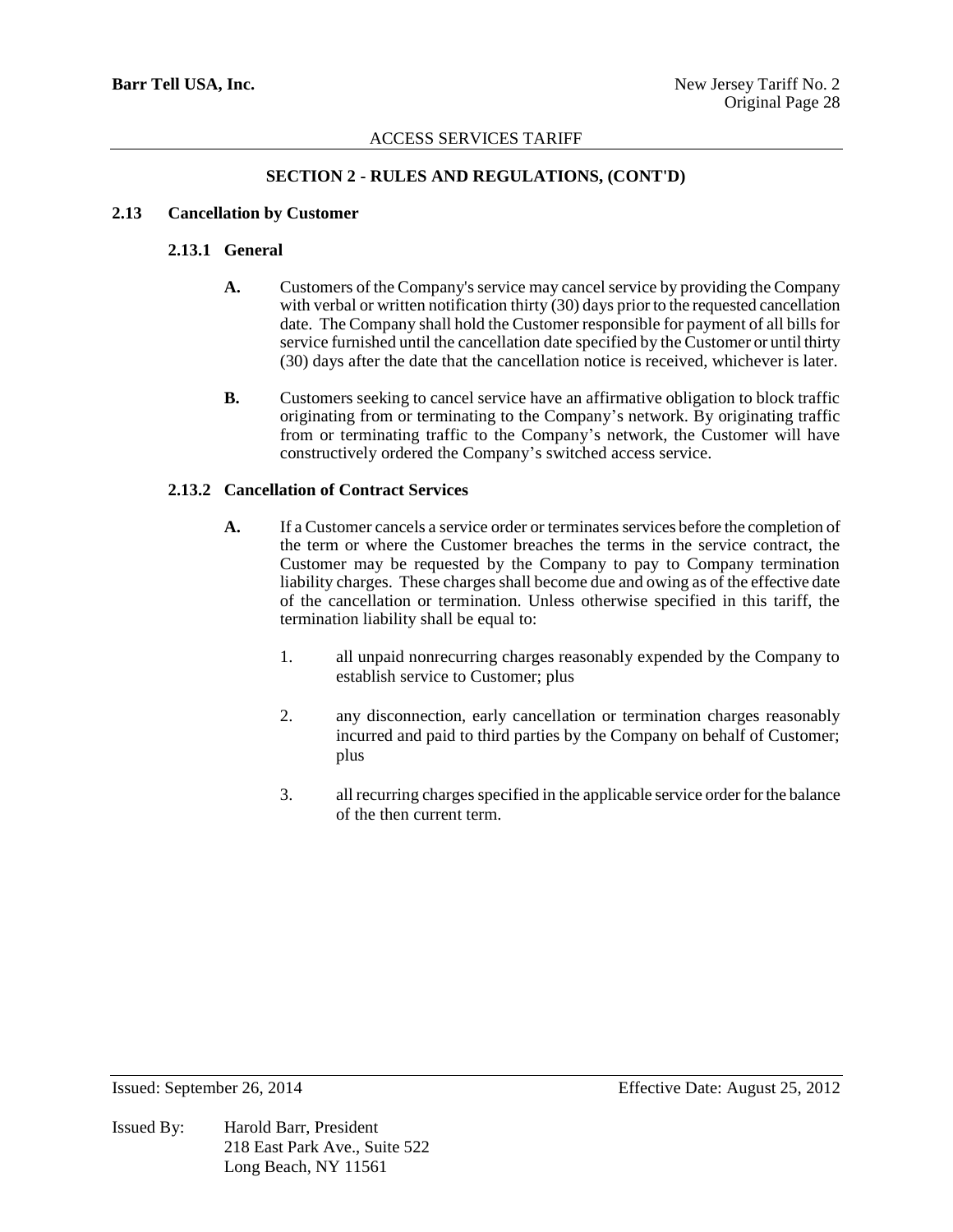## SECTION 2 - RULES AND REGULATIONS, (CONT'D)

### 2.13 Cancellation by Customer

#### 2.13.1 General

**A.** Customers of the Company's service may cancel service by providing the Company with verbal or written notification thirty (30) days prior to the requested cancellation date. The Company shall hold the Customer responsible for payment of all bills for service furnished until the cancellation date specified by the Customer or until thirty (30) days after the date that the cancellation notice is received, whichever is later.

**B.** Customers seeking to cancel service have an affirmative obligation to block traffic originating from or terminating to the Company's network. By originating traffic from or terminating traffic to the Company's network, the Customer will have constructively ordered the Company's switched access service.

#### 2.13.2 Cancellation of Contract Services

**A.** If a Customer cancels a service order or terminates services before the completion of the term or where the Customer breaches the terms in the service contract, the Customer may be requested by the Company to pay to Company termination liability charges. These charges shall become due and owing as of the effective date of the cancellation or termination. Unless otherwise specified in this tariff, the termination liability shall be equal to:

1. all unpaid nonrecurring charges reasonably expended by the Company to establish service to Customer; plus
2. any disconnection, early cancellation or termination charges reasonably incurred and paid to third parties by the Company on behalf of Customer; plus
3. all recurring charges specified in the applicable service order for the balance of the then current term.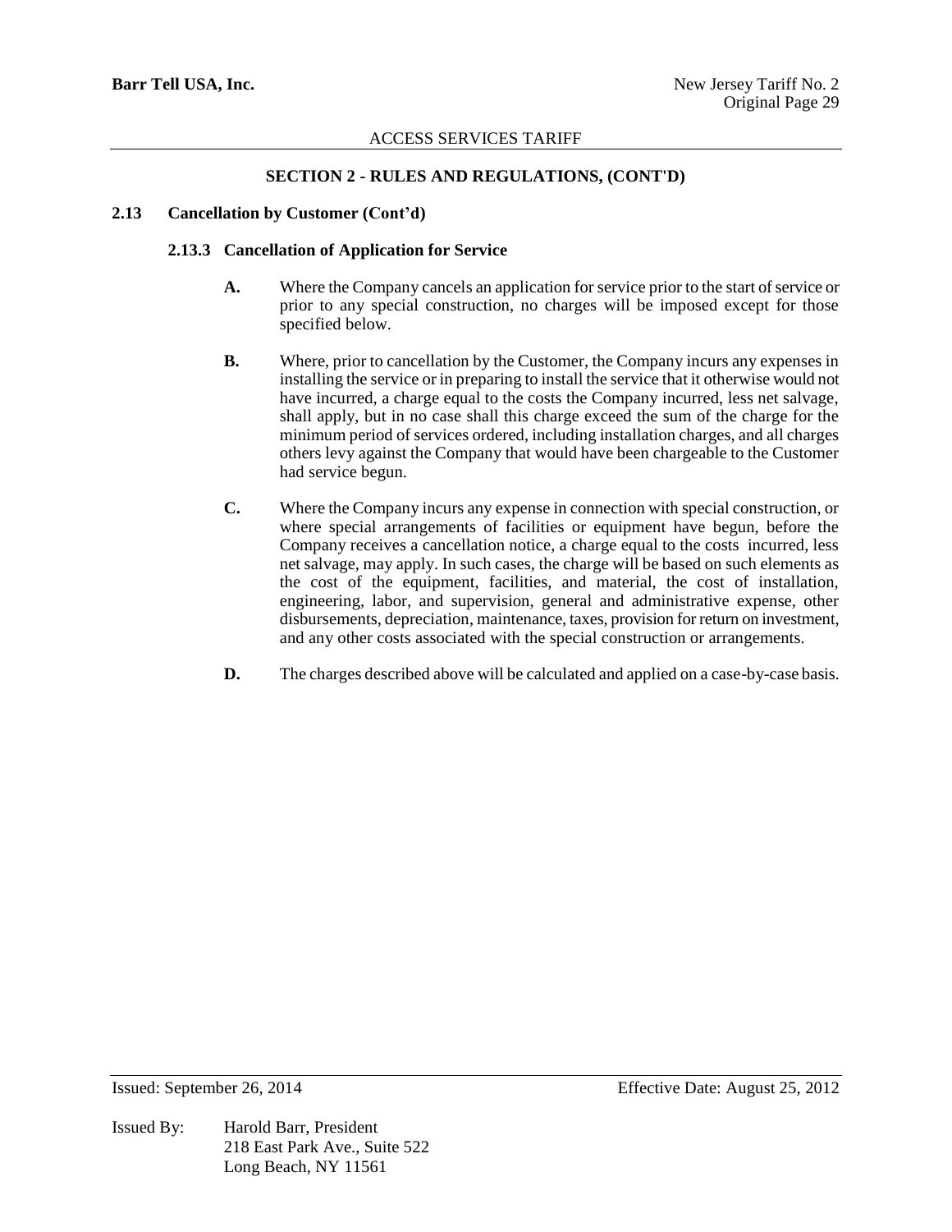## SECTION 2 - RULES AND REGULATIONS, (CONT'D)

### 2.13 Cancellation by Customer (Cont'd)

#### 2.13.3 Cancellation of Application for Service

**A.** Where the Company cancels an application for service prior to the start of service or prior to any special construction, no charges will be imposed except for those specified below.

**B.** Where, prior to cancellation by the Customer, the Company incurs any expenses in installing the service or in preparing to install the service that it otherwise would not have incurred, a charge equal to the costs the Company incurred, less net salvage, shall apply, but in no case shall this charge exceed the sum of the charge for the minimum period of services ordered, including installation charges, and all charges others levy against the Company that would have been chargeable to the Customer had service begun.

**C.** Where the Company incurs any expense in connection with special construction, or where special arrangements of facilities or equipment have begun, before the Company receives a cancellation notice, a charge equal to the costs incurred, less net salvage, may apply. In such cases, the charge will be based on such elements as the cost of the equipment, facilities, and material, the cost of installation, engineering, labor, and supervision, general and administrative expense, other disbursements, depreciation, maintenance, taxes, provision for return on investment, and any other costs associated with the special construction or arrangements.

**D.** The charges described above will be calculated and applied on a case-by-case basis.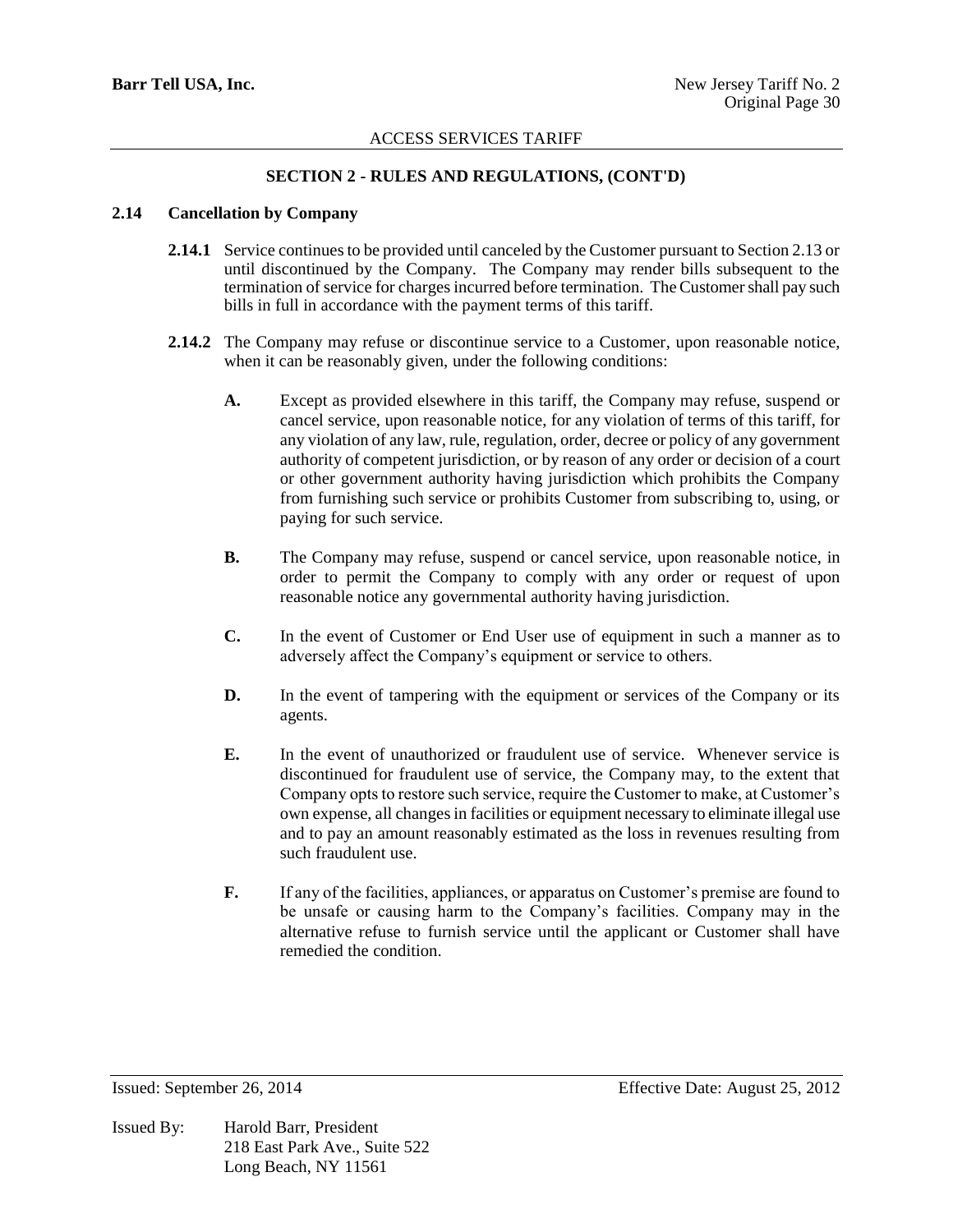## SECTION 2 - RULES AND REGULATIONS, (CONT'D)

### 2.14 Cancellation by Company

**2.14.1** Service continues to be provided until canceled by the Customer pursuant to Section 2.13 or until discontinued by the Company. The Company may render bills subsequent to the termination of service for charges incurred before termination. The Customer shall pay such bills in full in accordance with the payment terms of this tariff.

**2.14.2** The Company may refuse or discontinue service to a Customer, upon reasonable notice, when it can be reasonably given, under the following conditions:

**A.** Except as provided elsewhere in this tariff, the Company may refuse, suspend or cancel service, upon reasonable notice, for any violation of terms of this tariff, for any violation of any law, rule, regulation, order, decree or policy of any government authority of competent jurisdiction, or by reason of any order or decision of a court or other government authority having jurisdiction which prohibits the Company from furnishing such service or prohibits Customer from subscribing to, using, or paying for such service.

**B.** The Company may refuse, suspend or cancel service, upon reasonable notice, in order to permit the Company to comply with any order or request of upon reasonable notice any governmental authority having jurisdiction.

**C.** In the event of Customer or End User use of equipment in such a manner as to adversely affect the Company's equipment or service to others.

**D.** In the event of tampering with the equipment or services of the Company or its agents.

**E.** In the event of unauthorized or fraudulent use of service. Whenever service is discontinued for fraudulent use of service, the Company may, to the extent that Company opts to restore such service, require the Customer to make, at Customer's own expense, all changes in facilities or equipment necessary to eliminate illegal use and to pay an amount reasonably estimated as the loss in revenues resulting from such fraudulent use.

**F.** If any of the facilities, appliances, or apparatus on Customer's premise are found to be unsafe or causing harm to the Company's facilities. Company may in the alternative refuse to furnish service until the applicant or Customer shall have remedied the condition.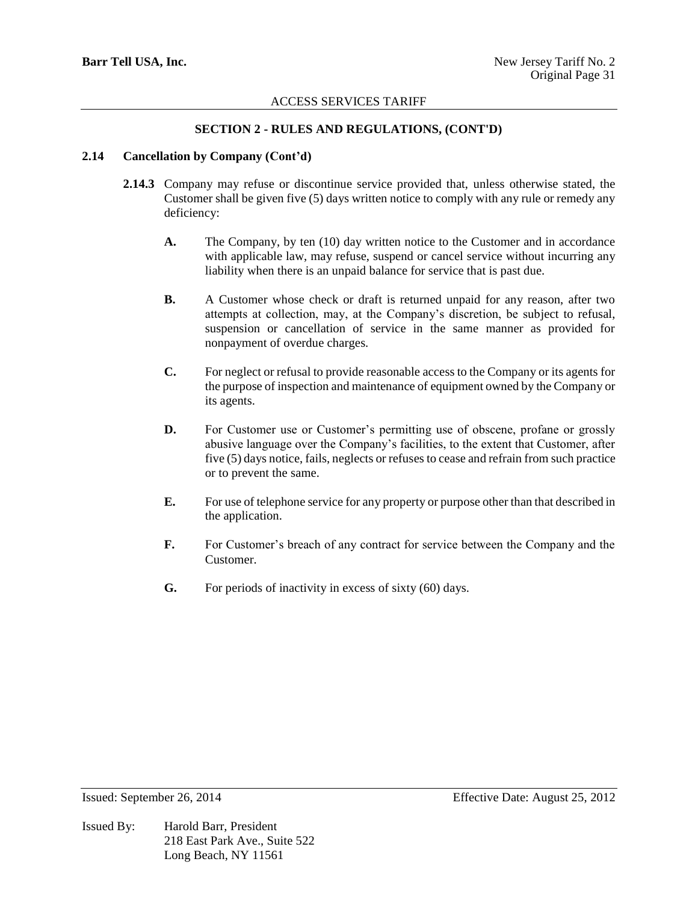## SECTION 2 - RULES AND REGULATIONS, (CONT'D)

### 2.14 Cancellation by Company (Cont'd)

**2.14.3** Company may refuse or discontinue service provided that, unless otherwise stated, the Customer shall be given five (5) days written notice to comply with any rule or remedy any deficiency:

**A.** The Company, by ten (10) day written notice to the Customer and in accordance with applicable law, may refuse, suspend or cancel service without incurring any liability when there is an unpaid balance for service that is past due.

**B.** A Customer whose check or draft is returned unpaid for any reason, after two attempts at collection, may, at the Company's discretion, be subject to refusal, suspension or cancellation of service in the same manner as provided for nonpayment of overdue charges.

**C.** For neglect or refusal to provide reasonable access to the Company or its agents for the purpose of inspection and maintenance of equipment owned by the Company or its agents.

**D.** For Customer use or Customer's permitting use of obscene, profane or grossly abusive language over the Company's facilities, to the extent that Customer, after five (5) days notice, fails, neglects or refuses to cease and refrain from such practice or to prevent the same.

**E.** For use of telephone service for any property or purpose other than that described in the application.

**F.** For Customer's breach of any contract for service between the Company and the Customer.

**G.** For periods of inactivity in excess of sixty (60) days.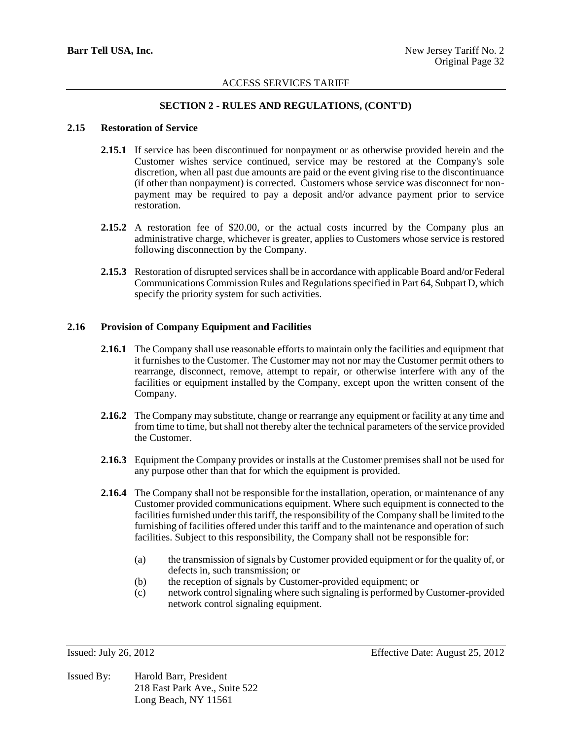## SECTION 2 - RULES AND REGULATIONS, (CONT'D)

### 2.15 Restoration of Service

**2.15.1** If service has been discontinued for nonpayment or as otherwise provided herein and the Customer wishes service continued, service may be restored at the Company's sole discretion, when all past due amounts are paid or the event giving rise to the discontinuance (if other than nonpayment) is corrected. Customers whose service was disconnect for non-payment may be required to pay a deposit and/or advance payment prior to service restoration.

**2.15.2** A restoration fee of $20.00, or the actual costs incurred by the Company plus an administrative charge, whichever is greater, applies to Customers whose service is restored following disconnection by the Company.

**2.15.3** Restoration of disrupted services shall be in accordance with applicable Board and/or Federal Communications Commission Rules and Regulations specified in Part 64, Subpart D, which specify the priority system for such activities.

### 2.16 Provision of Company Equipment and Facilities

**2.16.1** The Company shall use reasonable efforts to maintain only the facilities and equipment that it furnishes to the Customer. The Customer may not nor may the Customer permit others to rearrange, disconnect, remove, attempt to repair, or otherwise interfere with any of the facilities or equipment installed by the Company, except upon the written consent of the Company.

**2.16.2** The Company may substitute, change or rearrange any equipment or facility at any time and from time to time, but shall not thereby alter the technical parameters of the service provided the Customer.

**2.16.3** Equipment the Company provides or installs at the Customer premises shall not be used for any purpose other than that for which the equipment is provided.

**2.16.4** The Company shall not be responsible for the installation, operation, or maintenance of any Customer provided communications equipment. Where such equipment is connected to the facilities furnished under this tariff, the responsibility of the Company shall be limited to the furnishing of facilities offered under this tariff and to the maintenance and operation of such facilities. Subject to this responsibility, the Company shall not be responsible for:

- (a) the transmission of signals by Customer provided equipment or for the quality of, or defects in, such transmission; or
- (b) the reception of signals by Customer-provided equipment; or
- (c) network control signaling where such signaling is performed by Customer-provided network control signaling equipment.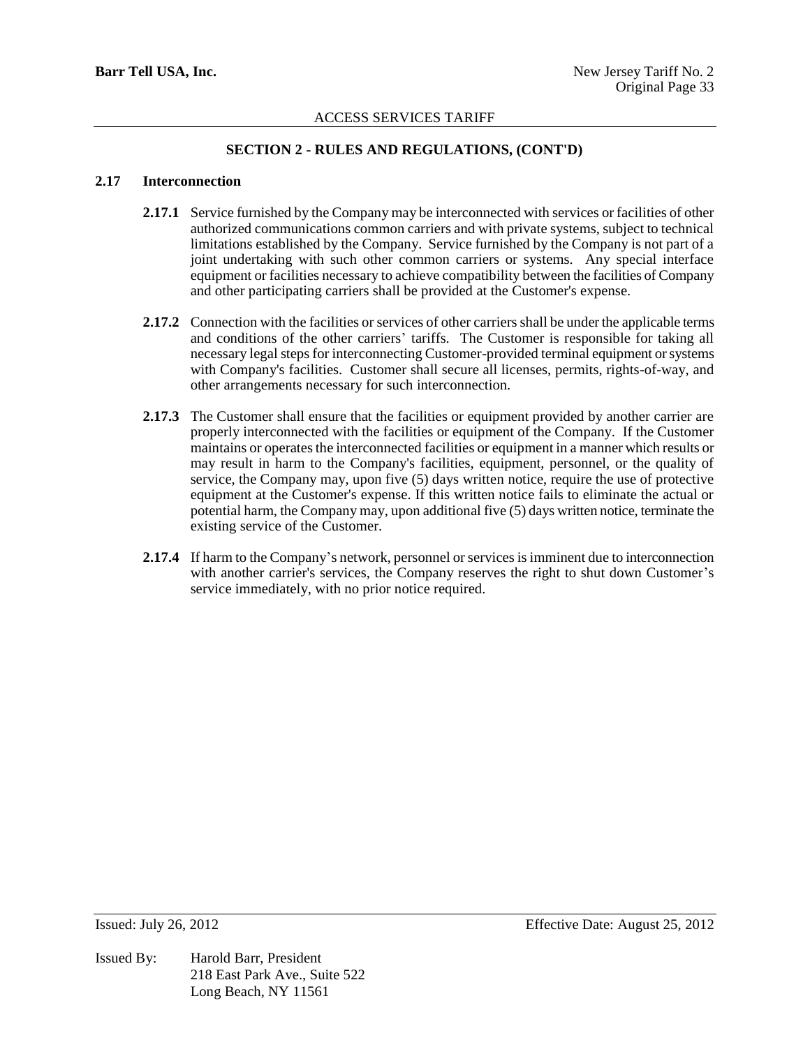## SECTION 2 - RULES AND REGULATIONS, (CONT'D)

### 2.17 Interconnection

**2.17.1** Service furnished by the Company may be interconnected with services or facilities of other authorized communications common carriers and with private systems, subject to technical limitations established by the Company. Service furnished by the Company is not part of a joint undertaking with such other common carriers or systems. Any special interface equipment or facilities necessary to achieve compatibility between the facilities of Company and other participating carriers shall be provided at the Customer's expense.

**2.17.2** Connection with the facilities or services of other carriers shall be under the applicable terms and conditions of the other carriers' tariffs. The Customer is responsible for taking all necessary legal steps for interconnecting Customer-provided terminal equipment or systems with Company's facilities. Customer shall secure all licenses, permits, rights-of-way, and other arrangements necessary for such interconnection.

**2.17.3** The Customer shall ensure that the facilities or equipment provided by another carrier are properly interconnected with the facilities or equipment of the Company. If the Customer maintains or operates the interconnected facilities or equipment in a manner which results or may result in harm to the Company's facilities, equipment, personnel, or the quality of service, the Company may, upon five (5) days written notice, require the use of protective equipment at the Customer's expense. If this written notice fails to eliminate the actual or potential harm, the Company may, upon additional five (5) days written notice, terminate the existing service of the Customer.

**2.17.4** If harm to the Company's network, personnel or services is imminent due to interconnection with another carrier's services, the Company reserves the right to shut down Customer's service immediately, with no prior notice required.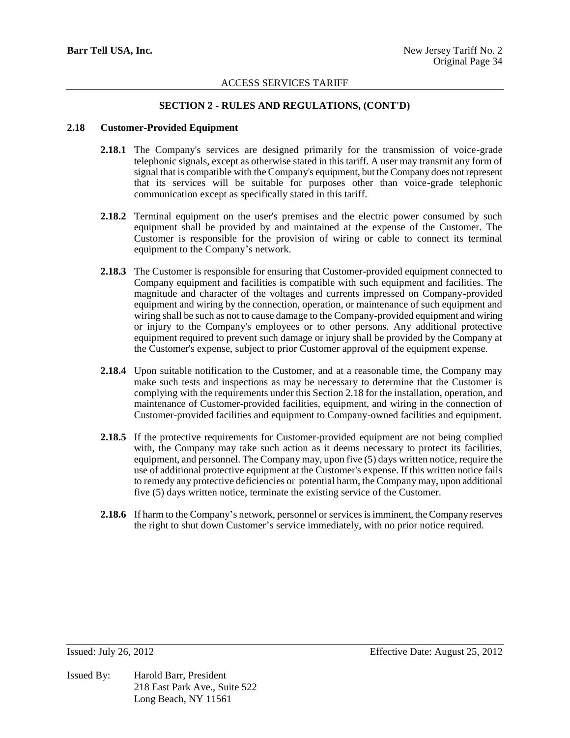## SECTION 2 - RULES AND REGULATIONS, (CONT'D)

### 2.18 Customer-Provided Equipment

**2.18.1** The Company's services are designed primarily for the transmission of voice-grade telephonic signals, except as otherwise stated in this tariff. A user may transmit any form of signal that is compatible with the Company's equipment, but the Company does not represent that its services will be suitable for purposes other than voice-grade telephonic communication except as specifically stated in this tariff.

**2.18.2** Terminal equipment on the user's premises and the electric power consumed by such equipment shall be provided by and maintained at the expense of the Customer. The Customer is responsible for the provision of wiring or cable to connect its terminal equipment to the Company's network.

**2.18.3** The Customer is responsible for ensuring that Customer-provided equipment connected to Company equipment and facilities is compatible with such equipment and facilities. The magnitude and character of the voltages and currents impressed on Company-provided equipment and wiring by the connection, operation, or maintenance of such equipment and wiring shall be such as not to cause damage to the Company-provided equipment and wiring or injury to the Company's employees or to other persons. Any additional protective equipment required to prevent such damage or injury shall be provided by the Company at the Customer's expense, subject to prior Customer approval of the equipment expense.

**2.18.4** Upon suitable notification to the Customer, and at a reasonable time, the Company may make such tests and inspections as may be necessary to determine that the Customer is complying with the requirements under this Section 2.18 for the installation, operation, and maintenance of Customer-provided facilities, equipment, and wiring in the connection of Customer-provided facilities and equipment to Company-owned facilities and equipment.

**2.18.5** If the protective requirements for Customer-provided equipment are not being complied with, the Company may take such action as it deems necessary to protect its facilities, equipment, and personnel. The Company may, upon five (5) days written notice, require the use of additional protective equipment at the Customer's expense. If this written notice fails to remedy any protective deficiencies or potential harm, the Company may, upon additional five (5) days written notice, terminate the existing service of the Customer.

**2.18.6** If harm to the Company's network, personnel or services is imminent, the Company reserves the right to shut down Customer's service immediately, with no prior notice required.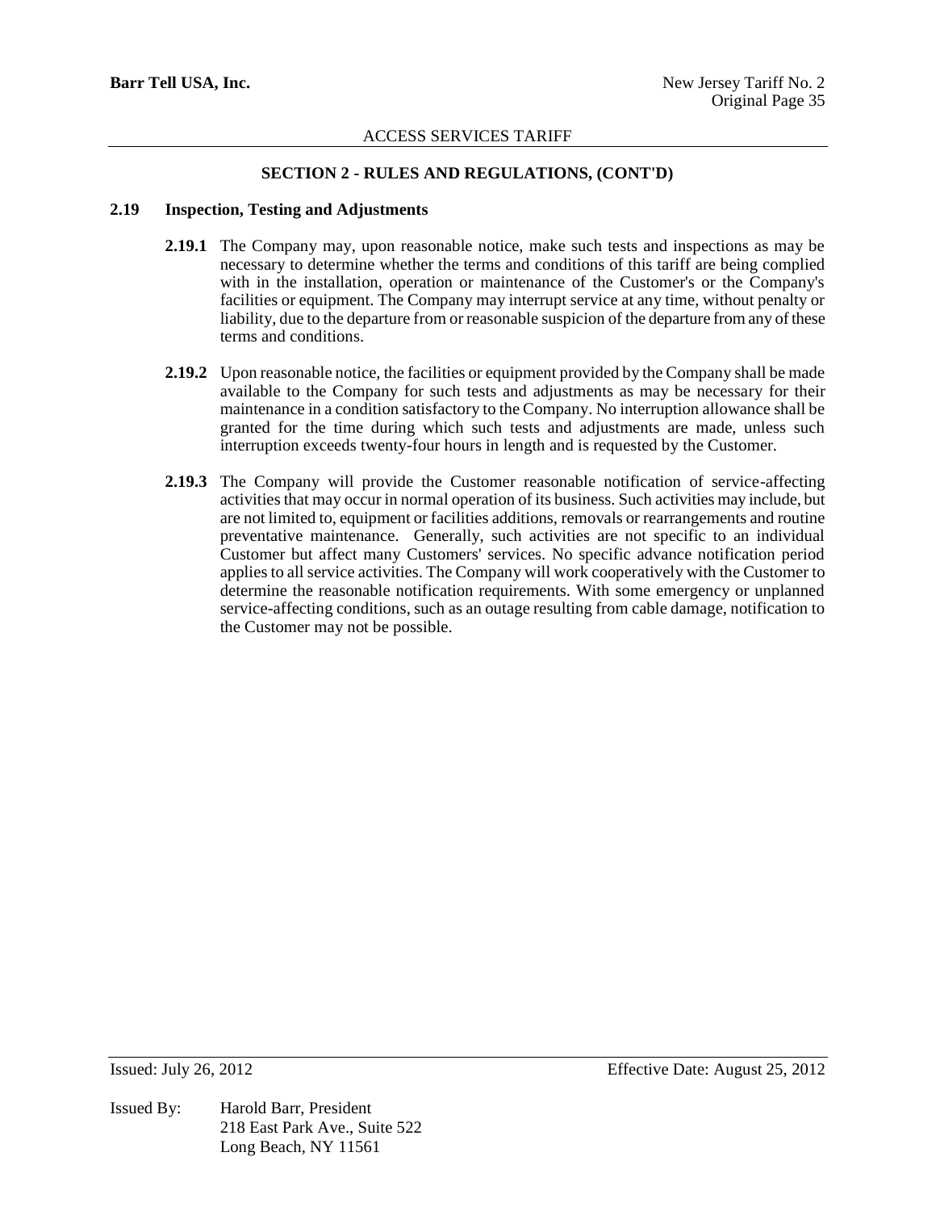## SECTION 2 - RULES AND REGULATIONS, (CONT'D)

### 2.19 Inspection, Testing and Adjustments

**2.19.1** The Company may, upon reasonable notice, make such tests and inspections as may be necessary to determine whether the terms and conditions of this tariff are being complied with in the installation, operation or maintenance of the Customer's or the Company's facilities or equipment. The Company may interrupt service at any time, without penalty or liability, due to the departure from or reasonable suspicion of the departure from any of these terms and conditions.

**2.19.2** Upon reasonable notice, the facilities or equipment provided by the Company shall be made available to the Company for such tests and adjustments as may be necessary for their maintenance in a condition satisfactory to the Company. No interruption allowance shall be granted for the time during which such tests and adjustments are made, unless such interruption exceeds twenty-four hours in length and is requested by the Customer.

**2.19.3** The Company will provide the Customer reasonable notification of service-affecting activities that may occur in normal operation of its business. Such activities may include, but are not limited to, equipment or facilities additions, removals or rearrangements and routine preventative maintenance. Generally, such activities are not specific to an individual Customer but affect many Customers' services. No specific advance notification period applies to all service activities. The Company will work cooperatively with the Customer to determine the reasonable notification requirements. With some emergency or unplanned service-affecting conditions, such as an outage resulting from cable damage, notification to the Customer may not be possible.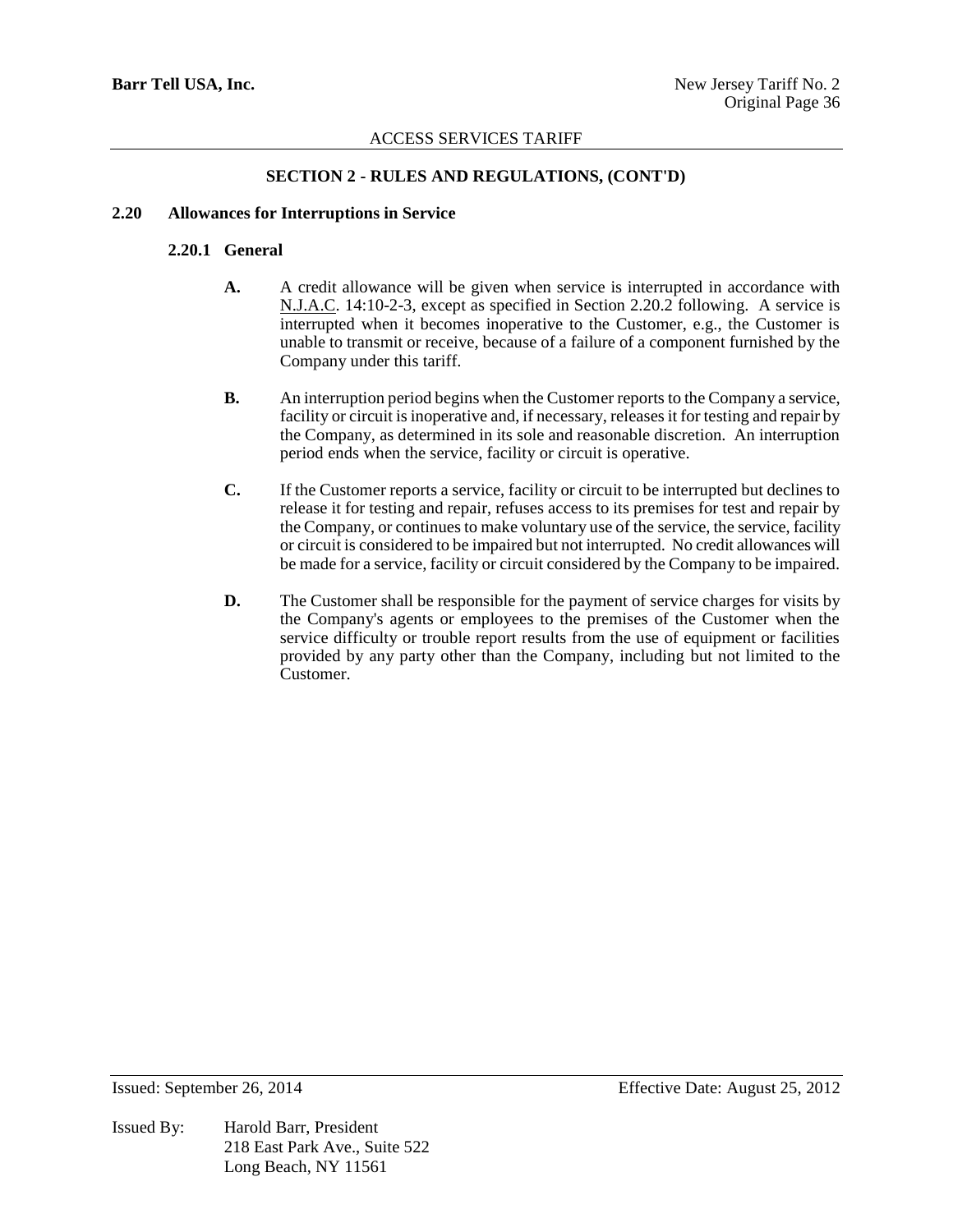## SECTION 2 - RULES AND REGULATIONS, (CONT'D)

### 2.20 Allowances for Interruptions in Service

#### 2.20.1 General

**A.** A credit allowance will be given when service is interrupted in accordance with N.J.A.C. 14:10-2-3, except as specified in Section 2.20.2 following. A service is interrupted when it becomes inoperative to the Customer, e.g., the Customer is unable to transmit or receive, because of a failure of a component furnished by the Company under this tariff.

**B.** An interruption period begins when the Customer reports to the Company a service, facility or circuit is inoperative and, if necessary, releases it for testing and repair by the Company, as determined in its sole and reasonable discretion. An interruption period ends when the service, facility or circuit is operative.

**C.** If the Customer reports a service, facility or circuit to be interrupted but declines to release it for testing and repair, refuses access to its premises for test and repair by the Company, or continues to make voluntary use of the service, the service, facility or circuit is considered to be impaired but not interrupted. No credit allowances will be made for a service, facility or circuit considered by the Company to be impaired.

**D.** The Customer shall be responsible for the payment of service charges for visits by the Company's agents or employees to the premises of the Customer when the service difficulty or trouble report results from the use of equipment or facilities provided by any party other than the Company, including but not limited to the Customer.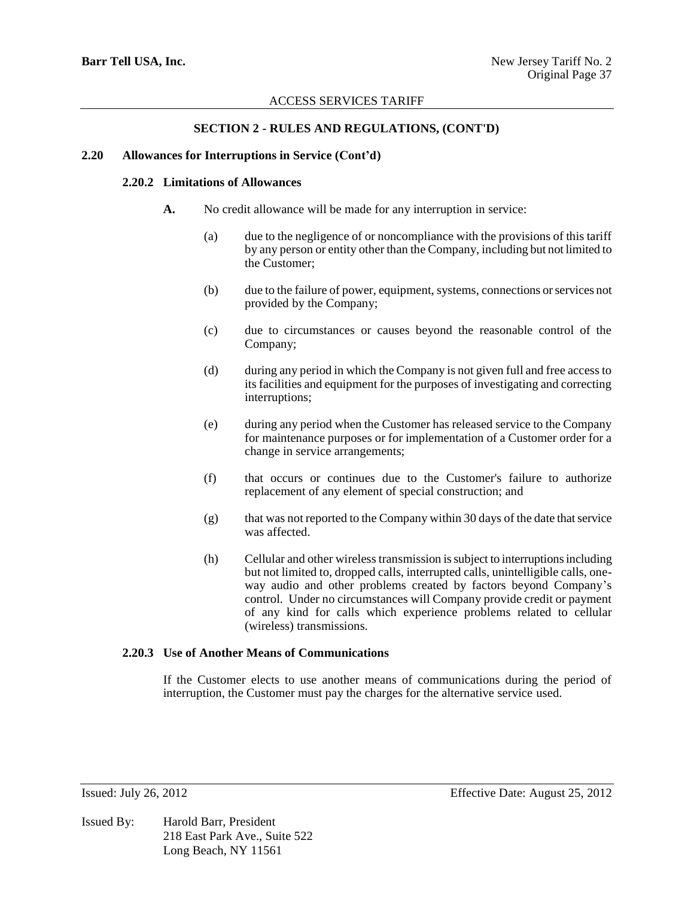## SECTION 2 - RULES AND REGULATIONS, (CONT'D)

### 2.20 Allowances for Interruptions in Service (Cont'd)

#### 2.20.2 Limitations of Allowances

**A.** No credit allowance will be made for any interruption in service:

(a) due to the negligence of or noncompliance with the provisions of this tariff by any person or entity other than the Company, including but not limited to the Customer;

(b) due to the failure of power, equipment, systems, connections or services not provided by the Company;

(c) due to circumstances or causes beyond the reasonable control of the Company;

(d) during any period in which the Company is not given full and free access to its facilities and equipment for the purposes of investigating and correcting interruptions;

(e) during any period when the Customer has released service to the Company for maintenance purposes or for implementation of a Customer order for a change in service arrangements;

(f) that occurs or continues due to the Customer's failure to authorize replacement of any element of special construction; and

(g) that was not reported to the Company within 30 days of the date that service was affected.

(h) Cellular and other wireless transmission is subject to interruptions including but not limited to, dropped calls, interrupted calls, unintelligible calls, one-way audio and other problems created by factors beyond Company's control. Under no circumstances will Company provide credit or payment of any kind for calls which experience problems related to cellular (wireless) transmissions.

#### 2.20.3 Use of Another Means of Communications

If the Customer elects to use another means of communications during the period of interruption, the Customer must pay the charges for the alternative service used.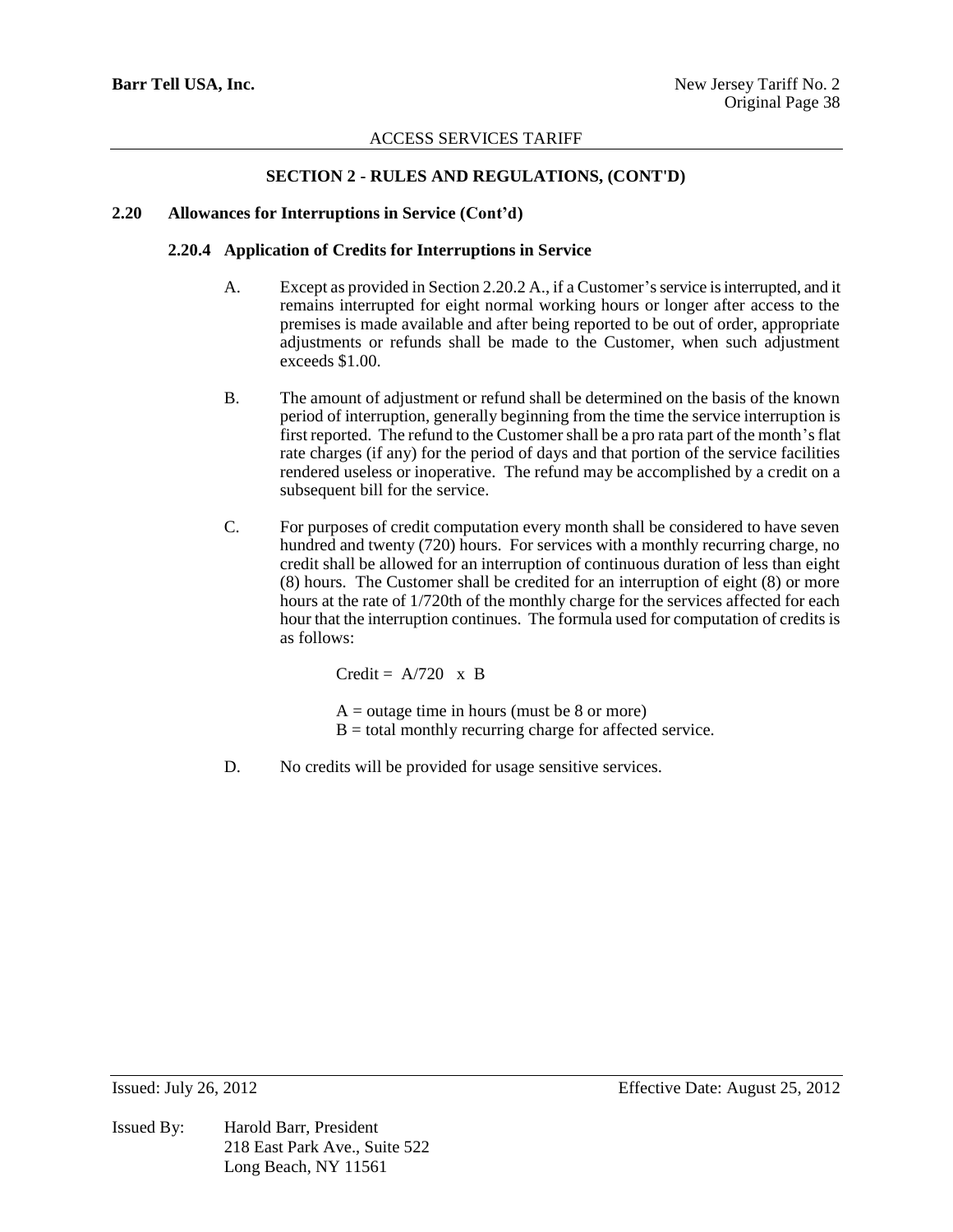## SECTION 2 - RULES AND REGULATIONS, (CONT'D)

### 2.20 Allowances for Interruptions in Service (Cont'd)

#### 2.20.4 Application of Credits for Interruptions in Service

A. Except as provided in Section 2.20.2 A., if a Customer's service is interrupted, and it remains interrupted for eight normal working hours or longer after access to the premises is made available and after being reported to be out of order, appropriate adjustments or refunds shall be made to the Customer, when such adjustment exceeds $1.00.

B. The amount of adjustment or refund shall be determined on the basis of the known period of interruption, generally beginning from the time the service interruption is first reported. The refund to the Customer shall be a pro rata part of the month's flat rate charges (if any) for the period of days and that portion of the service facilities rendered useless or inoperative. The refund may be accomplished by a credit on a subsequent bill for the service.

C. For purposes of credit computation every month shall be considered to have seven hundred and twenty (720) hours. For services with a monthly recurring charge, no credit shall be allowed for an interruption of continuous duration of less than eight (8) hours. The Customer shall be credited for an interruption of eight (8) or more hours at the rate of 1/720th of the monthly charge for the services affected for each hour that the interruption continues. The formula used for computation of credits is as follows:

$$\text{Credit} = A/720 \times B$$

$A$ = outage time in hours (must be 8 or more)
$B$ = total monthly recurring charge for affected service.

D. No credits will be provided for usage sensitive services.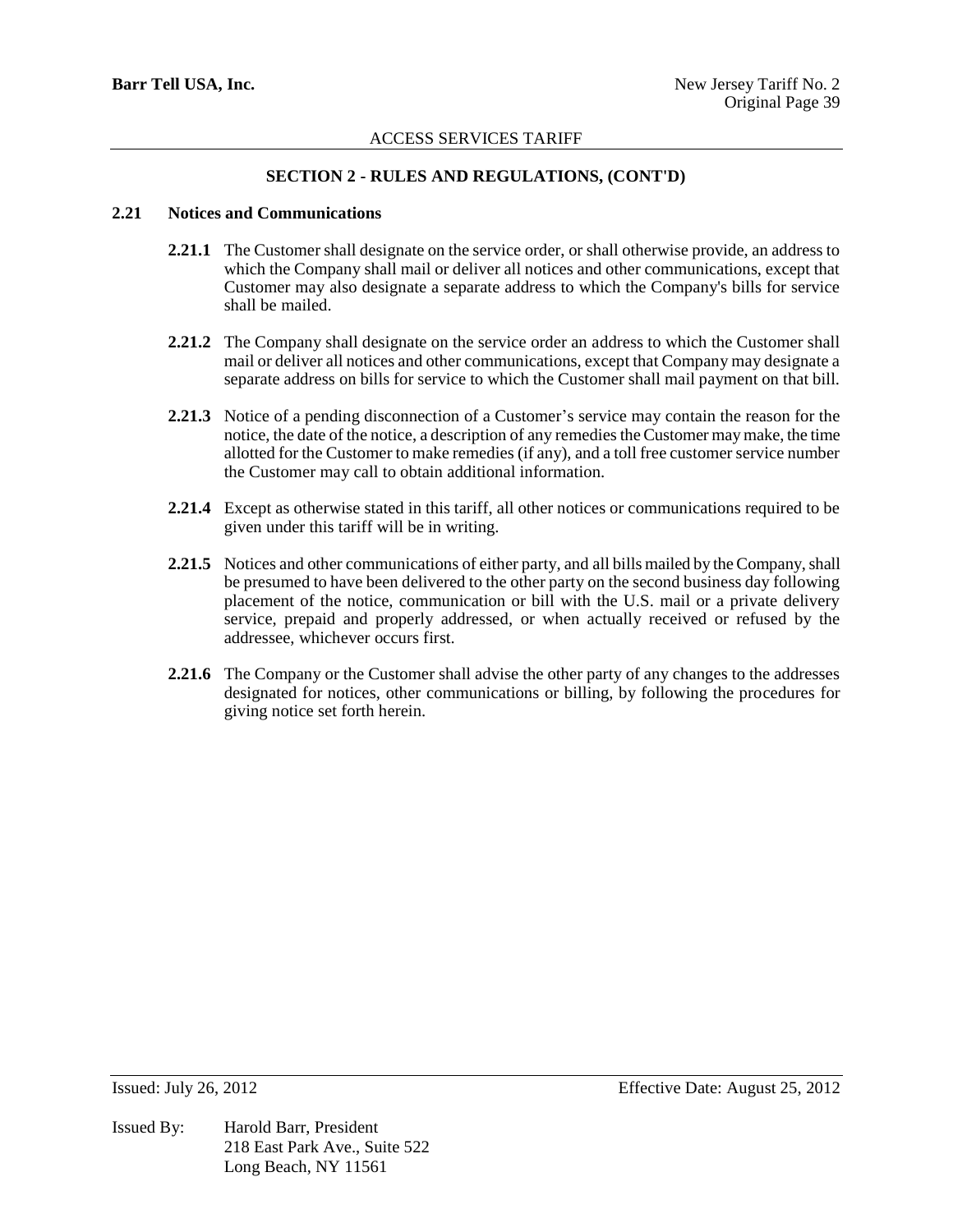## SECTION 2 - RULES AND REGULATIONS, (CONT'D)

### 2.21 Notices and Communications

**2.21.1** The Customer shall designate on the service order, or shall otherwise provide, an address to which the Company shall mail or deliver all notices and other communications, except that Customer may also designate a separate address to which the Company's bills for service shall be mailed.

**2.21.2** The Company shall designate on the service order an address to which the Customer shall mail or deliver all notices and other communications, except that Company may designate a separate address on bills for service to which the Customer shall mail payment on that bill.

**2.21.3** Notice of a pending disconnection of a Customer's service may contain the reason for the notice, the date of the notice, a description of any remedies the Customer may make, the time allotted for the Customer to make remedies (if any), and a toll free customer service number the Customer may call to obtain additional information.

**2.21.4** Except as otherwise stated in this tariff, all other notices or communications required to be given under this tariff will be in writing.

**2.21.5** Notices and other communications of either party, and all bills mailed by the Company, shall be presumed to have been delivered to the other party on the second business day following placement of the notice, communication or bill with the U.S. mail or a private delivery service, prepaid and properly addressed, or when actually received or refused by the addressee, whichever occurs first.

**2.21.6** The Company or the Customer shall advise the other party of any changes to the addresses designated for notices, other communications or billing, by following the procedures for giving notice set forth herein.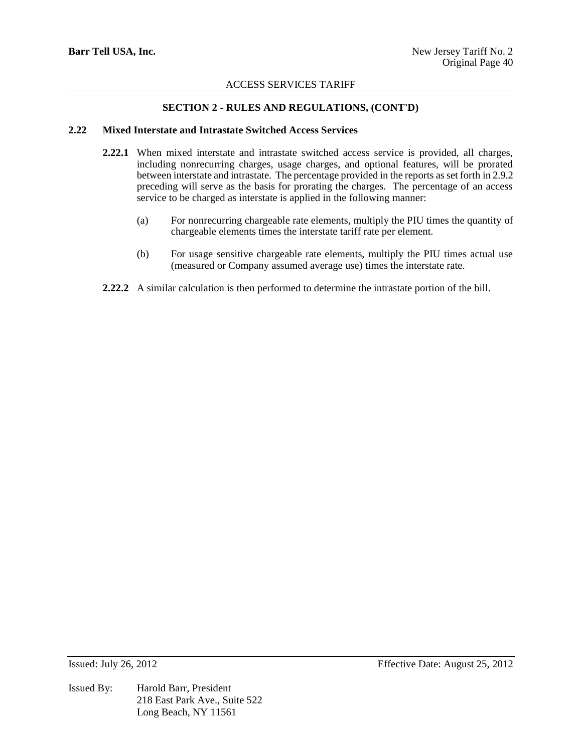## SECTION 2 - RULES AND REGULATIONS, (CONT'D)

### 2.22 Mixed Interstate and Intrastate Switched Access Services

**2.22.1** When mixed interstate and intrastate switched access service is provided, all charges, including nonrecurring charges, usage charges, and optional features, will be prorated between interstate and intrastate. The percentage provided in the reports as set forth in 2.9.2 preceding will serve as the basis for prorating the charges. The percentage of an access service to be charged as interstate is applied in the following manner:

(a) For nonrecurring chargeable rate elements, multiply the PIU times the quantity of chargeable elements times the interstate tariff rate per element.

(b) For usage sensitive chargeable rate elements, multiply the PIU times actual use (measured or Company assumed average use) times the interstate rate.

**2.22.2** A similar calculation is then performed to determine the intrastate portion of the bill.

Issued: July 26, 2012 Effective Date: August 25, 2012

Issued By: Harold Barr, President
218 East Park Ave., Suite 522
Long Beach, NY 11561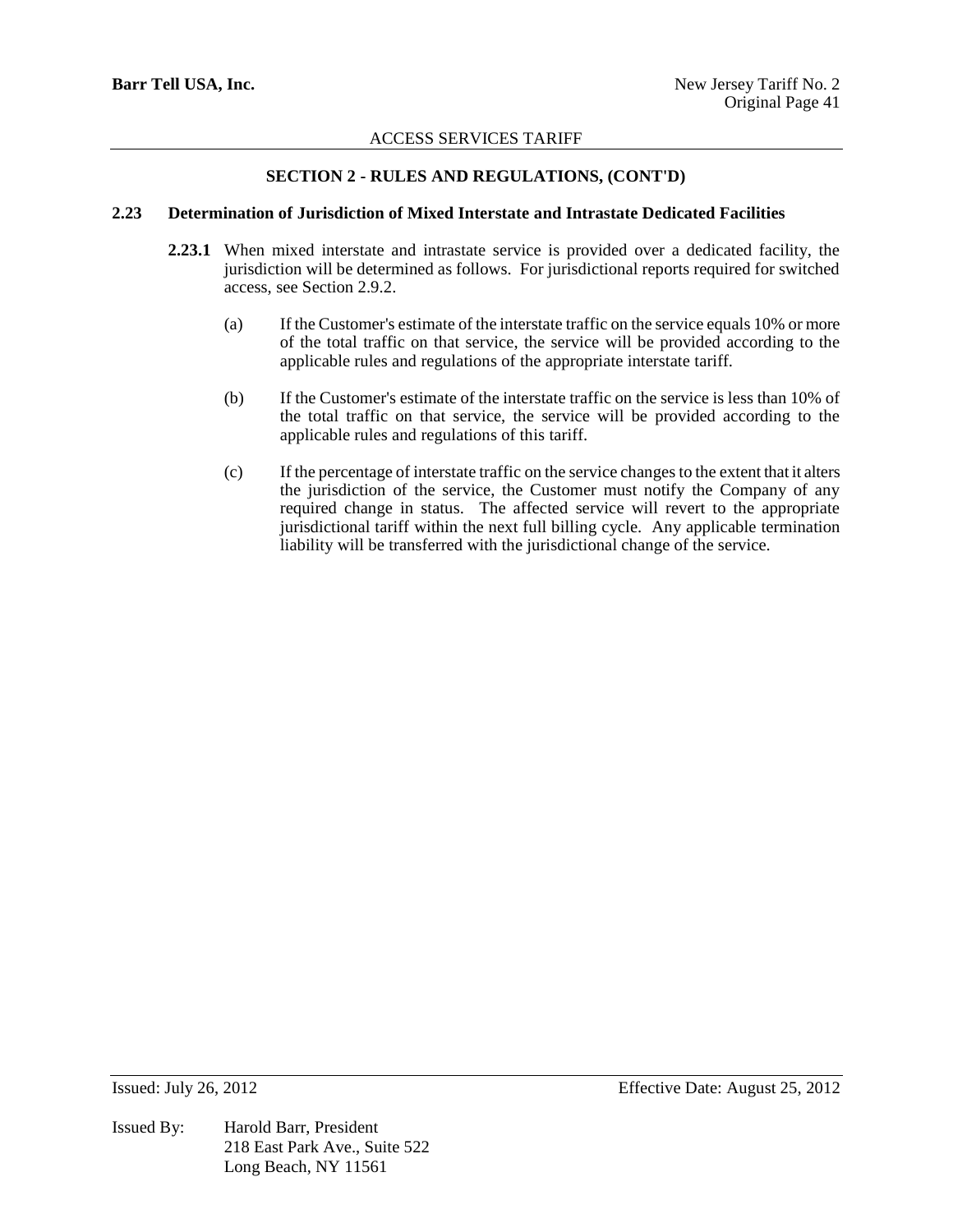## SECTION 2 - RULES AND REGULATIONS, (CONT'D)

### 2.23 Determination of Jurisdiction of Mixed Interstate and Intrastate Dedicated Facilities

**2.23.1** When mixed interstate and intrastate service is provided over a dedicated facility, the jurisdiction will be determined as follows. For jurisdictional reports required for switched access, see Section 2.9.2.

(a) If the Customer's estimate of the interstate traffic on the service equals 10% or more of the total traffic on that service, the service will be provided according to the applicable rules and regulations of the appropriate interstate tariff.

(b) If the Customer's estimate of the interstate traffic on the service is less than 10% of the total traffic on that service, the service will be provided according to the applicable rules and regulations of this tariff.

(c) If the percentage of interstate traffic on the service changes to the extent that it alters the jurisdiction of the service, the Customer must notify the Company of any required change in status. The affected service will revert to the appropriate jurisdictional tariff within the next full billing cycle. Any applicable termination liability will be transferred with the jurisdictional change of the service.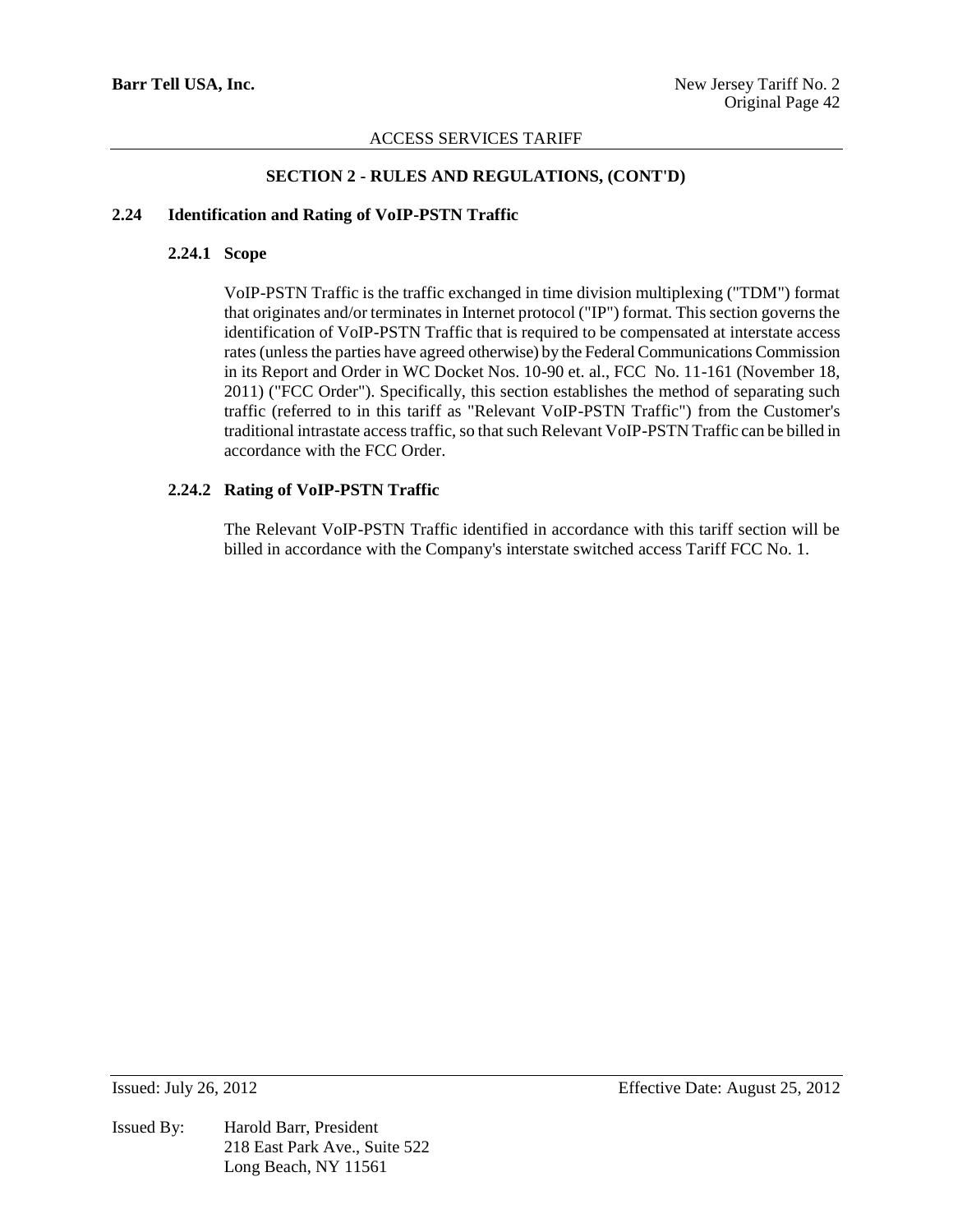## SECTION 2 - RULES AND REGULATIONS, (CONT'D)

### 2.24 Identification and Rating of VoIP-PSTN Traffic

#### 2.24.1 Scope

VoIP-PSTN Traffic is the traffic exchanged in time division multiplexing ("TDM") format that originates and/or terminates in Internet protocol ("IP") format. This section governs the identification of VoIP-PSTN Traffic that is required to be compensated at interstate access rates (unless the parties have agreed otherwise) by the Federal Communications Commission in its Report and Order in WC Docket Nos. 10-90 et. al., FCC No. 11-161 (November 18, 2011) ("FCC Order"). Specifically, this section establishes the method of separating such traffic (referred to in this tariff as "Relevant VoIP-PSTN Traffic") from the Customer's traditional intrastate access traffic, so that such Relevant VoIP-PSTN Traffic can be billed in accordance with the FCC Order.

#### 2.24.2 Rating of VoIP-PSTN Traffic

The Relevant VoIP-PSTN Traffic identified in accordance with this tariff section will be billed in accordance with the Company's interstate switched access Tariff FCC No. 1.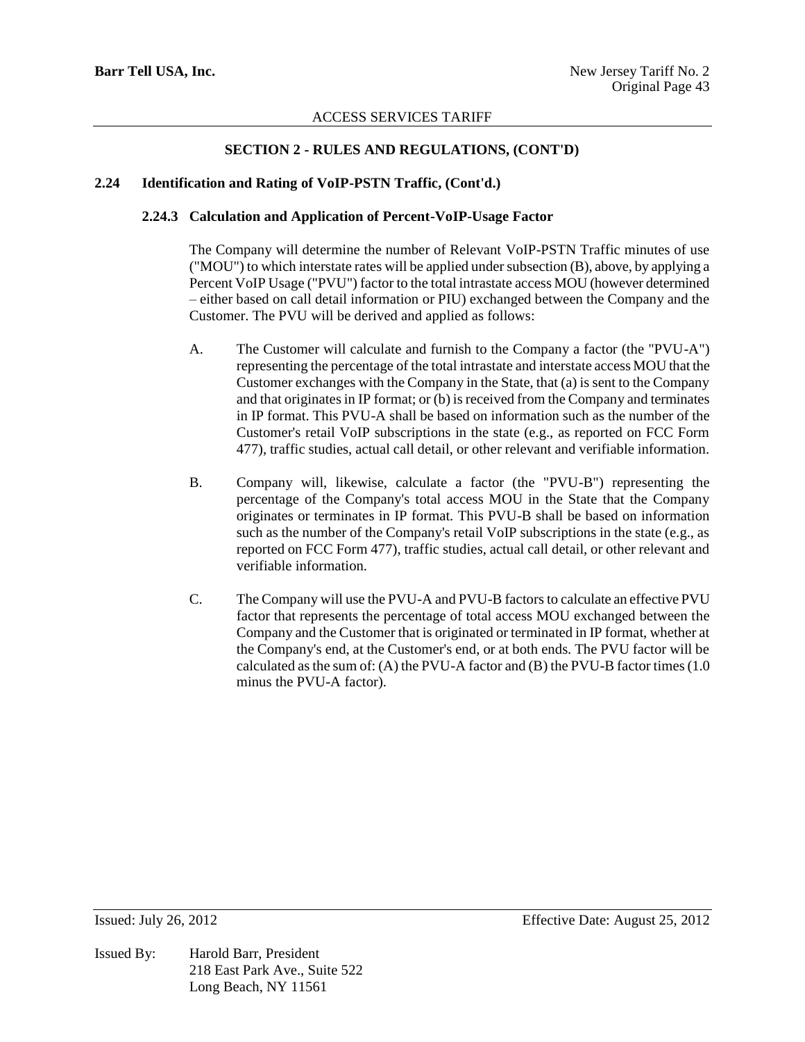### SECTION 2 - RULES AND REGULATIONS, (CONT'D)

#### 2.24 Identification and Rating of VoIP-PSTN Traffic, (Cont'd.)

##### 2.24.3 Calculation and Application of Percent-VoIP-Usage Factor

The Company will determine the number of Relevant VoIP-PSTN Traffic minutes of use ("MOU") to which interstate rates will be applied under subsection (B), above, by applying a Percent VoIP Usage ("PVU") factor to the total intrastate access MOU (however determined – either based on call detail information or PIU) exchanged between the Company and the Customer. The PVU will be derived and applied as follows:

A. The Customer will calculate and furnish to the Company a factor (the "PVU-A") representing the percentage of the total intrastate and interstate access MOU that the Customer exchanges with the Company in the State, that (a) is sent to the Company and that originates in IP format; or (b) is received from the Company and terminates in IP format. This PVU-A shall be based on information such as the number of the Customer's retail VoIP subscriptions in the state (e.g., as reported on FCC Form 477), traffic studies, actual call detail, or other relevant and verifiable information.

B. Company will, likewise, calculate a factor (the "PVU-B") representing the percentage of the Company's total access MOU in the State that the Company originates or terminates in IP format. This PVU-B shall be based on information such as the number of the Company's retail VoIP subscriptions in the state (e.g., as reported on FCC Form 477), traffic studies, actual call detail, or other relevant and verifiable information.

C. The Company will use the PVU-A and PVU-B factors to calculate an effective PVU factor that represents the percentage of total access MOU exchanged between the Company and the Customer that is originated or terminated in IP format, whether at the Company's end, at the Customer's end, or at both ends. The PVU factor will be calculated as the sum of: (A) the PVU-A factor and (B) the PVU-B factor times (1.0 minus the PVU-A factor).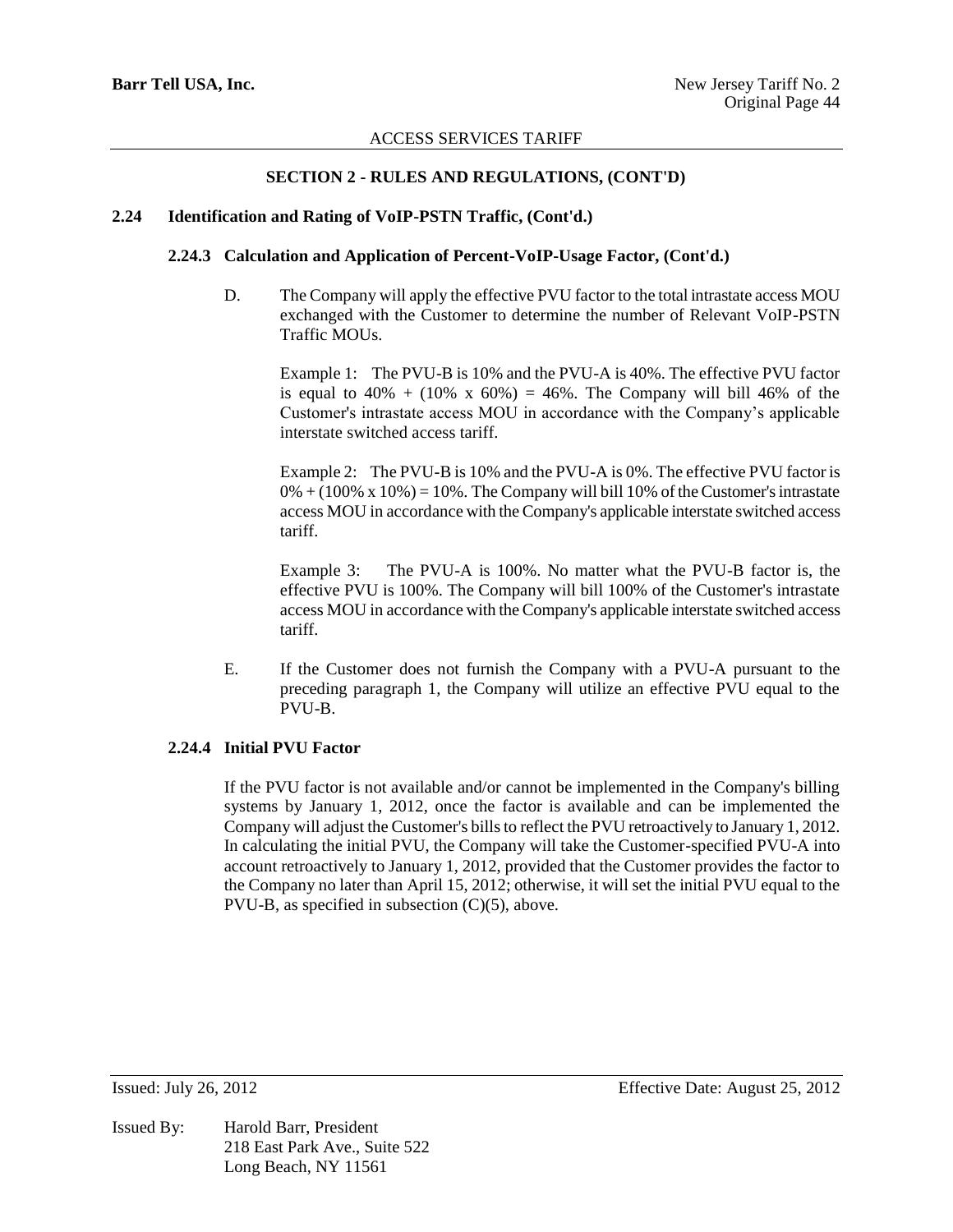ACCESS SERVICES TARIFF

## SECTION 2 - RULES AND REGULATIONS, (CONT'D)

### 2.24 Identification and Rating of VoIP-PSTN Traffic, (Cont'd.)

#### 2.24.3 Calculation and Application of Percent-VoIP-Usage Factor, (Cont'd.)

D. The Company will apply the effective PVU factor to the total intrastate access MOU exchanged with the Customer to determine the number of Relevant VoIP-PSTN Traffic MOUs.

Example 1: The PVU-B is 10% and the PVU-A is 40%. The effective PVU factor is equal to 40% + (10% x 60%) = 46%. The Company will bill 46% of the Customer's intrastate access MOU in accordance with the Company's applicable interstate switched access tariff.

Example 2: The PVU-B is 10% and the PVU-A is 0%. The effective PVU factor is 0% + (100% x 10%) = 10%. The Company will bill 10% of the Customer's intrastate access MOU in accordance with the Company's applicable interstate switched access tariff.

Example 3: The PVU-A is 100%. No matter what the PVU-B factor is, the effective PVU is 100%. The Company will bill 100% of the Customer's intrastate access MOU in accordance with the Company's applicable interstate switched access tariff.

E. If the Customer does not furnish the Company with a PVU-A pursuant to the preceding paragraph 1, the Company will utilize an effective PVU equal to the PVU-B.

#### 2.24.4 Initial PVU Factor

If the PVU factor is not available and/or cannot be implemented in the Company's billing systems by January 1, 2012, once the factor is available and can be implemented the Company will adjust the Customer's bills to reflect the PVU retroactively to January 1, 2012. In calculating the initial PVU, the Company will take the Customer-specified PVU-A into account retroactively to January 1, 2012, provided that the Customer provides the factor to the Company no later than April 15, 2012; otherwise, it will set the initial PVU equal to the PVU-B, as specified in subsection (C)(5), above.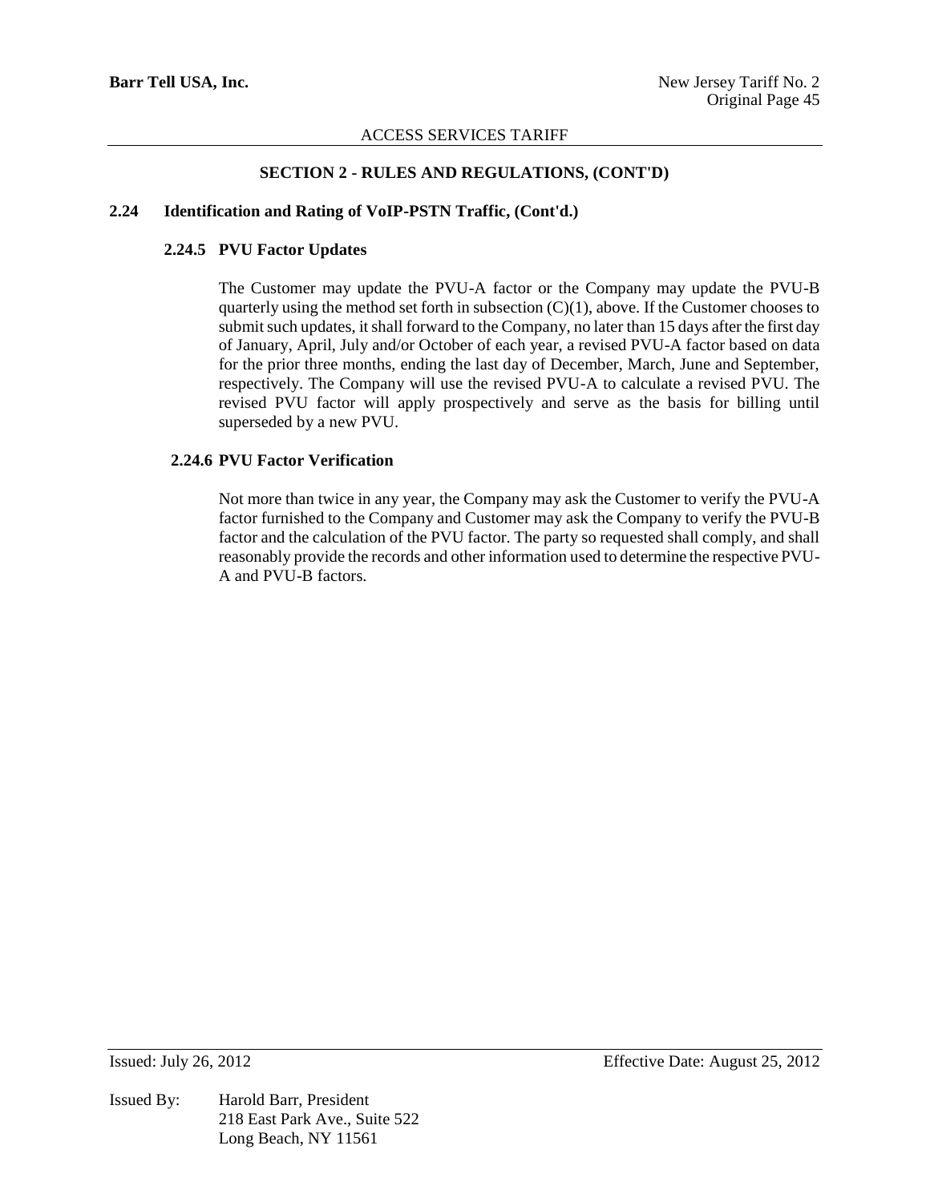## SECTION 2 - RULES AND REGULATIONS, (CONT'D)

### 2.24 Identification and Rating of VoIP-PSTN Traffic, (Cont'd.)

#### 2.24.5 PVU Factor Updates

The Customer may update the PVU-A factor or the Company may update the PVU-B quarterly using the method set forth in subsection (C)(1), above. If the Customer chooses to submit such updates, it shall forward to the Company, no later than 15 days after the first day of January, April, July and/or October of each year, a revised PVU-A factor based on data for the prior three months, ending the last day of December, March, June and September, respectively. The Company will use the revised PVU-A to calculate a revised PVU. The revised PVU factor will apply prospectively and serve as the basis for billing until superseded by a new PVU.

#### 2.24.6 PVU Factor Verification

Not more than twice in any year, the Company may ask the Customer to verify the PVU-A factor furnished to the Company and Customer may ask the Company to verify the PVU-B factor and the calculation of the PVU factor. The party so requested shall comply, and shall reasonably provide the records and other information used to determine the respective PVU-A and PVU-B factors.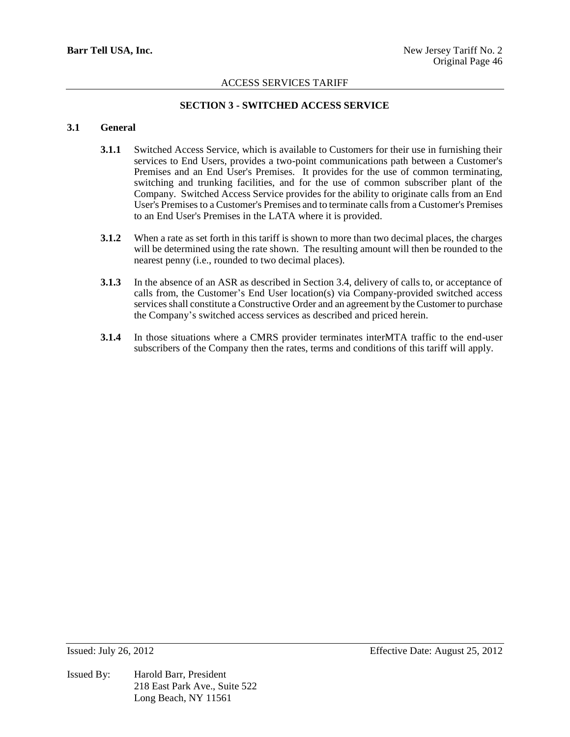## SECTION 3 - SWITCHED ACCESS SERVICE

### 3.1 General

**3.1.1** Switched Access Service, which is available to Customers for their use in furnishing their services to End Users, provides a two-point communications path between a Customer's Premises and an End User's Premises. It provides for the use of common terminating, switching and trunking facilities, and for the use of common subscriber plant of the Company. Switched Access Service provides for the ability to originate calls from an End User's Premises to a Customer's Premises and to terminate calls from a Customer's Premises to an End User's Premises in the LATA where it is provided.

**3.1.2** When a rate as set forth in this tariff is shown to more than two decimal places, the charges will be determined using the rate shown. The resulting amount will then be rounded to the nearest penny (i.e., rounded to two decimal places).

**3.1.3** In the absence of an ASR as described in Section 3.4, delivery of calls to, or acceptance of calls from, the Customer's End User location(s) via Company-provided switched access services shall constitute a Constructive Order and an agreement by the Customer to purchase the Company's switched access services as described and priced herein.

**3.1.4** In those situations where a CMRS provider terminates interMTA traffic to the end-user subscribers of the Company then the rates, terms and conditions of this tariff will apply.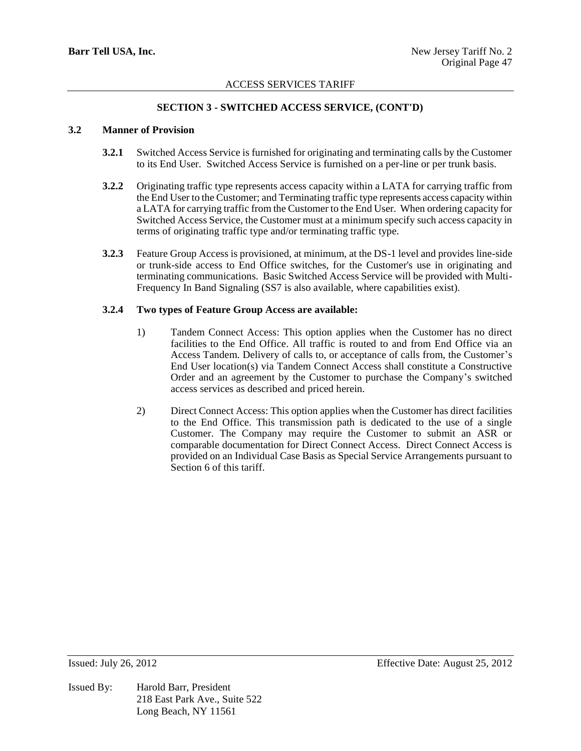## SECTION 3 - SWITCHED ACCESS SERVICE, (CONT'D)

### 3.2 Manner of Provision

**3.2.1** Switched Access Service is furnished for originating and terminating calls by the Customer to its End User. Switched Access Service is furnished on a per-line or per trunk basis.

**3.2.2** Originating traffic type represents access capacity within a LATA for carrying traffic from the End User to the Customer; and Terminating traffic type represents access capacity within a LATA for carrying traffic from the Customer to the End User. When ordering capacity for Switched Access Service, the Customer must at a minimum specify such access capacity in terms of originating traffic type and/or terminating traffic type.

**3.2.3** Feature Group Access is provisioned, at minimum, at the DS-1 level and provides line-side or trunk-side access to End Office switches, for the Customer's use in originating and terminating communications. Basic Switched Access Service will be provided with Multi-Frequency In Band Signaling (SS7 is also available, where capabilities exist).

**3.2.4 Two types of Feature Group Access are available:**

1) Tandem Connect Access: This option applies when the Customer has no direct facilities to the End Office. All traffic is routed to and from End Office via an Access Tandem. Delivery of calls to, or acceptance of calls from, the Customer's End User location(s) via Tandem Connect Access shall constitute a Constructive Order and an agreement by the Customer to purchase the Company's switched access services as described and priced herein.

2) Direct Connect Access: This option applies when the Customer has direct facilities to the End Office. This transmission path is dedicated to the use of a single Customer. The Company may require the Customer to submit an ASR or comparable documentation for Direct Connect Access. Direct Connect Access is provided on an Individual Case Basis as Special Service Arrangements pursuant to Section 6 of this tariff.

Issued: July 26, 2012 Effective Date: August 25, 2012

Issued By: Harold Barr, President
218 East Park Ave., Suite 522
Long Beach, NY 11561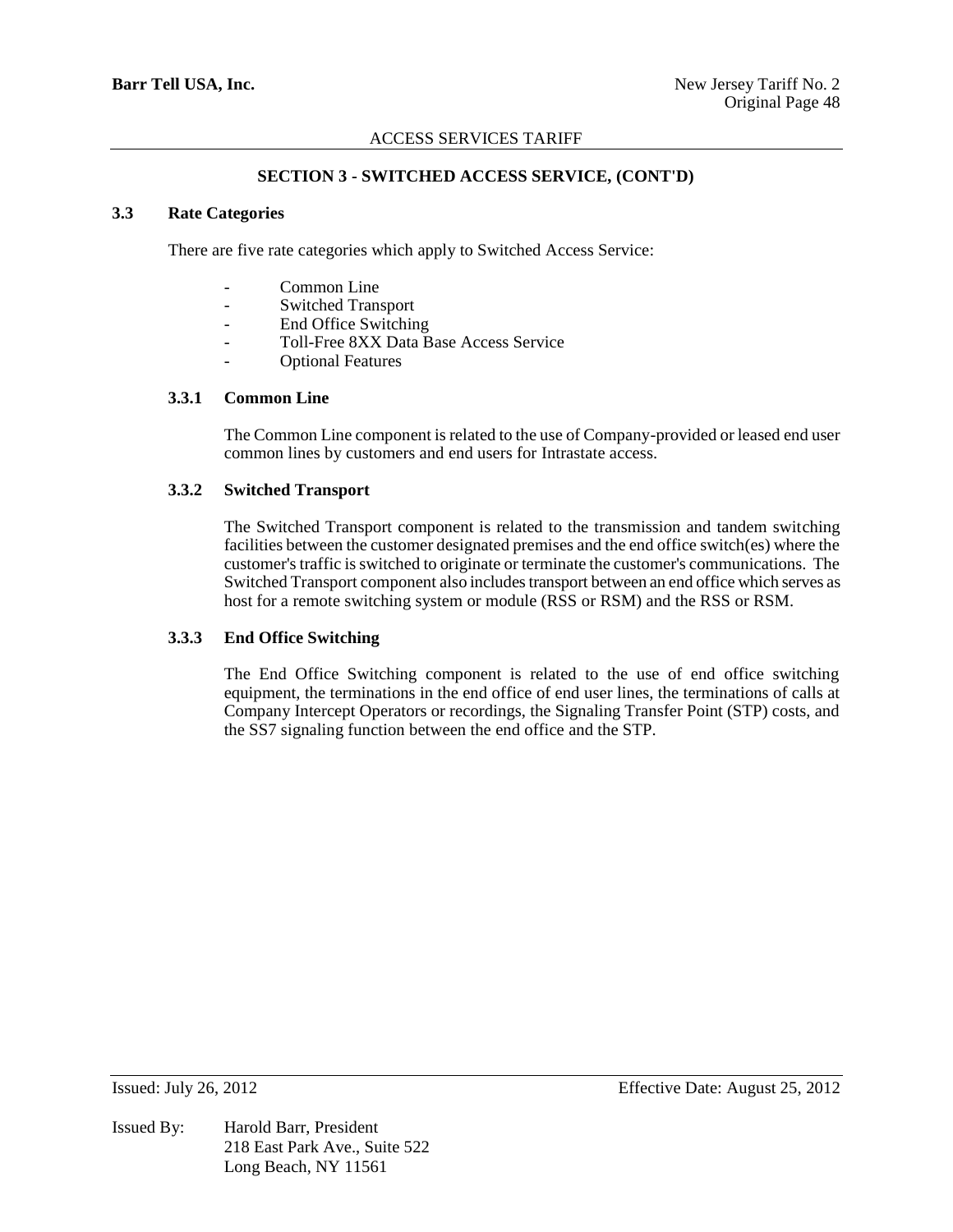## SECTION 3 - SWITCHED ACCESS SERVICE, (CONT'D)

### 3.3 Rate Categories

There are five rate categories which apply to Switched Access Service:

- Common Line
- Switched Transport
- End Office Switching
- Toll-Free 8XX Data Base Access Service
- Optional Features

#### 3.3.1 Common Line

The Common Line component is related to the use of Company-provided or leased end user common lines by customers and end users for Intrastate access.

#### 3.3.2 Switched Transport

The Switched Transport component is related to the transmission and tandem switching facilities between the customer designated premises and the end office switch(es) where the customer's traffic is switched to originate or terminate the customer's communications. The Switched Transport component also includes transport between an end office which serves as host for a remote switching system or module (RSS or RSM) and the RSS or RSM.

#### 3.3.3 End Office Switching

The End Office Switching component is related to the use of end office switching equipment, the terminations in the end office of end user lines, the terminations of calls at Company Intercept Operators or recordings, the Signaling Transfer Point (STP) costs, and the SS7 signaling function between the end office and the STP.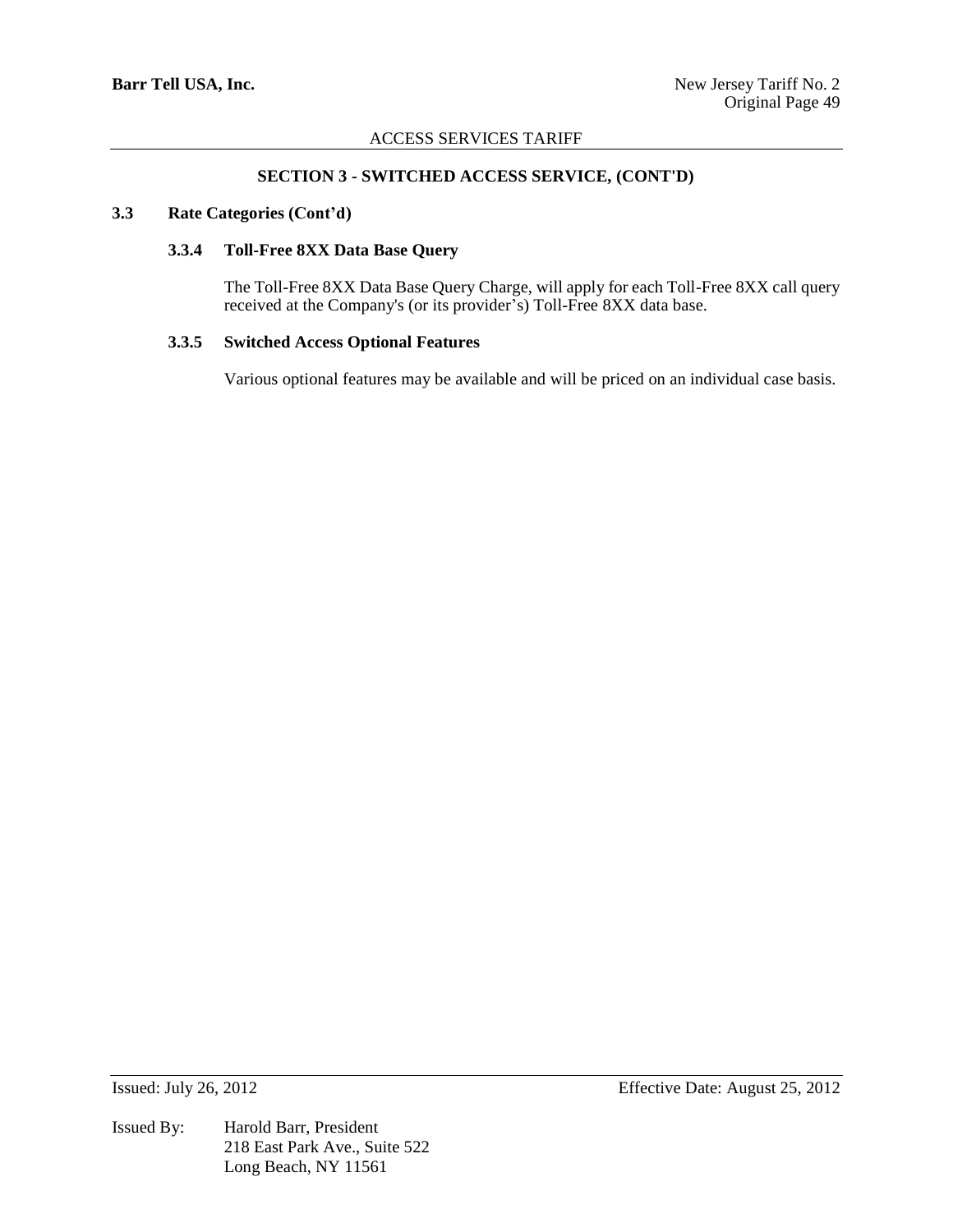## SECTION 3 - SWITCHED ACCESS SERVICE, (CONT'D)

### 3.3 Rate Categories (Cont'd)

#### 3.3.4 Toll-Free 8XX Data Base Query

The Toll-Free 8XX Data Base Query Charge, will apply for each Toll-Free 8XX call query received at the Company's (or its provider's) Toll-Free 8XX data base.

#### 3.3.5 Switched Access Optional Features

Various optional features may be available and will be priced on an individual case basis.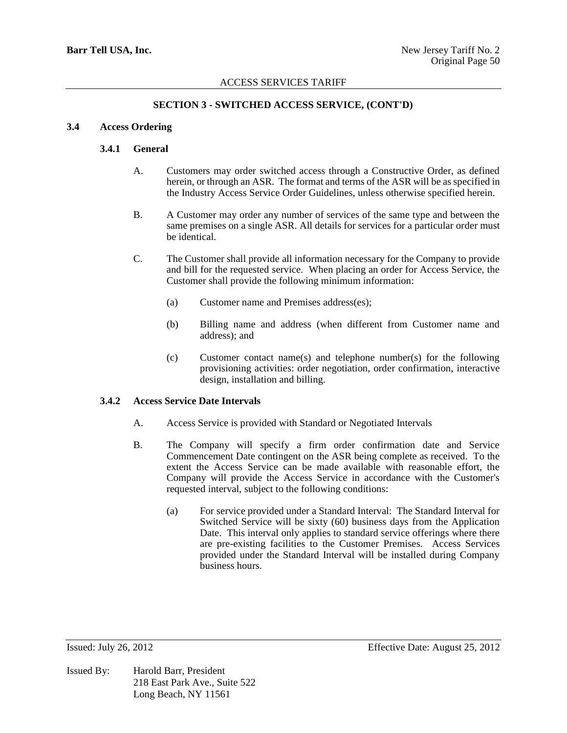## SECTION 3 - SWITCHED ACCESS SERVICE, (CONT'D)

### 3.4 Access Ordering

#### 3.4.1 General

A. Customers may order switched access through a Constructive Order, as defined herein, or through an ASR. The format and terms of the ASR will be as specified in the Industry Access Service Order Guidelines, unless otherwise specified herein.

B. A Customer may order any number of services of the same type and between the same premises on a single ASR. All details for services for a particular order must be identical.

C. The Customer shall provide all information necessary for the Company to provide and bill for the requested service. When placing an order for Access Service, the Customer shall provide the following minimum information:

(a) Customer name and Premises address(es);

(b) Billing name and address (when different from Customer name and address); and

(c) Customer contact name(s) and telephone number(s) for the following provisioning activities: order negotiation, order confirmation, interactive design, installation and billing.

#### 3.4.2 Access Service Date Intervals

A. Access Service is provided with Standard or Negotiated Intervals

B. The Company will specify a firm order confirmation date and Service Commencement Date contingent on the ASR being complete as received. To the extent the Access Service can be made available with reasonable effort, the Company will provide the Access Service in accordance with the Customer's requested interval, subject to the following conditions:

(a) For service provided under a Standard Interval: The Standard Interval for Switched Service will be sixty (60) business days from the Application Date. This interval only applies to standard service offerings where there are pre-existing facilities to the Customer Premises. Access Services provided under the Standard Interval will be installed during Company business hours.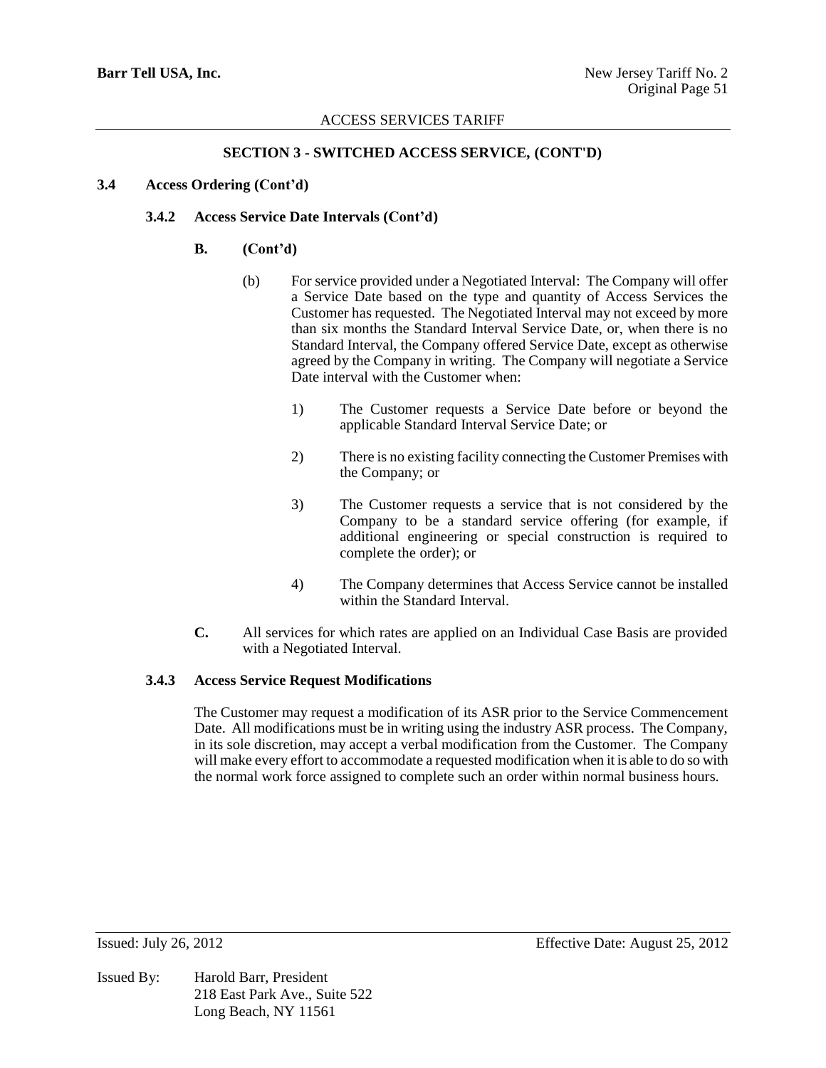**SECTION 3 - SWITCHED ACCESS SERVICE, (CONT'D)**

**3.4 Access Ordering (Cont'd)**

**3.4.2 Access Service Date Intervals (Cont'd)**

**B. (Cont'd)**

(b) For service provided under a Negotiated Interval: The Company will offer a Service Date based on the type and quantity of Access Services the Customer has requested. The Negotiated Interval may not exceed by more than six months the Standard Interval Service Date, or, when there is no Standard Interval, the Company offered Service Date, except as otherwise agreed by the Company in writing. The Company will negotiate a Service Date interval with the Customer when:

1) The Customer requests a Service Date before or beyond the applicable Standard Interval Service Date; or

2) There is no existing facility connecting the Customer Premises with the Company; or

3) The Customer requests a service that is not considered by the Company to be a standard service offering (for example, if additional engineering or special construction is required to complete the order); or

4) The Company determines that Access Service cannot be installed within the Standard Interval.

**C.** All services for which rates are applied on an Individual Case Basis are provided with a Negotiated Interval.

**3.4.3 Access Service Request Modifications**

The Customer may request a modification of its ASR prior to the Service Commencement Date. All modifications must be in writing using the industry ASR process. The Company, in its sole discretion, may accept a verbal modification from the Customer. The Company will make every effort to accommodate a requested modification when it is able to do so with the normal work force assigned to complete such an order within normal business hours.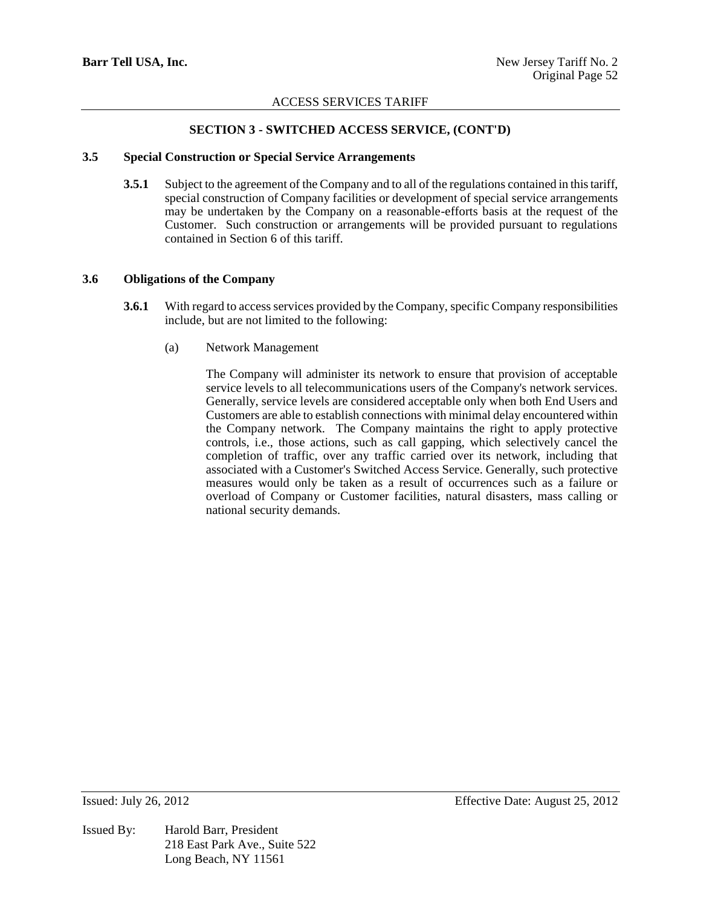**SECTION 3 - SWITCHED ACCESS SERVICE, (CONT'D)**

**3.5 Special Construction or Special Service Arrangements**

**3.5.1** Subject to the agreement of the Company and to all of the regulations contained in this tariff, special construction of Company facilities or development of special service arrangements may be undertaken by the Company on a reasonable-efforts basis at the request of the Customer. Such construction or arrangements will be provided pursuant to regulations contained in Section 6 of this tariff.

**3.6 Obligations of the Company**

**3.6.1** With regard to access services provided by the Company, specific Company responsibilities include, but are not limited to the following:

(a) Network Management

The Company will administer its network to ensure that provision of acceptable service levels to all telecommunications users of the Company's network services. Generally, service levels are considered acceptable only when both End Users and Customers are able to establish connections with minimal delay encountered within the Company network. The Company maintains the right to apply protective controls, i.e., those actions, such as call gapping, which selectively cancel the completion of traffic, over any traffic carried over its network, including that associated with a Customer's Switched Access Service. Generally, such protective measures would only be taken as a result of occurrences such as a failure or overload of Company or Customer facilities, natural disasters, mass calling or national security demands.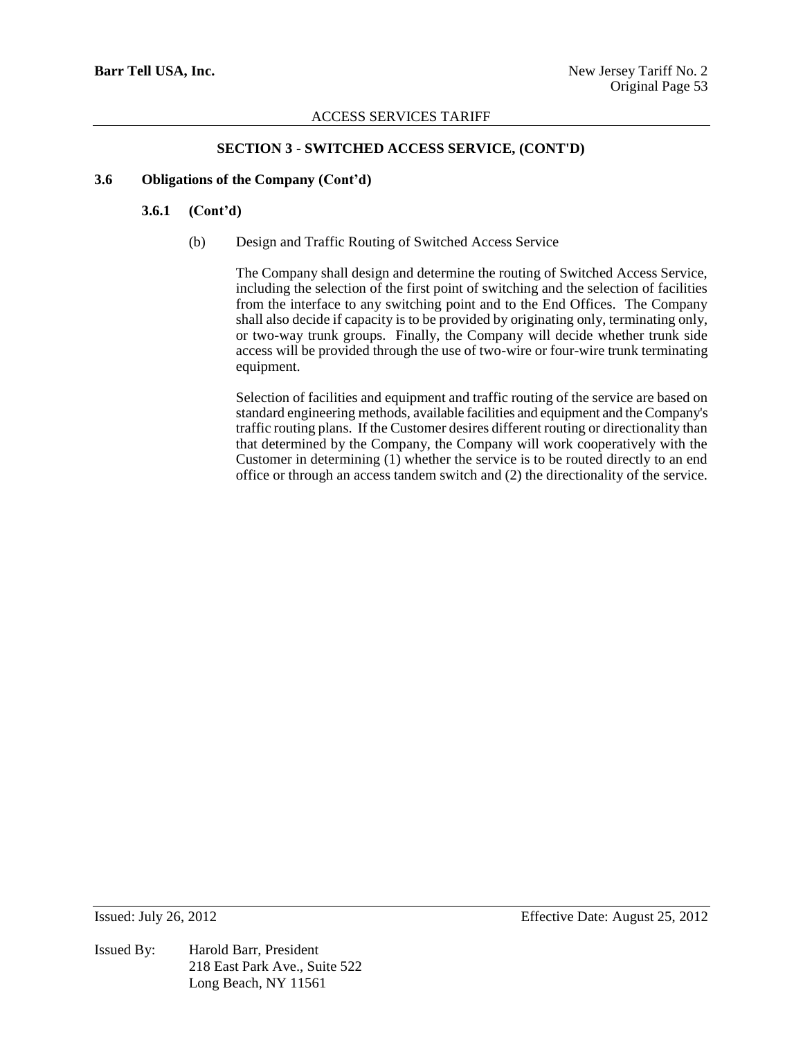## SECTION 3 - SWITCHED ACCESS SERVICE, (CONT'D)

### 3.6 Obligations of the Company (Cont'd)

#### 3.6.1 (Cont'd)

(b) Design and Traffic Routing of Switched Access Service

The Company shall design and determine the routing of Switched Access Service, including the selection of the first point of switching and the selection of facilities from the interface to any switching point and to the End Offices. The Company shall also decide if capacity is to be provided by originating only, terminating only, or two-way trunk groups. Finally, the Company will decide whether trunk side access will be provided through the use of two-wire or four-wire trunk terminating equipment.

Selection of facilities and equipment and traffic routing of the service are based on standard engineering methods, available facilities and equipment and the Company's traffic routing plans. If the Customer desires different routing or directionality than that determined by the Company, the Company will work cooperatively with the Customer in determining (1) whether the service is to be routed directly to an end office or through an access tandem switch and (2) the directionality of the service.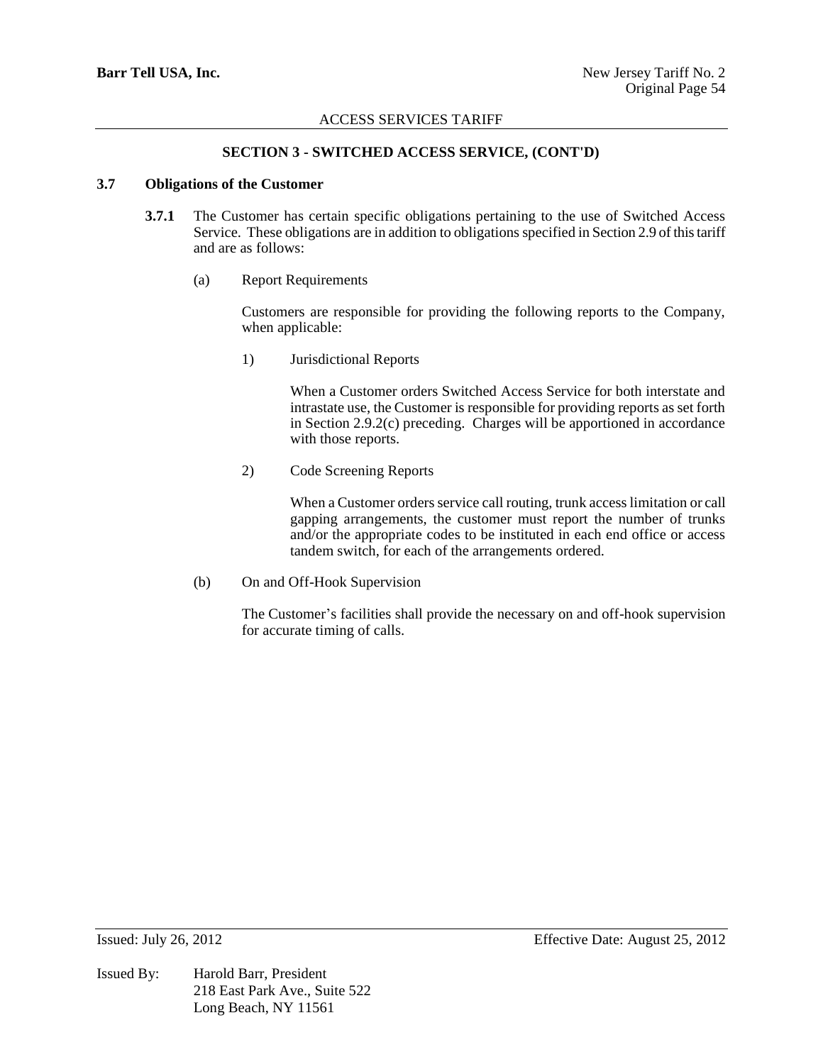## SECTION 3 - SWITCHED ACCESS SERVICE, (CONT'D)

### 3.7 Obligations of the Customer

**3.7.1** The Customer has certain specific obligations pertaining to the use of Switched Access Service. These obligations are in addition to obligations specified in Section 2.9 of this tariff and are as follows:

(a) Report Requirements

Customers are responsible for providing the following reports to the Company, when applicable:

1) Jurisdictional Reports

When a Customer orders Switched Access Service for both interstate and intrastate use, the Customer is responsible for providing reports as set forth in Section 2.9.2(c) preceding. Charges will be apportioned in accordance with those reports.

2) Code Screening Reports

When a Customer orders service call routing, trunk access limitation or call gapping arrangements, the customer must report the number of trunks and/or the appropriate codes to be instituted in each end office or access tandem switch, for each of the arrangements ordered.

(b) On and Off-Hook Supervision

The Customer's facilities shall provide the necessary on and off-hook supervision for accurate timing of calls.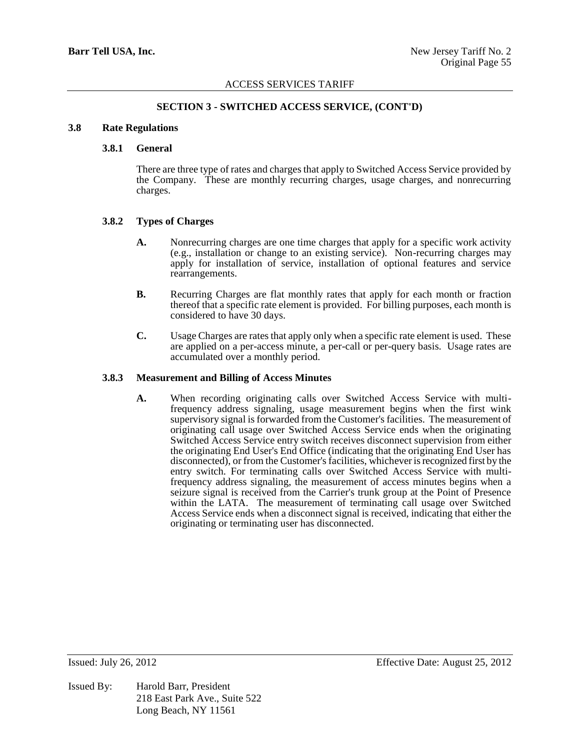## SECTION 3 - SWITCHED ACCESS SERVICE, (CONT'D)

### 3.8 Rate Regulations

#### 3.8.1 General

There are three type of rates and charges that apply to Switched Access Service provided by the Company. These are monthly recurring charges, usage charges, and nonrecurring charges.

#### 3.8.2 Types of Charges

**A.** Nonrecurring charges are one time charges that apply for a specific work activity (e.g., installation or change to an existing service). Non-recurring charges may apply for installation of service, installation of optional features and service rearrangements.

**B.** Recurring Charges are flat monthly rates that apply for each month or fraction thereof that a specific rate element is provided. For billing purposes, each month is considered to have 30 days.

**C.** Usage Charges are rates that apply only when a specific rate element is used. These are applied on a per-access minute, a per-call or per-query basis. Usage rates are accumulated over a monthly period.

#### 3.8.3 Measurement and Billing of Access Minutes

**A.** When recording originating calls over Switched Access Service with multi-frequency address signaling, usage measurement begins when the first wink supervisory signal is forwarded from the Customer's facilities. The measurement of originating call usage over Switched Access Service ends when the originating Switched Access Service entry switch receives disconnect supervision from either the originating End User's End Office (indicating that the originating End User has disconnected), or from the Customer's facilities, whichever is recognized first by the entry switch. For terminating calls over Switched Access Service with multi-frequency address signaling, the measurement of access minutes begins when a seizure signal is received from the Carrier's trunk group at the Point of Presence within the LATA. The measurement of terminating call usage over Switched Access Service ends when a disconnect signal is received, indicating that either the originating or terminating user has disconnected.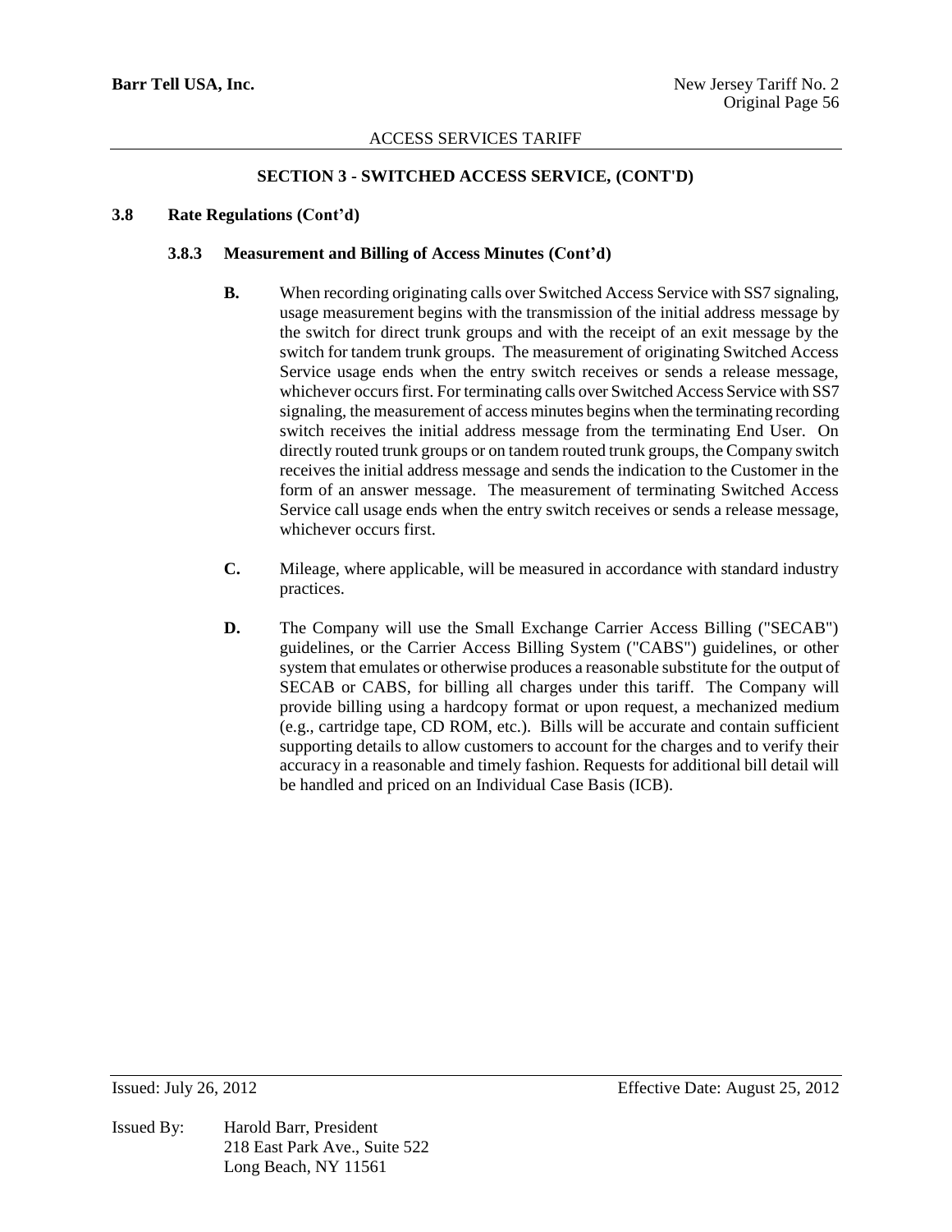ACCESS SERVICES TARIFF

## SECTION 3 - SWITCHED ACCESS SERVICE, (CONT'D)

**3.8 Rate Regulations (Cont'd)**

**3.8.3 Measurement and Billing of Access Minutes (Cont'd)**

**B.** When recording originating calls over Switched Access Service with SS7 signaling, usage measurement begins with the transmission of the initial address message by the switch for direct trunk groups and with the receipt of an exit message by the switch for tandem trunk groups. The measurement of originating Switched Access Service usage ends when the entry switch receives or sends a release message, whichever occurs first. For terminating calls over Switched Access Service with SS7 signaling, the measurement of access minutes begins when the terminating recording switch receives the initial address message from the terminating End User. On directly routed trunk groups or on tandem routed trunk groups, the Company switch receives the initial address message and sends the indication to the Customer in the form of an answer message. The measurement of terminating Switched Access Service call usage ends when the entry switch receives or sends a release message, whichever occurs first.

**C.** Mileage, where applicable, will be measured in accordance with standard industry practices.

**D.** The Company will use the Small Exchange Carrier Access Billing ("SECAB") guidelines, or the Carrier Access Billing System ("CABS") guidelines, or other system that emulates or otherwise produces a reasonable substitute for the output of SECAB or CABS, for billing all charges under this tariff. The Company will provide billing using a hardcopy format or upon request, a mechanized medium (e.g., cartridge tape, CD ROM, etc.). Bills will be accurate and contain sufficient supporting details to allow customers to account for the charges and to verify their accuracy in a reasonable and timely fashion. Requests for additional bill detail will be handled and priced on an Individual Case Basis (ICB).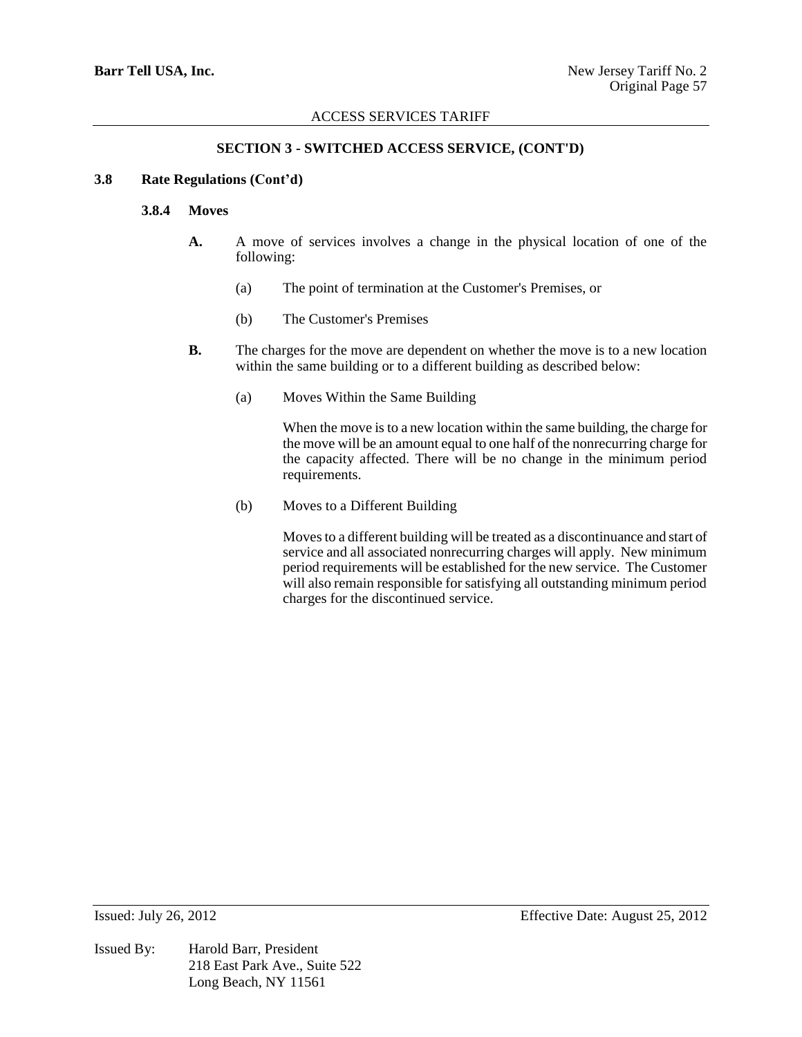## SECTION 3 - SWITCHED ACCESS SERVICE, (CONT'D)

### 3.8 Rate Regulations (Cont'd)

#### 3.8.4 Moves

**A.** A move of services involves a change in the physical location of one of the following:

(a) The point of termination at the Customer's Premises, or

(b) The Customer's Premises

**B.** The charges for the move are dependent on whether the move is to a new location within the same building or to a different building as described below:

(a) Moves Within the Same Building

When the move is to a new location within the same building, the charge for the move will be an amount equal to one half of the nonrecurring charge for the capacity affected. There will be no change in the minimum period requirements.

(b) Moves to a Different Building

Moves to a different building will be treated as a discontinuance and start of service and all associated nonrecurring charges will apply. New minimum period requirements will be established for the new service. The Customer will also remain responsible for satisfying all outstanding minimum period charges for the discontinued service.

Issued: July 26, 2012 Effective Date: August 25, 2012

Issued By: Harold Barr, President
218 East Park Ave., Suite 522
Long Beach, NY 11561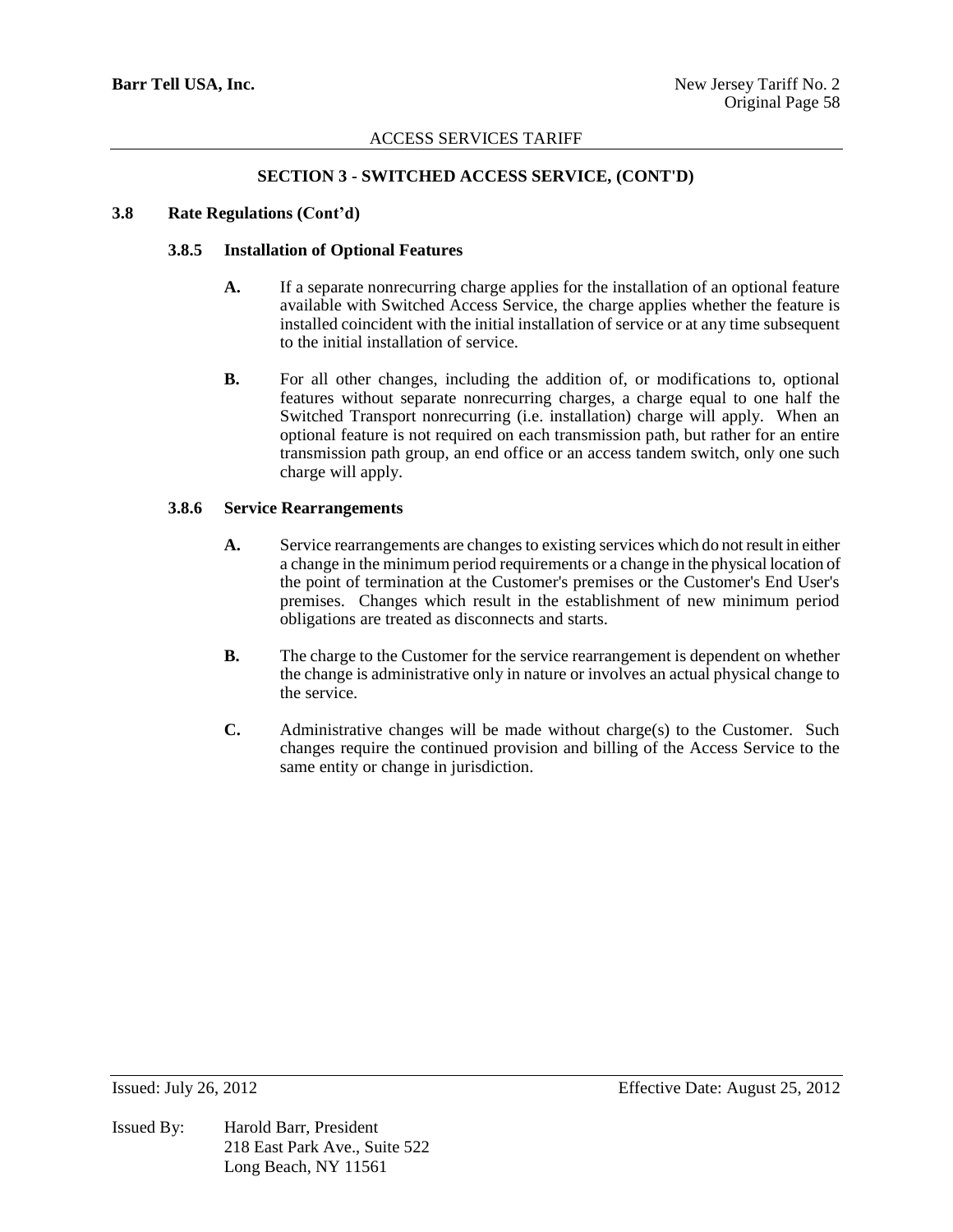## SECTION 3 - SWITCHED ACCESS SERVICE, (CONT'D)

### 3.8 Rate Regulations (Cont'd)

#### 3.8.5 Installation of Optional Features

**A.** If a separate nonrecurring charge applies for the installation of an optional feature available with Switched Access Service, the charge applies whether the feature is installed coincident with the initial installation of service or at any time subsequent to the initial installation of service.

**B.** For all other changes, including the addition of, or modifications to, optional features without separate nonrecurring charges, a charge equal to one half the Switched Transport nonrecurring (i.e. installation) charge will apply. When an optional feature is not required on each transmission path, but rather for an entire transmission path group, an end office or an access tandem switch, only one such charge will apply.

#### 3.8.6 Service Rearrangements

**A.** Service rearrangements are changes to existing services which do not result in either a change in the minimum period requirements or a change in the physical location of the point of termination at the Customer's premises or the Customer's End User's premises. Changes which result in the establishment of new minimum period obligations are treated as disconnects and starts.

**B.** The charge to the Customer for the service rearrangement is dependent on whether the change is administrative only in nature or involves an actual physical change to the service.

**C.** Administrative changes will be made without charge(s) to the Customer. Such changes require the continued provision and billing of the Access Service to the same entity or change in jurisdiction.

Issued: July 26, 2012 Effective Date: August 25, 2012

Issued By: Harold Barr, President
218 East Park Ave., Suite 522
Long Beach, NY 11561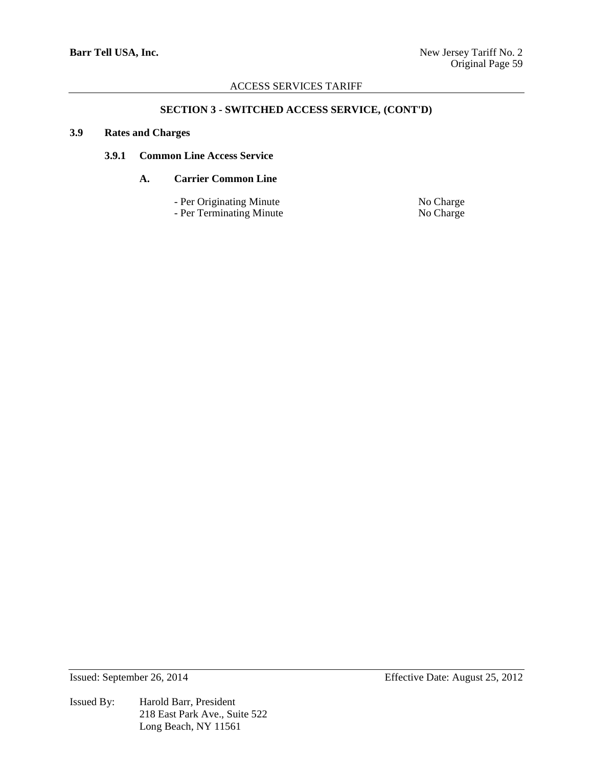## SECTION 3 - SWITCHED ACCESS SERVICE, (CONT'D)

### 3.9 Rates and Charges

#### 3.9.1 Common Line Access Service

**A. Carrier Common Line**

| | |
|---|---|
| - Per Originating Minute | No Charge |
| - Per Terminating Minute | No Charge |

Issued: September 26, 2014 Effective Date: August 25, 2012

Issued By: Harold Barr, President
218 East Park Ave., Suite 522
Long Beach, NY 11561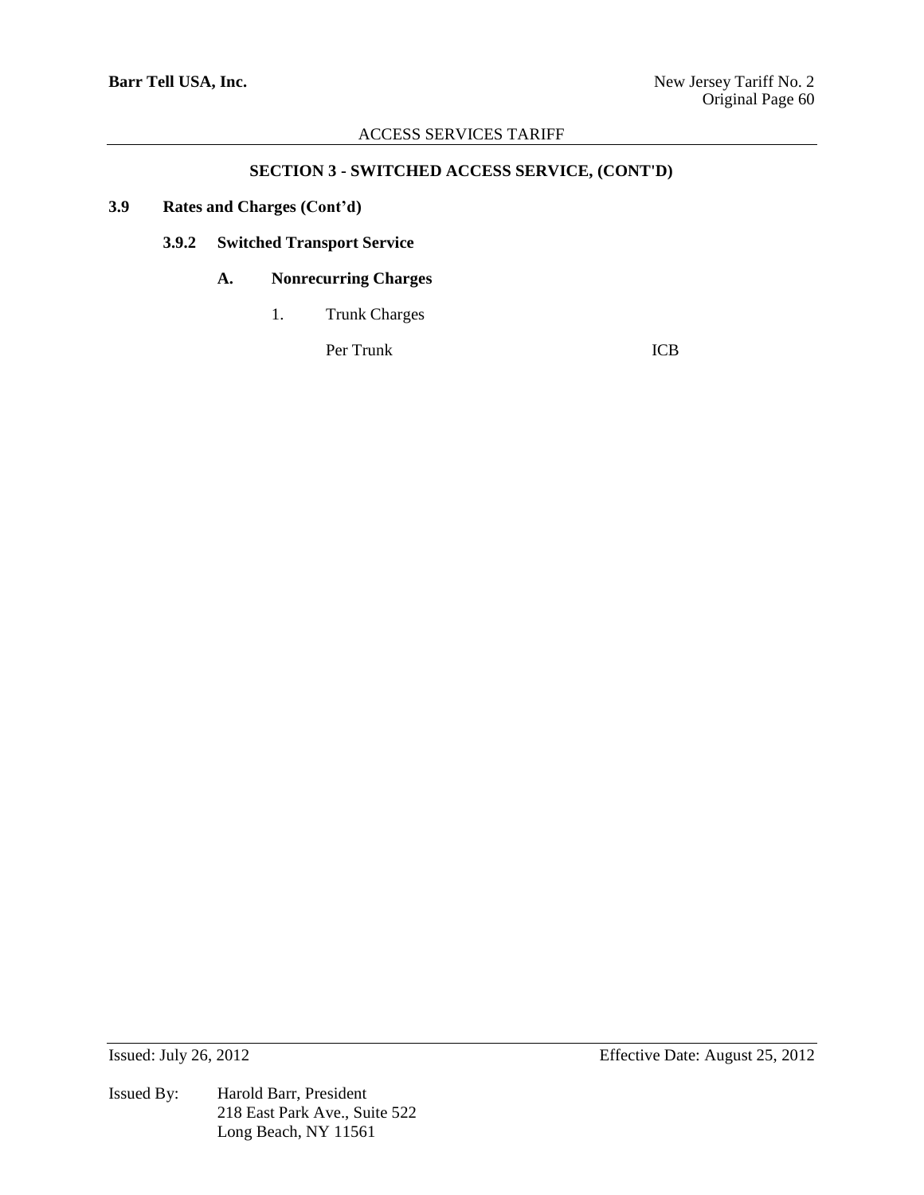## SECTION 3 - SWITCHED ACCESS SERVICE, (CONT'D)

**3.9 Rates and Charges (Cont'd)**

**3.9.2 Switched Transport Service**

**A. Nonrecurring Charges**

1. Trunk Charges

| | |
|---|---|
| Per Trunk | ICB |

Issued: July 26, 2012 — Effective Date: August 25, 2012

Issued By: Harold Barr, President
218 East Park Ave., Suite 522
Long Beach, NY 11561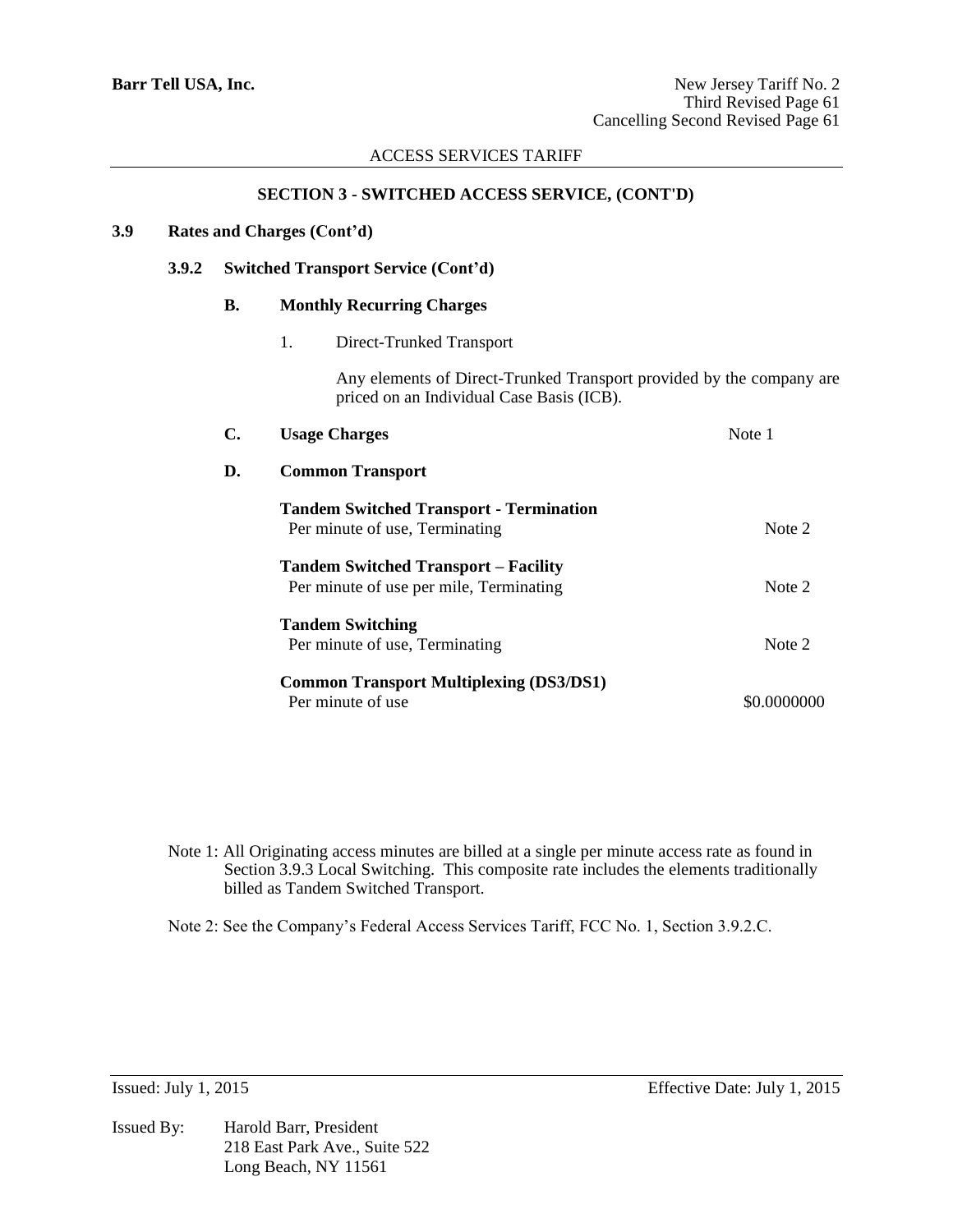ACCESS SERVICES TARIFF

**SECTION 3 - SWITCHED ACCESS SERVICE, (CONT'D)**

**3.9 Rates and Charges (Cont'd)**

**3.9.2 Switched Transport Service (Cont'd)**

**B. Monthly Recurring Charges**

1. Direct-Trunked Transport

   Any elements of Direct-Trunked Transport provided by the company are priced on an Individual Case Basis (ICB).

**C. Usage Charges** — Note 1

**D. Common Transport**

| | |
|---|---|
| **Tandem Switched Transport - Termination**<br>Per minute of use, Terminating | Note 2 |
| **Tandem Switched Transport – Facility**<br>Per minute of use per mile, Terminating | Note 2 |
| **Tandem Switching**<br>Per minute of use, Terminating | Note 2 |
| **Common Transport Multiplexing (DS3/DS1)**<br>Per minute of use | $0.0000000 |

Note 1: All Originating access minutes are billed at a single per minute access rate as found in Section 3.9.3 Local Switching. This composite rate includes the elements traditionally billed as Tandem Switched Transport.

Note 2: See the Company's Federal Access Services Tariff, FCC No. 1, Section 3.9.2.C.

Issued: July 1, 2015 Effective Date: July 1, 2015

Issued By: Harold Barr, President
218 East Park Ave., Suite 522
Long Beach, NY 11561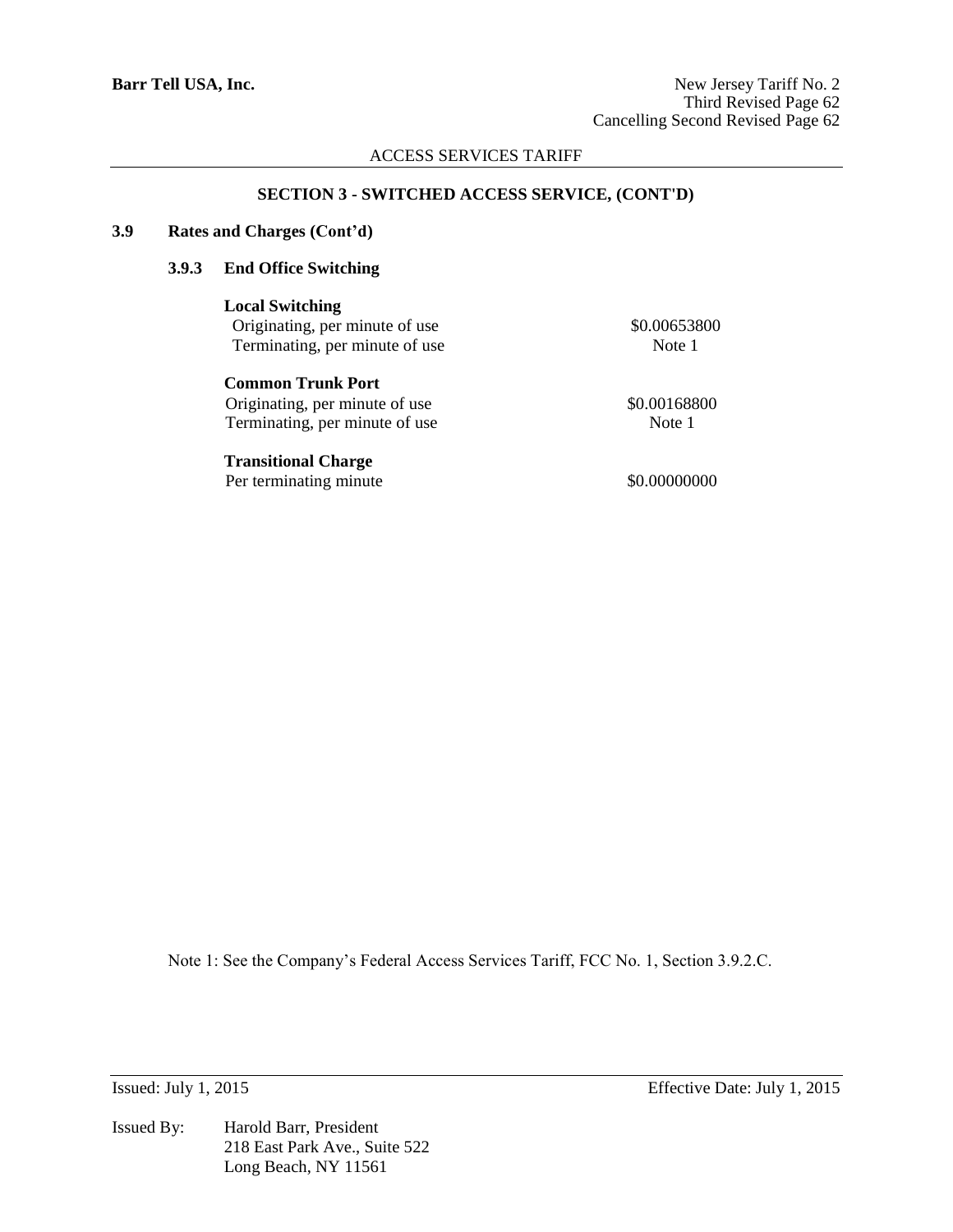ACCESS SERVICES TARIFF

## SECTION 3 - SWITCHED ACCESS SERVICE, (CONT'D)

**3.9 Rates and Charges (Cont'd)**

**3.9.3 End Office Switching**

| | |
|---|---|
| **Local Switching** | |
| Originating, per minute of use | \$0.00653800 |
| Terminating, per minute of use | Note 1 |
| **Common Trunk Port** | |
| Originating, per minute of use | \$0.00168800 |
| Terminating, per minute of use | Note 1 |
| **Transitional Charge** | |
| Per terminating minute | \$0.00000000 |

Note 1: See the Company's Federal Access Services Tariff, FCC No. 1, Section 3.9.2.C.

Issued: July 1, 2015 Effective Date: July 1, 2015

Issued By: Harold Barr, President
218 East Park Ave., Suite 522
Long Beach, NY 11561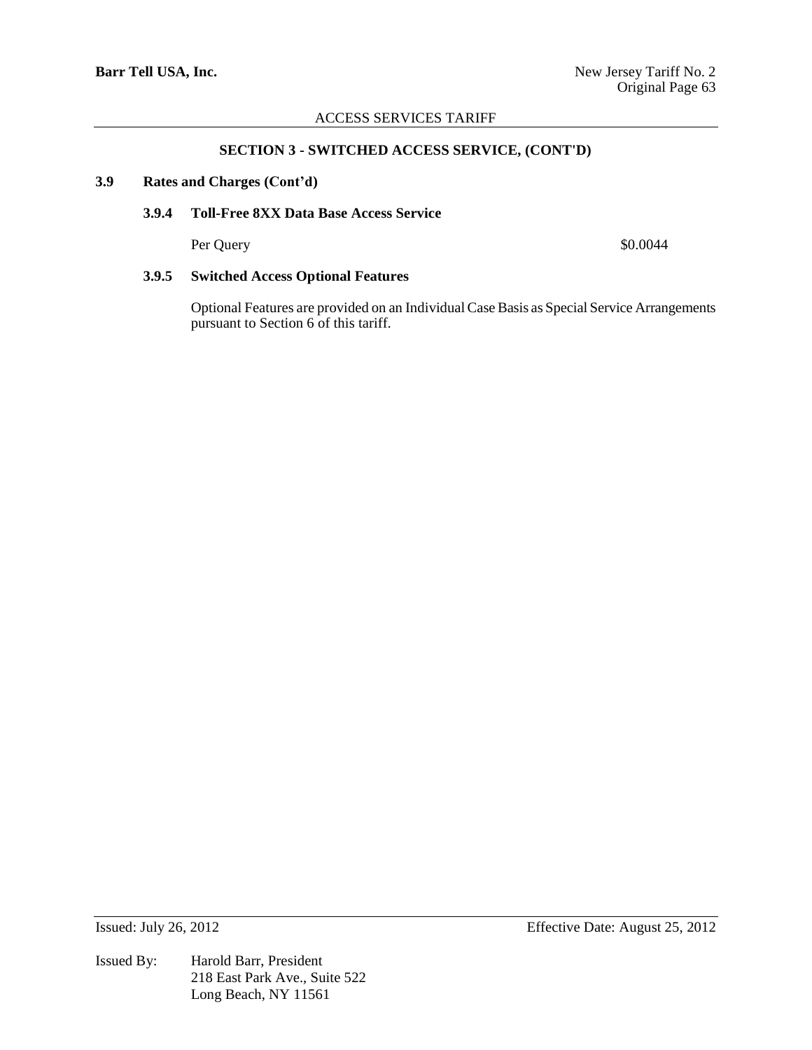## SECTION 3 - SWITCHED ACCESS SERVICE, (CONT'D)

### 3.9 Rates and Charges (Cont'd)

#### 3.9.4 Toll-Free 8XX Data Base Access Service

| | |
|---|---|
| Per Query | $0.0044 |

#### 3.9.5 Switched Access Optional Features

Optional Features are provided on an Individual Case Basis as Special Service Arrangements pursuant to Section 6 of this tariff.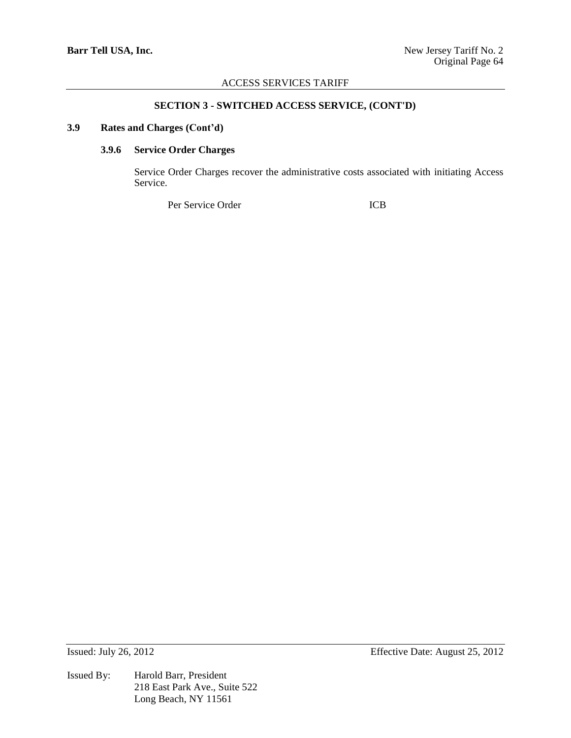## SECTION 3 - SWITCHED ACCESS SERVICE, (CONT'D)

### 3.9 Rates and Charges (Cont'd)

#### 3.9.6 Service Order Charges

Service Order Charges recover the administrative costs associated with initiating Access Service.

| | |
|---|---|
| Per Service Order | ICB |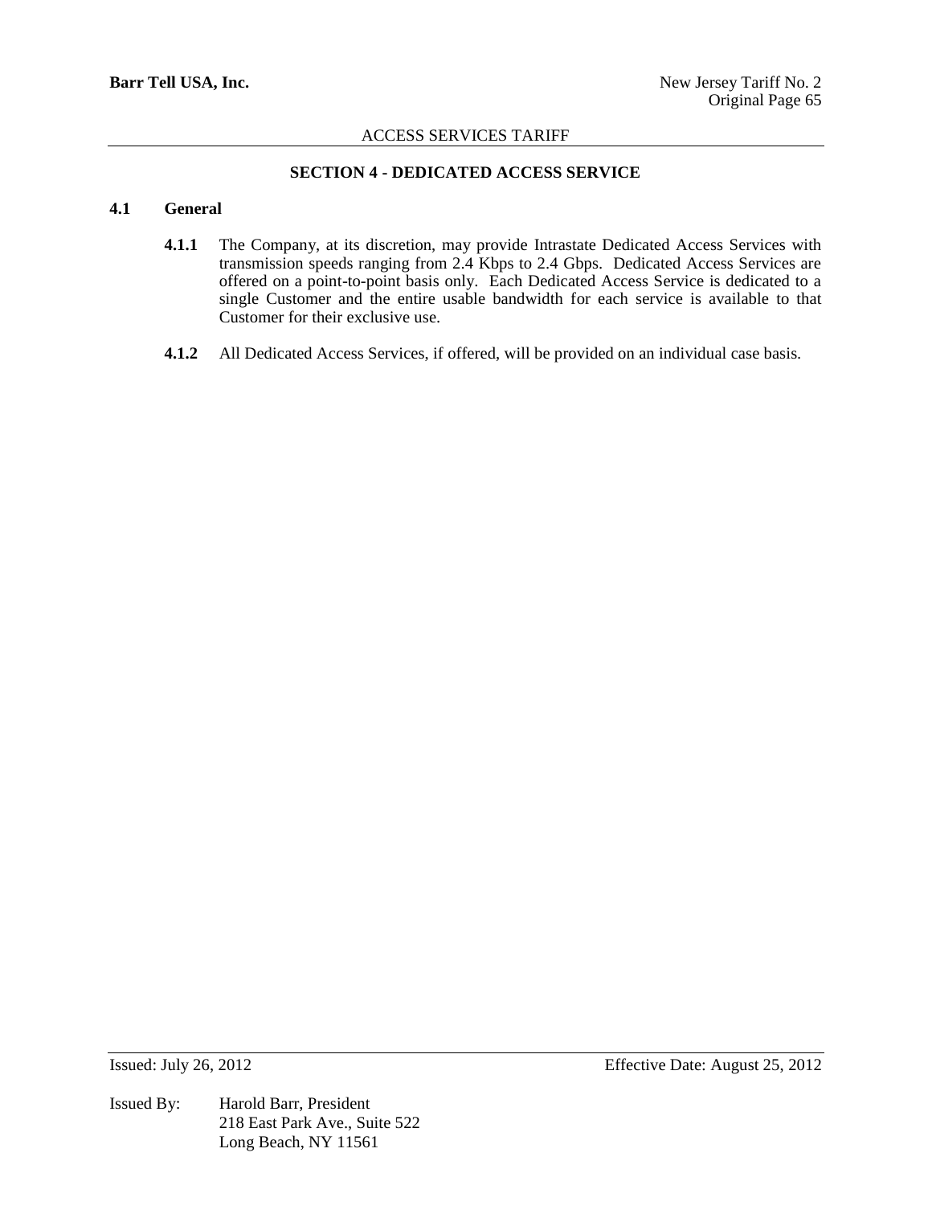## SECTION 4 - DEDICATED ACCESS SERVICE

### 4.1 General

**4.1.1** The Company, at its discretion, may provide Intrastate Dedicated Access Services with transmission speeds ranging from 2.4 Kbps to 2.4 Gbps. Dedicated Access Services are offered on a point-to-point basis only. Each Dedicated Access Service is dedicated to a single Customer and the entire usable bandwidth for each service is available to that Customer for their exclusive use.

**4.1.2** All Dedicated Access Services, if offered, will be provided on an individual case basis.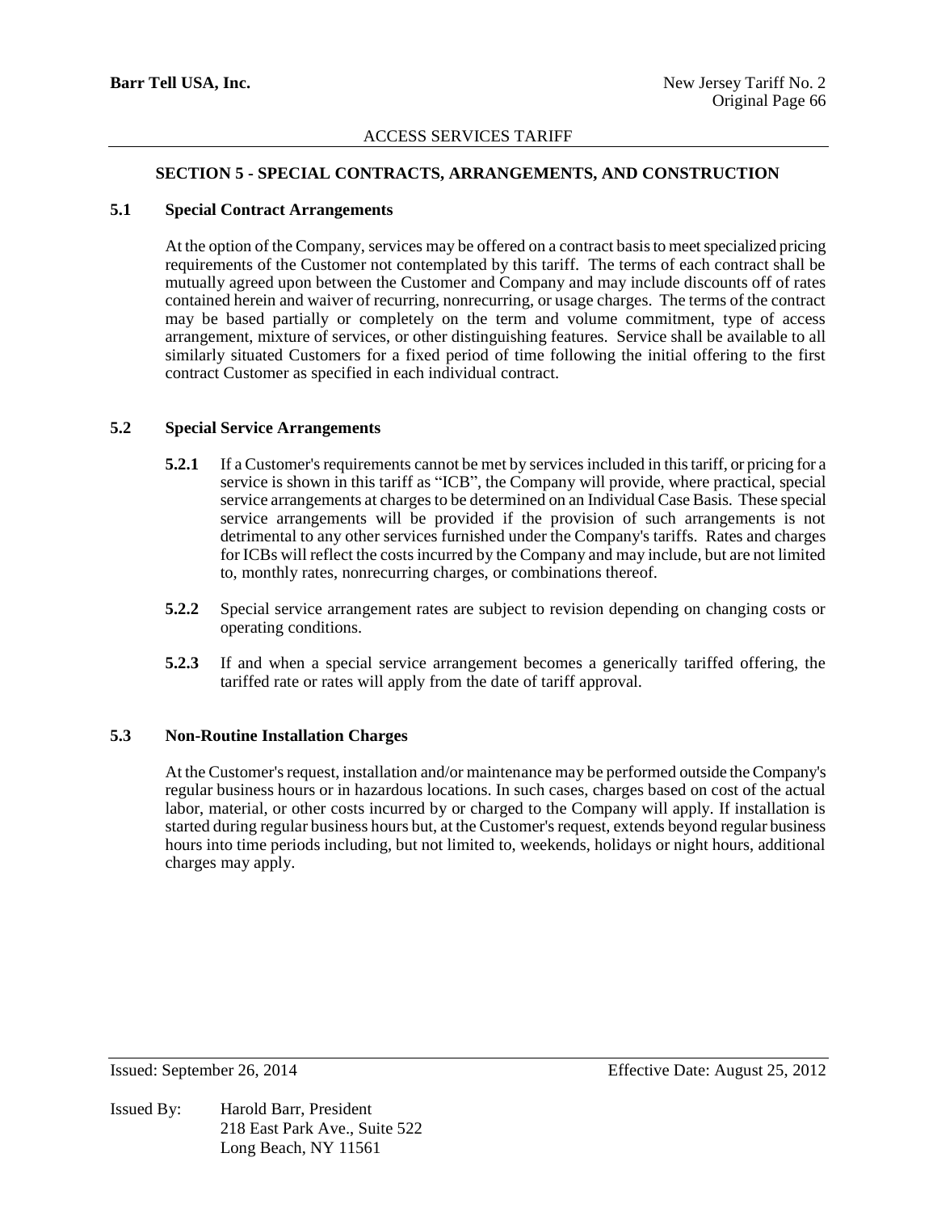## SECTION 5 - SPECIAL CONTRACTS, ARRANGEMENTS, AND CONSTRUCTION

### 5.1 Special Contract Arrangements

At the option of the Company, services may be offered on a contract basis to meet specialized pricing requirements of the Customer not contemplated by this tariff. The terms of each contract shall be mutually agreed upon between the Customer and Company and may include discounts off of rates contained herein and waiver of recurring, nonrecurring, or usage charges. The terms of the contract may be based partially or completely on the term and volume commitment, type of access arrangement, mixture of services, or other distinguishing features. Service shall be available to all similarly situated Customers for a fixed period of time following the initial offering to the first contract Customer as specified in each individual contract.

### 5.2 Special Service Arrangements

**5.2.1** If a Customer's requirements cannot be met by services included in this tariff, or pricing for a service is shown in this tariff as "ICB", the Company will provide, where practical, special service arrangements at charges to be determined on an Individual Case Basis. These special service arrangements will be provided if the provision of such arrangements is not detrimental to any other services furnished under the Company's tariffs. Rates and charges for ICBs will reflect the costs incurred by the Company and may include, but are not limited to, monthly rates, nonrecurring charges, or combinations thereof.

**5.2.2** Special service arrangement rates are subject to revision depending on changing costs or operating conditions.

**5.2.3** If and when a special service arrangement becomes a generically tariffed offering, the tariffed rate or rates will apply from the date of tariff approval.

### 5.3 Non-Routine Installation Charges

At the Customer's request, installation and/or maintenance may be performed outside the Company's regular business hours or in hazardous locations. In such cases, charges based on cost of the actual labor, material, or other costs incurred by or charged to the Company will apply. If installation is started during regular business hours but, at the Customer's request, extends beyond regular business hours into time periods including, but not limited to, weekends, holidays or night hours, additional charges may apply.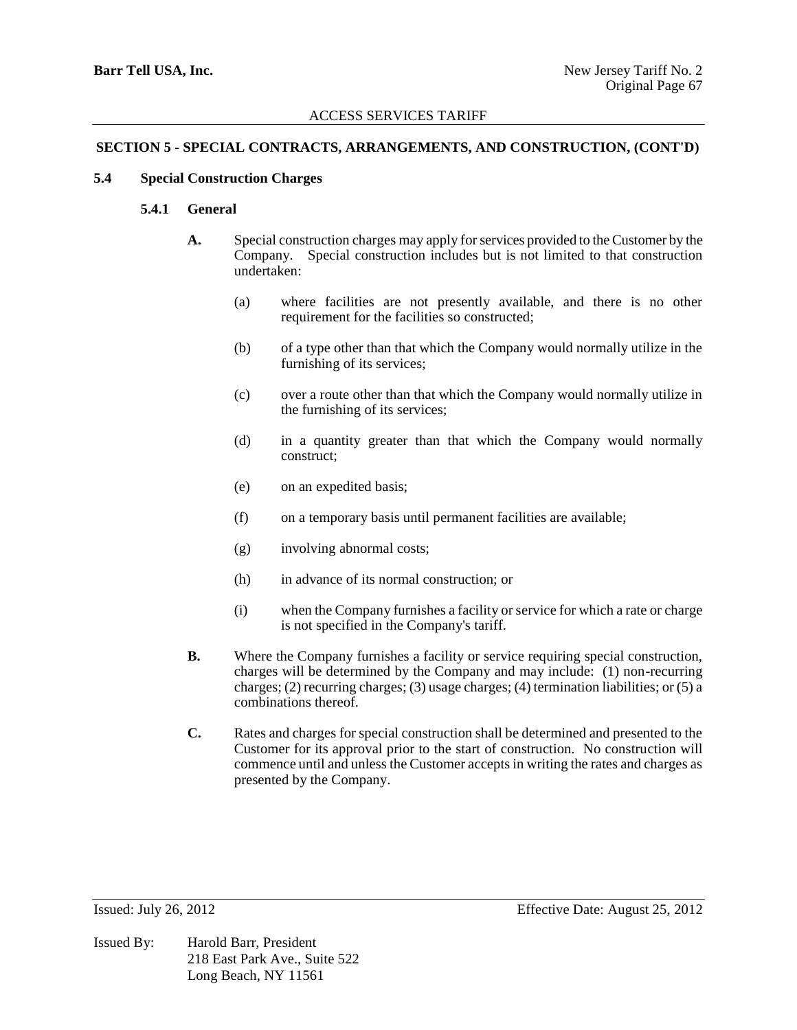## SECTION 5 - SPECIAL CONTRACTS, ARRANGEMENTS, AND CONSTRUCTION, (CONT'D)

### 5.4 Special Construction Charges

#### 5.4.1 General

**A.** Special construction charges may apply for services provided to the Customer by the Company. Special construction includes but is not limited to that construction undertaken:

(a) where facilities are not presently available, and there is no other requirement for the facilities so constructed;

(b) of a type other than that which the Company would normally utilize in the furnishing of its services;

(c) over a route other than that which the Company would normally utilize in the furnishing of its services;

(d) in a quantity greater than that which the Company would normally construct;

(e) on an expedited basis;

(f) on a temporary basis until permanent facilities are available;

(g) involving abnormal costs;

(h) in advance of its normal construction; or

(i) when the Company furnishes a facility or service for which a rate or charge is not specified in the Company's tariff.

**B.** Where the Company furnishes a facility or service requiring special construction, charges will be determined by the Company and may include: (1) non-recurring charges; (2) recurring charges; (3) usage charges; (4) termination liabilities; or (5) a combinations thereof.

**C.** Rates and charges for special construction shall be determined and presented to the Customer for its approval prior to the start of construction. No construction will commence until and unless the Customer accepts in writing the rates and charges as presented by the Company.